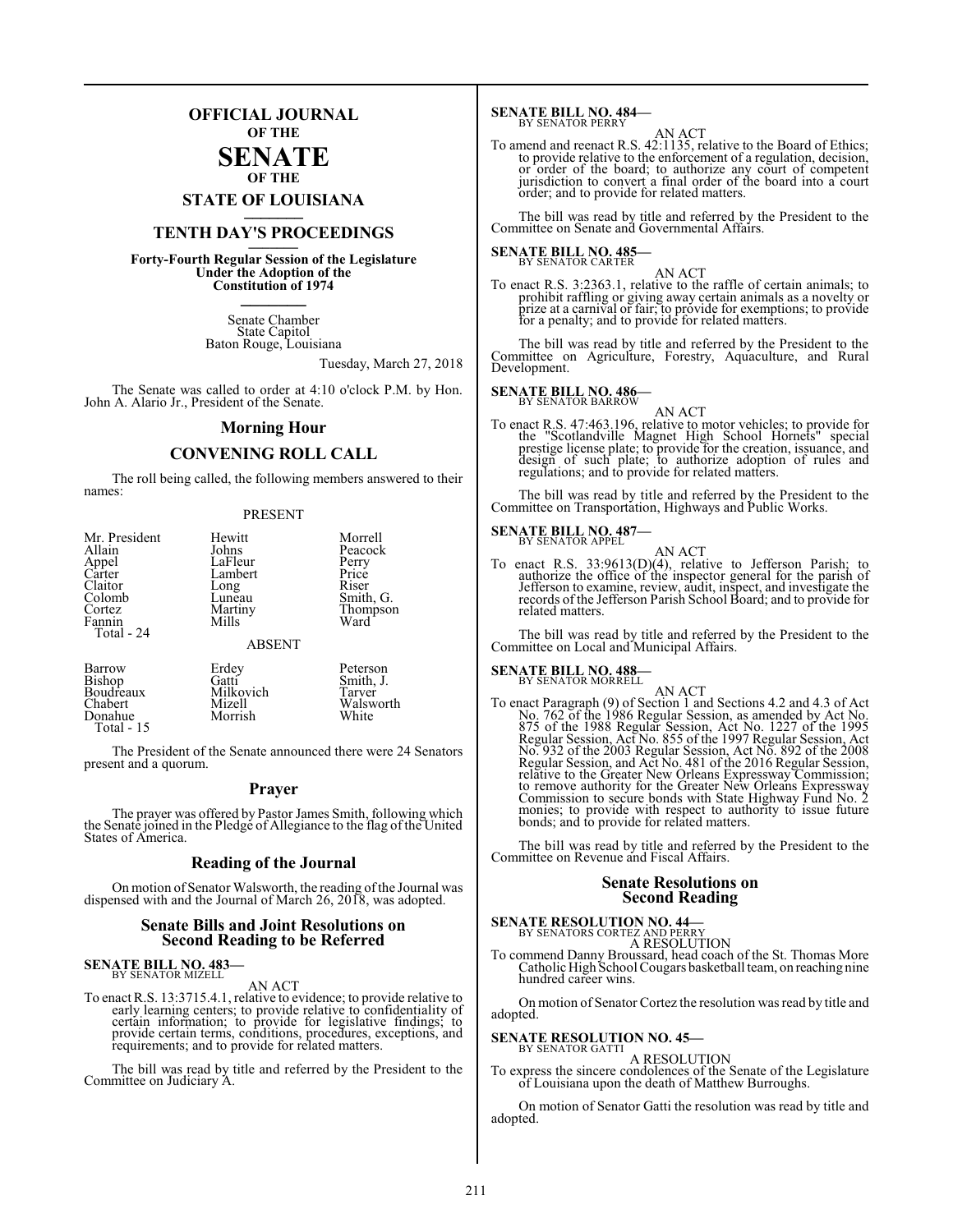# OFFICIAL JOURNAL OF THE SENATE OF THE STATE OF LOUISIANA

## TENTH DAY'S PROCEEDINGS

**Forty-Fourth Regular Session of the Legislature Under the Adoption of the Constitution of 1974**

Senate Chamber
State Capitol
Baton Rouge, Louisiana

Tuesday, March 27, 2018

The Senate was called to order at 4:10 o'clock P.M. by Hon. John A. Alario Jr., President of the Senate.

## Morning Hour

## CONVENING ROLL CALL

The roll being called, the following members answered to their names:

PRESENT

| | | |
|---|---|---|
| Mr. President | Hewitt | Morrell |
| Allain | Johns | Peacock |
| Appel | LaFleur | Perry |
| Carter | Lambert | Price |
| Claitor | Long | Riser |
| Colomb | Luneau | Smith, G. |
| Cortez | Martiny | Thompson |
| Fannin | Mills | Ward |
| Total - 24 | | |

ABSENT

| | | |
|---|---|---|
| Barrow | Erdey | Peterson |
| Bishop | Gatti | Smith, J. |
| Boudreaux | Milkovich | Tarver |
| Chabert | Mizell | Walsworth |
| Donahue | Morrish | White |
| Total - 15 | | |

The President of the Senate announced there were 24 Senators present and a quorum.

## Prayer

The prayer was offered by Pastor James Smith, following which the Senate joined in the Pledge of Allegiance to the flag of the United States of America.

## Reading of the Journal

On motion of Senator Walsworth, the reading of the Journal was dispensed with and the Journal of March 26, 2018, was adopted.

## Senate Bills and Joint Resolutions on Second Reading to be Referred

**SENATE BILL NO. 483—**
BY SENATOR MIZELL

AN ACT

To enact R.S. 13:3715.4.1, relative to evidence; to provide relative to early learning centers; to provide relative to confidentiality of certain information; to provide for legislative findings; to provide certain terms, conditions, procedures, exceptions, and requirements; and to provide for related matters.

The bill was read by title and referred by the President to the Committee on Judiciary A.

**SENATE BILL NO. 484—**
BY SENATOR PERRY

AN ACT

To amend and reenact R.S. 42:1135, relative to the Board of Ethics; to provide relative to the enforcement of a regulation, decision, or order of the board; to authorize any court of competent jurisdiction to convert a final order of the board into a court order; and to provide for related matters.

The bill was read by title and referred by the President to the Committee on Senate and Governmental Affairs.

**SENATE BILL NO. 485—**
BY SENATOR CARTER

AN ACT

To enact R.S. 3:2363.1, relative to the raffle of certain animals; to prohibit raffling or giving away certain animals as a novelty or prize at a carnival or fair; to provide for exemptions; to provide for a penalty; and to provide for related matters.

The bill was read by title and referred by the President to the Committee on Agriculture, Forestry, Aquaculture, and Rural Development.

**SENATE BILL NO. 486—**
BY SENATOR BARROW

AN ACT

To enact R.S. 47:463.196, relative to motor vehicles; to provide for the "Scotlandville Magnet High School Hornets" special prestige license plate; to provide for the creation, issuance, and design of such plate; to authorize adoption of rules and regulations; and to provide for related matters.

The bill was read by title and referred by the President to the Committee on Transportation, Highways and Public Works.

**SENATE BILL NO. 487—**
BY SENATOR APPEL

AN ACT

To enact R.S. 33:9613(D)(4), relative to Jefferson Parish; to authorize the office of the inspector general for the parish of Jefferson to examine, review, audit, inspect, and investigate the records of the Jefferson Parish School Board; and to provide for related matters.

The bill was read by title and referred by the President to the Committee on Local and Municipal Affairs.

**SENATE BILL NO. 488—**
BY SENATOR MORRELL

AN ACT

To enact Paragraph (9) of Section 1 and Sections 4.2 and 4.3 of Act No. 762 of the 1986 Regular Session, as amended by Act No. 875 of the 1988 Regular Session, Act No. 1227 of the 1995 Regular Session, Act No. 855 of the 1997 Regular Session, Act No. 932 of the 2003 Regular Session, Act No. 892 of the 2008 Regular Session, and Act No. 481 of the 2016 Regular Session, relative to the Greater New Orleans Expressway Commission; to remove authority for the Greater New Orleans Expressway Commission to secure bonds with State Highway Fund No. 2 monies; to provide with respect to authority to issue future bonds; and to provide for related matters.

The bill was read by title and referred by the President to the Committee on Revenue and Fiscal Affairs.

## Senate Resolutions on Second Reading

**SENATE RESOLUTION NO. 44—**
BY SENATORS CORTEZ AND PERRY

A RESOLUTION

To commend Danny Broussard, head coach of the St. Thomas More Catholic High School Cougars basketball team, on reaching nine hundred career wins.

On motion of Senator Cortez the resolution was read by title and adopted.

**SENATE RESOLUTION NO. 45—**
BY SENATOR GATTI

A RESOLUTION

To express the sincere condolences of the Senate of the Legislature of Louisiana upon the death of Matthew Burroughs.

On motion of Senator Gatti the resolution was read by title and adopted.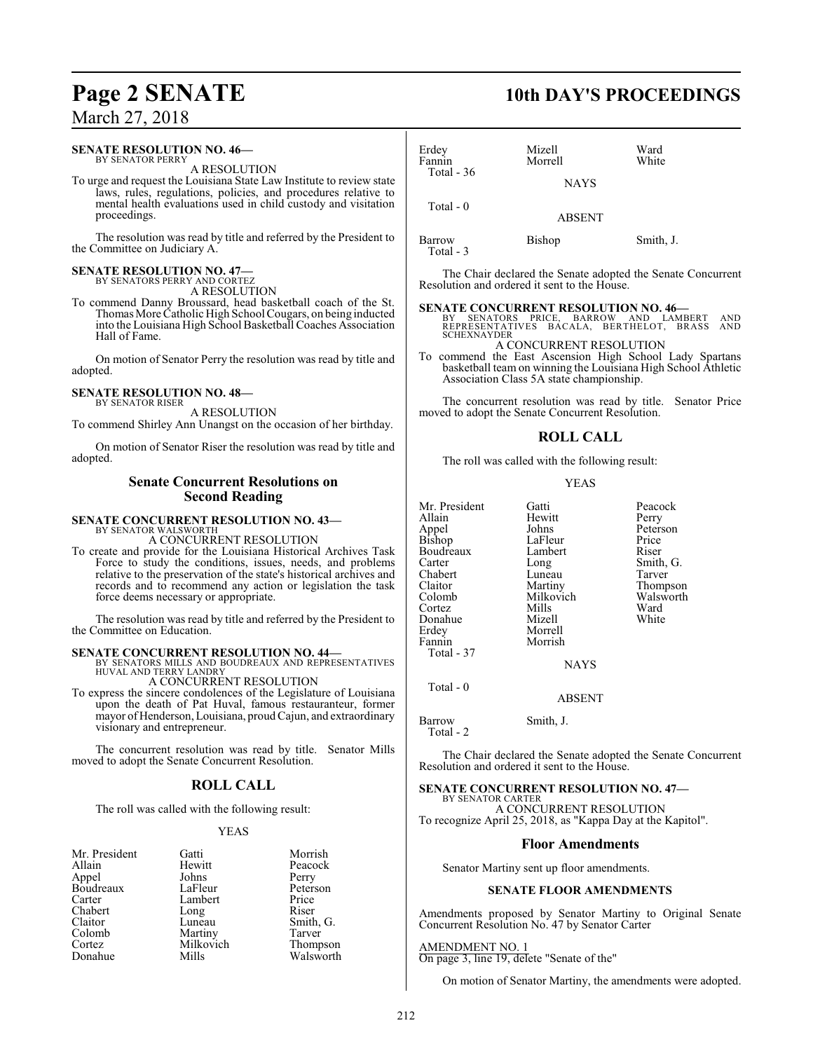**SENATE RESOLUTION NO. 46—**
BY SENATOR PERRY

A RESOLUTION

To urge and request the Louisiana State Law Institute to review state laws, rules, regulations, policies, and procedures relative to mental health evaluations used in child custody and visitation proceedings.

The resolution was read by title and referred by the President to the Committee on Judiciary A.

**SENATE RESOLUTION NO. 47—**
BY SENATORS PERRY AND CORTEZ

A RESOLUTION

To commend Danny Broussard, head basketball coach of the St. Thomas More Catholic High School Cougars, on being inducted into the Louisiana High School Basketball Coaches Association Hall of Fame.

On motion of Senator Perry the resolution was read by title and adopted.

**SENATE RESOLUTION NO. 48—**
BY SENATOR RISER

A RESOLUTION

To commend Shirley Ann Unangst on the occasion of her birthday.

On motion of Senator Riser the resolution was read by title and adopted.

## Senate Concurrent Resolutions on Second Reading

**SENATE CONCURRENT RESOLUTION NO. 43—**
BY SENATOR WALSWORTH

A CONCURRENT RESOLUTION

To create and provide for the Louisiana Historical Archives Task Force to study the conditions, issues, needs, and problems relative to the preservation of the state's historical archives and records and to recommend any action or legislation the task force deems necessary or appropriate.

The resolution was read by title and referred by the President to the Committee on Education.

**SENATE CONCURRENT RESOLUTION NO. 44—**
BY SENATORS MILLS AND BOUDREAUX AND REPRESENTATIVES HUVAL AND TERRY LANDRY

A CONCURRENT RESOLUTION

To express the sincere condolences of the Legislature of Louisiana upon the death of Pat Huval, famous restauranteur, former mayor of Henderson, Louisiana, proud Cajun, and extraordinary visionary and entrepreneur.

The concurrent resolution was read by title. Senator Mills moved to adopt the Senate Concurrent Resolution.

## ROLL CALL

The roll was called with the following result:

YEAS

| | | |
|---|---|---|
| Mr. President | Gatti | Morrish |
| Allain | Hewitt | Peacock |
| Appel | Johns | Perry |
| Boudreaux | LaFleur | Peterson |
| Carter | Lambert | Price |
| Chabert | Long | Riser |
| Claitor | Luneau | Smith, G. |
| Colomb | Martiny | Tarver |
| Cortez | Milkovich | Thompson |
| Donahue | Mills | Walsworth |
| Erdey | Mizell | Ward |
| Fannin | Morrell | White |

Total - 36

NAYS

Total - 0

ABSENT

| | | |
|---|---|---|
| Barrow | Bishop | Smith, J. |

Total - 3

The Chair declared the Senate adopted the Senate Concurrent Resolution and ordered it sent to the House.

**SENATE CONCURRENT RESOLUTION NO. 46—**
BY SENATORS PRICE, BARROW AND LAMBERT AND REPRESENTATIVES BACALA, BERTHELOT, BRASS AND SCHEXNAYDER

A CONCURRENT RESOLUTION

To commend the East Ascension High School Lady Spartans basketball team on winning the Louisiana High School Athletic Association Class 5A state championship.

The concurrent resolution was read by title. Senator Price moved to adopt the Senate Concurrent Resolution.

## ROLL CALL

The roll was called with the following result:

YEAS

| | | |
|---|---|---|
| Mr. President | Gatti | Peacock |
| Allain | Hewitt | Perry |
| Appel | Johns | Peterson |
| Bishop | LaFleur | Price |
| Boudreaux | Lambert | Riser |
| Carter | Long | Smith, G. |
| Chabert | Luneau | Tarver |
| Claitor | Martiny | Thompson |
| Colomb | Milkovich | Walsworth |
| Cortez | Mills | Ward |
| Donahue | Mizell | White |
| Erdey | Morrell | |
| Fannin | Morrish | |

Total - 37

NAYS

Total - 0

ABSENT

| | |
|---|---|
| Barrow | Smith, J. |

Total - 2

The Chair declared the Senate adopted the Senate Concurrent Resolution and ordered it sent to the House.

**SENATE CONCURRENT RESOLUTION NO. 47—**
BY SENATOR CARTER

A CONCURRENT RESOLUTION

To recognize April 25, 2018, as "Kappa Day at the Kapitol".

## Floor Amendments

Senator Martiny sent up floor amendments.

### SENATE FLOOR AMENDMENTS

Amendments proposed by Senator Martiny to Original Senate Concurrent Resolution No. 47 by Senator Carter

AMENDMENT NO. 1
On page 3, line 19, delete "Senate of the"

On motion of Senator Martiny, the amendments were adopted.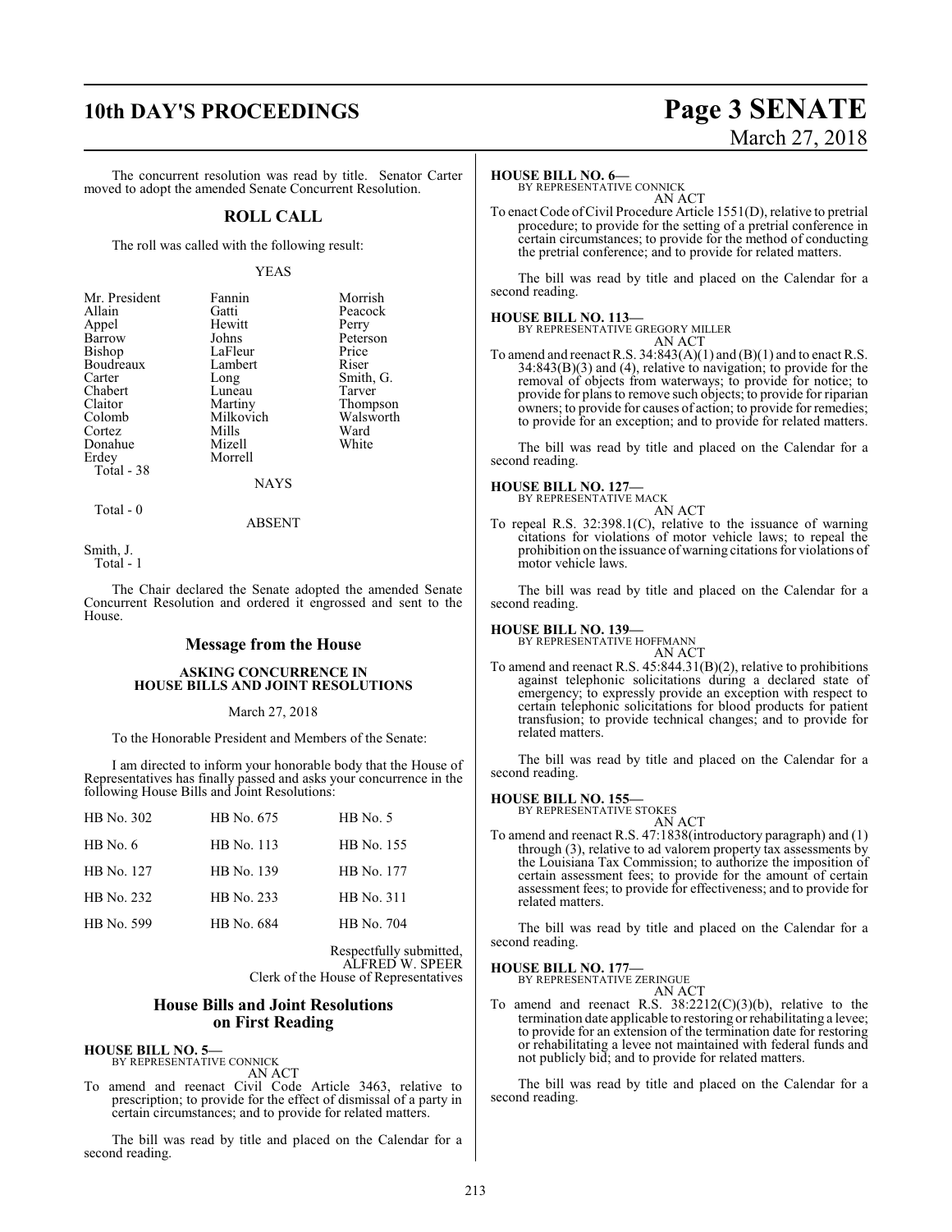The concurrent resolution was read by title. Senator Carter moved to adopt the amended Senate Concurrent Resolution.

## ROLL CALL

The roll was called with the following result:

YEAS

| | | |
|---|---|---|
| Mr. President | Fannin | Morrish |
| Allain | Gatti | Peacock |
| Appel | Hewitt | Perry |
| Barrow | Johns | Peterson |
| Bishop | LaFleur | Price |
| Boudreaux | Lambert | Riser |
| Carter | Long | Smith, G. |
| Chabert | Luneau | Tarver |
| Claitor | Martiny | Thompson |
| Colomb | Milkovich | Walsworth |
| Cortez | Mills | Ward |
| Donahue | Mizell | White |
| Erdey | Morrell | |

Total - 38

NAYS

Total - 0

ABSENT

Smith, J.
Total - 1

The Chair declared the Senate adopted the amended Senate Concurrent Resolution and ordered it engrossed and sent to the House.

## Message from the House

### ASKING CONCURRENCE IN HOUSE BILLS AND JOINT RESOLUTIONS

March 27, 2018

To the Honorable President and Members of the Senate:

I am directed to inform your honorable body that the House of Representatives has finally passed and asks your concurrence in the following House Bills and Joint Resolutions:

| | | |
|---|---|---|
| HB No. 302 | HB No. 675 | HB No. 5 |
| HB No. 6 | HB No. 113 | HB No. 155 |
| HB No. 127 | HB No. 139 | HB No. 177 |
| HB No. 232 | HB No. 233 | HB No. 311 |
| HB No. 599 | HB No. 684 | HB No. 704 |

Respectfully submitted,
ALFRED W. SPEER
Clerk of the House of Representatives

## House Bills and Joint Resolutions on First Reading

**HOUSE BILL NO. 5—**
BY REPRESENTATIVE CONNICK
AN ACT
To amend and reenact Civil Code Article 3463, relative to prescription; to provide for the effect of dismissal of a party in certain circumstances; and to provide for related matters.

The bill was read by title and placed on the Calendar for a second reading.

**HOUSE BILL NO. 6—**
BY REPRESENTATIVE CONNICK
AN ACT
To enact Code of Civil Procedure Article 1551(D), relative to pretrial procedure; to provide for the setting of a pretrial conference in certain circumstances; to provide for the method of conducting the pretrial conference; and to provide for related matters.

The bill was read by title and placed on the Calendar for a second reading.

**HOUSE BILL NO. 113—**
BY REPRESENTATIVE GREGORY MILLER
AN ACT
To amend and reenact R.S. 34:843(A)(1) and (B)(1) and to enact R.S. 34:843(B)(3) and (4), relative to navigation; to provide for the removal of objects from waterways; to provide for notice; to provide for plans to remove such objects; to provide for riparian owners; to provide for causes of action; to provide for remedies; to provide for an exception; and to provide for related matters.

The bill was read by title and placed on the Calendar for a second reading.

**HOUSE BILL NO. 127—**
BY REPRESENTATIVE MACK
AN ACT
To repeal R.S. 32:398.1(C), relative to the issuance of warning citations for violations of motor vehicle laws; to repeal the prohibition on the issuance of warning citations for violations of motor vehicle laws.

The bill was read by title and placed on the Calendar for a second reading.

**HOUSE BILL NO. 139—**
BY REPRESENTATIVE HOFFMANN
AN ACT
To amend and reenact R.S. 45:844.31(B)(2), relative to prohibitions against telephonic solicitations during a declared state of emergency; to expressly provide an exception with respect to certain telephonic solicitations for blood products for patient transfusion; to provide technical changes; and to provide for related matters.

The bill was read by title and placed on the Calendar for a second reading.

**HOUSE BILL NO. 155—**
BY REPRESENTATIVE STOKES
AN ACT
To amend and reenact R.S. 47:1838(introductory paragraph) and (1) through (3), relative to ad valorem property tax assessments by the Louisiana Tax Commission; to authorize the imposition of certain assessment fees; to provide for the amount of certain assessment fees; to provide for effectiveness; and to provide for related matters.

The bill was read by title and placed on the Calendar for a second reading.

**HOUSE BILL NO. 177—**
BY REPRESENTATIVE ZERINGUE
AN ACT
To amend and reenact R.S. 38:2212(C)(3)(b), relative to the termination date applicable to restoring or rehabilitating a levee; to provide for an extension of the termination date for restoring or rehabilitating a levee not maintained with federal funds and not publicly bid; and to provide for related matters.

The bill was read by title and placed on the Calendar for a second reading.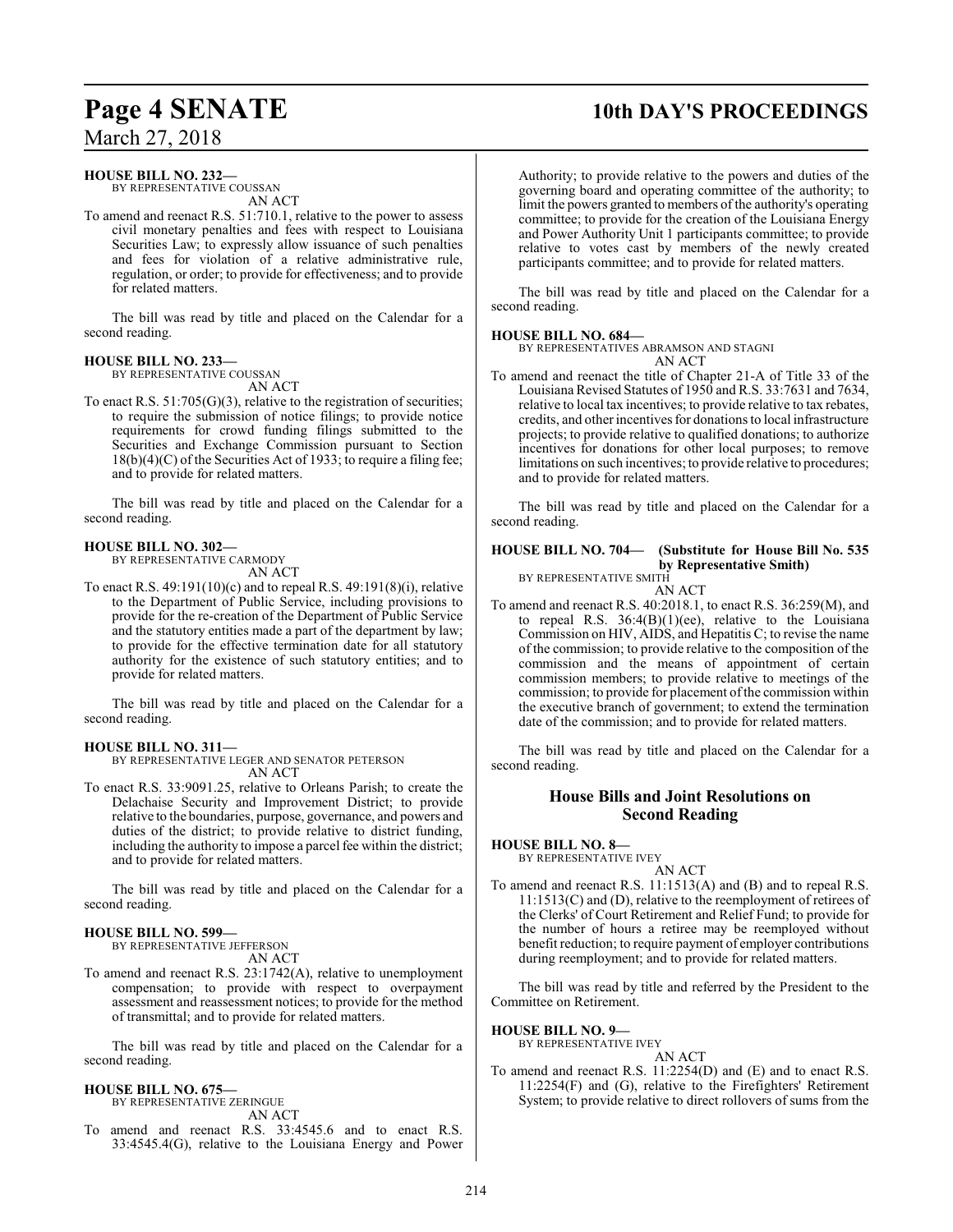**HOUSE BILL NO. 232—**
BY REPRESENTATIVE COUSSAN
AN ACT

To amend and reenact R.S. 51:710.1, relative to the power to assess civil monetary penalties and fees with respect to Louisiana Securities Law; to expressly allow issuance of such penalties and fees for violation of a relative administrative rule, regulation, or order; to provide for effectiveness; and to provide for related matters.

The bill was read by title and placed on the Calendar for a second reading.

**HOUSE BILL NO. 233—**
BY REPRESENTATIVE COUSSAN
AN ACT

To enact R.S. 51:705(G)(3), relative to the registration of securities; to require the submission of notice filings; to provide notice requirements for crowd funding filings submitted to the Securities and Exchange Commission pursuant to Section 18(b)(4)(C) of the Securities Act of 1933; to require a filing fee; and to provide for related matters.

The bill was read by title and placed on the Calendar for a second reading.

**HOUSE BILL NO. 302—**
BY REPRESENTATIVE CARMODY
AN ACT

To enact R.S. 49:191(10)(c) and to repeal R.S. 49:191(8)(i), relative to the Department of Public Service, including provisions to provide for the re-creation of the Department of Public Service and the statutory entities made a part of the department by law; to provide for the effective termination date for all statutory authority for the existence of such statutory entities; and to provide for related matters.

The bill was read by title and placed on the Calendar for a second reading.

**HOUSE BILL NO. 311—**
BY REPRESENTATIVE LEGER AND SENATOR PETERSON
AN ACT

To enact R.S. 33:9091.25, relative to Orleans Parish; to create the Delachaise Security and Improvement District; to provide relative to the boundaries, purpose, governance, and powers and duties of the district; to provide relative to district funding, including the authority to impose a parcel fee within the district; and to provide for related matters.

The bill was read by title and placed on the Calendar for a second reading.

**HOUSE BILL NO. 599—**
BY REPRESENTATIVE JEFFERSON
AN ACT

To amend and reenact R.S. 23:1742(A), relative to unemployment compensation; to provide with respect to overpayment assessment and reassessment notices; to provide for the method of transmittal; and to provide for related matters.

The bill was read by title and placed on the Calendar for a second reading.

**HOUSE BILL NO. 675—**
BY REPRESENTATIVE ZERINGUE
AN ACT

To amend and reenact R.S. 33:4545.6 and to enact R.S. 33:4545.4(G), relative to the Louisiana Energy and Power Authority; to provide relative to the powers and duties of the governing board and operating committee of the authority; to limit the powers granted to members of the authority's operating committee; to provide for the creation of the Louisiana Energy and Power Authority Unit 1 participants committee; to provide relative to votes cast by members of the newly created participants committee; and to provide for related matters.

The bill was read by title and placed on the Calendar for a second reading.

**HOUSE BILL NO. 684—**
BY REPRESENTATIVES ABRAMSON AND STAGNI
AN ACT

To amend and reenact the title of Chapter 21-A of Title 33 of the Louisiana Revised Statutes of 1950 and R.S. 33:7631 and 7634, relative to local tax incentives; to provide relative to tax rebates, credits, and other incentives for donations to local infrastructure projects; to provide relative to qualified donations; to authorize incentives for donations for other local purposes; to remove limitations on such incentives; to provide relative to procedures; and to provide for related matters.

The bill was read by title and placed on the Calendar for a second reading.

**HOUSE BILL NO. 704— (Substitute for House Bill No. 535 by Representative Smith)**
BY REPRESENTATIVE SMITH
AN ACT

To amend and reenact R.S. 40:2018.1, to enact R.S. 36:259(M), and to repeal R.S. 36:4(B)(1)(ee), relative to the Louisiana Commission on HIV, AIDS, and Hepatitis C; to revise the name of the commission; to provide relative to the composition of the commission and the means of appointment of certain commission members; to provide relative to meetings of the commission; to provide for placement of the commission within the executive branch of government; to extend the termination date of the commission; and to provide for related matters.

The bill was read by title and placed on the Calendar for a second reading.

## House Bills and Joint Resolutions on Second Reading

**HOUSE BILL NO. 8—**
BY REPRESENTATIVE IVEY
AN ACT

To amend and reenact R.S. 11:1513(A) and (B) and to repeal R.S. 11:1513(C) and (D), relative to the reemployment of retirees of the Clerks' of Court Retirement and Relief Fund; to provide for the number of hours a retiree may be reemployed without benefit reduction; to require payment of employer contributions during reemployment; and to provide for related matters.

The bill was read by title and referred by the President to the Committee on Retirement.

**HOUSE BILL NO. 9—**
BY REPRESENTATIVE IVEY
AN ACT

To amend and reenact R.S. 11:2254(D) and (E) and to enact R.S. 11:2254(F) and (G), relative to the Firefighters' Retirement System; to provide relative to direct rollovers of sums from the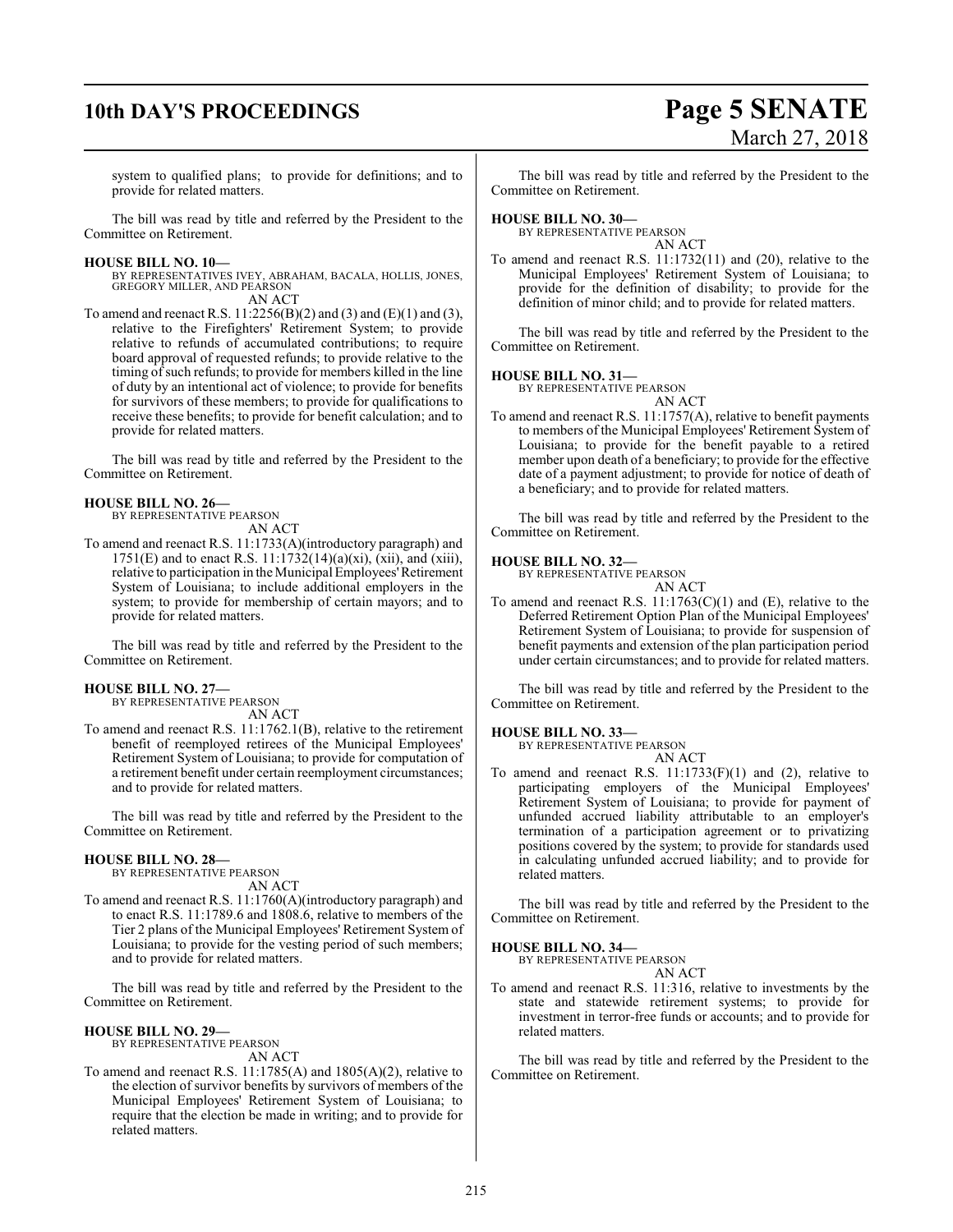system to qualified plans; to provide for definitions; and to provide for related matters.

The bill was read by title and referred by the President to the Committee on Retirement.

**HOUSE BILL NO. 10—**
BY REPRESENTATIVES IVEY, ABRAHAM, BACALA, HOLLIS, JONES, GREGORY MILLER, AND PEARSON
AN ACT

To amend and reenact R.S. 11:2256(B)(2) and (3) and (E)(1) and (3), relative to the Firefighters' Retirement System; to provide relative to refunds of accumulated contributions; to require board approval of requested refunds; to provide relative to the timing of such refunds; to provide for members killed in the line of duty by an intentional act of violence; to provide for benefits for survivors of these members; to provide for qualifications to receive these benefits; to provide for benefit calculation; and to provide for related matters.

The bill was read by title and referred by the President to the Committee on Retirement.

**HOUSE BILL NO. 26—**
BY REPRESENTATIVE PEARSON
AN ACT

To amend and reenact R.S. 11:1733(A)(introductory paragraph) and 1751(E) and to enact R.S. 11:1732(14)(a)(xi), (xii), and (xiii), relative to participation in the Municipal Employees' Retirement System of Louisiana; to include additional employers in the system; to provide for membership of certain mayors; and to provide for related matters.

The bill was read by title and referred by the President to the Committee on Retirement.

**HOUSE BILL NO. 27—**
BY REPRESENTATIVE PEARSON
AN ACT

To amend and reenact R.S. 11:1762.1(B), relative to the retirement benefit of reemployed retirees of the Municipal Employees' Retirement System of Louisiana; to provide for computation of a retirement benefit under certain reemployment circumstances; and to provide for related matters.

The bill was read by title and referred by the President to the Committee on Retirement.

**HOUSE BILL NO. 28—**
BY REPRESENTATIVE PEARSON
AN ACT

To amend and reenact R.S. 11:1760(A)(introductory paragraph) and to enact R.S. 11:1789.6 and 1808.6, relative to members of the Tier 2 plans of the Municipal Employees' Retirement System of Louisiana; to provide for the vesting period of such members; and to provide for related matters.

The bill was read by title and referred by the President to the Committee on Retirement.

**HOUSE BILL NO. 29—**
BY REPRESENTATIVE PEARSON
AN ACT

To amend and reenact R.S. 11:1785(A) and 1805(A)(2), relative to the election of survivor benefits by survivors of members of the Municipal Employees' Retirement System of Louisiana; to require that the election be made in writing; and to provide for related matters.

The bill was read by title and referred by the President to the Committee on Retirement.

**HOUSE BILL NO. 30—**
BY REPRESENTATIVE PEARSON
AN ACT

To amend and reenact R.S. 11:1732(11) and (20), relative to the Municipal Employees' Retirement System of Louisiana; to provide for the definition of disability; to provide for the definition of minor child; and to provide for related matters.

The bill was read by title and referred by the President to the Committee on Retirement.

**HOUSE BILL NO. 31—**
BY REPRESENTATIVE PEARSON
AN ACT

To amend and reenact R.S. 11:1757(A), relative to benefit payments to members of the Municipal Employees' Retirement System of Louisiana; to provide for the benefit payable to a retired member upon death of a beneficiary; to provide for the effective date of a payment adjustment; to provide for notice of death of a beneficiary; and to provide for related matters.

The bill was read by title and referred by the President to the Committee on Retirement.

**HOUSE BILL NO. 32—**
BY REPRESENTATIVE PEARSON
AN ACT

To amend and reenact R.S. 11:1763(C)(1) and (E), relative to the Deferred Retirement Option Plan of the Municipal Employees' Retirement System of Louisiana; to provide for suspension of benefit payments and extension of the plan participation period under certain circumstances; and to provide for related matters.

The bill was read by title and referred by the President to the Committee on Retirement.

**HOUSE BILL NO. 33—**
BY REPRESENTATIVE PEARSON
AN ACT

To amend and reenact R.S. 11:1733(F)(1) and (2), relative to participating employers of the Municipal Employees' Retirement System of Louisiana; to provide for payment of unfunded accrued liability attributable to an employer's termination of a participation agreement or to privatizing positions covered by the system; to provide for standards used in calculating unfunded accrued liability; and to provide for related matters.

The bill was read by title and referred by the President to the Committee on Retirement.

**HOUSE BILL NO. 34—**
BY REPRESENTATIVE PEARSON
AN ACT

To amend and reenact R.S. 11:316, relative to investments by the state and statewide retirement systems; to provide for investment in terror-free funds or accounts; and to provide for related matters.

The bill was read by title and referred by the President to the Committee on Retirement.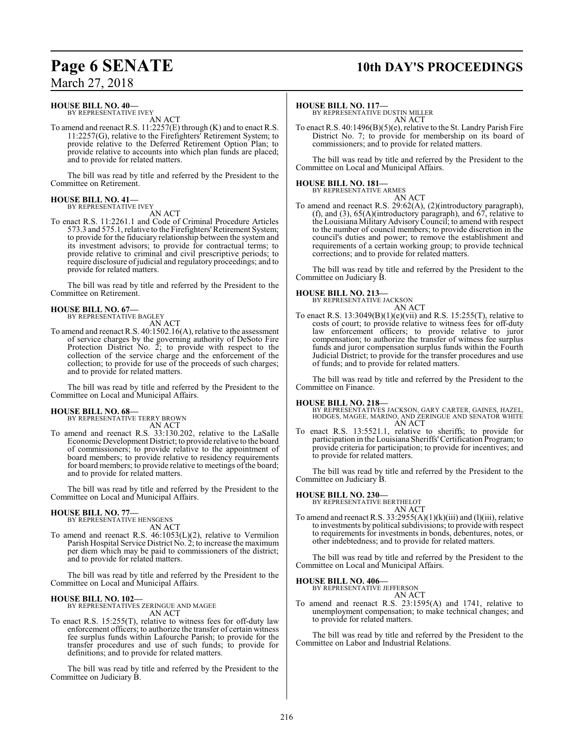**HOUSE BILL NO. 40—**
BY REPRESENTATIVE IVEY
AN ACT

To amend and reenact R.S. 11:2257(E) through (K) and to enact R.S. 11:2257(G), relative to the Firefighters' Retirement System; to provide relative to the Deferred Retirement Option Plan; to provide relative to accounts into which plan funds are placed; and to provide for related matters.

The bill was read by title and referred by the President to the Committee on Retirement.

**HOUSE BILL NO. 41—**
BY REPRESENTATIVE IVEY
AN ACT

To enact R.S. 11:2261.1 and Code of Criminal Procedure Articles 573.3 and 575.1, relative to the Firefighters' Retirement System; to provide for the fiduciary relationship between the system and its investment advisors; to provide for contractual terms; to provide relative to criminal and civil prescriptive periods; to require disclosure of judicial and regulatory proceedings; and to provide for related matters.

The bill was read by title and referred by the President to the Committee on Retirement.

**HOUSE BILL NO. 67—**
BY REPRESENTATIVE BAGLEY
AN ACT

To amend and reenact R.S. 40:1502.16(A), relative to the assessment of service charges by the governing authority of DeSoto Fire Protection District No. 2; to provide with respect to the collection of the service charge and the enforcement of the collection; to provide for use of the proceeds of such charges; and to provide for related matters.

The bill was read by title and referred by the President to the Committee on Local and Municipal Affairs.

**HOUSE BILL NO. 68—**
BY REPRESENTATIVE TERRY BROWN
AN ACT

To amend and reenact R.S. 33:130.202, relative to the LaSalle Economic Development District; to provide relative to the board of commissioners; to provide relative to the appointment of board members; to provide relative to residency requirements for board members; to provide relative to meetings of the board; and to provide for related matters.

The bill was read by title and referred by the President to the Committee on Local and Municipal Affairs.

**HOUSE BILL NO. 77—**
BY REPRESENTATIVE HENSGENS
AN ACT

To amend and reenact R.S. 46:1053(L)(2), relative to Vermilion Parish Hospital Service District No. 2; to increase the maximum per diem which may be paid to commissioners of the district; and to provide for related matters.

The bill was read by title and referred by the President to the Committee on Local and Municipal Affairs.

**HOUSE BILL NO. 102—**
BY REPRESENTATIVES ZERINGUE AND MAGEE
AN ACT

To enact R.S. 15:255(T), relative to witness fees for off-duty law enforcement officers; to authorize the transfer of certain witness fee surplus funds within Lafourche Parish; to provide for the transfer procedures and use of such funds; to provide for definitions; and to provide for related matters.

The bill was read by title and referred by the President to the Committee on Judiciary B.

**HOUSE BILL NO. 117—**
BY REPRESENTATIVE DUSTIN MILLER
AN ACT

To enact R.S. 40:1496(B)(5)(e), relative to the St. Landry Parish Fire District No. 7; to provide for membership on its board of commissioners; and to provide for related matters.

The bill was read by title and referred by the President to the Committee on Local and Municipal Affairs.

**HOUSE BILL NO. 181—**
BY REPRESENTATIVE ARMES
AN ACT

To amend and reenact R.S. 29:62(A), (2)(introductory paragraph), (f), and (3), 65(A)(introductory paragraph), and 67, relative to the Louisiana Military Advisory Council; to amend with respect to the number of council members; to provide discretion in the council's duties and power; to remove the establishment and requirements of a certain working group; to provide technical corrections; and to provide for related matters.

The bill was read by title and referred by the President to the Committee on Judiciary B.

**HOUSE BILL NO. 213—**
BY REPRESENTATIVE JACKSON
AN ACT

To enact R.S. 13:3049(B)(1)(e)(vii) and R.S. 15:255(T), relative to costs of court; to provide relative to witness fees for off-duty law enforcement officers; to provide relative to juror compensation; to authorize the transfer of witness fee surplus funds and juror compensation surplus funds within the Fourth Judicial District; to provide for the transfer procedures and use of funds; and to provide for related matters.

The bill was read by title and referred by the President to the Committee on Finance.

**HOUSE BILL NO. 218—**
BY REPRESENTATIVES JACKSON, GARY CARTER, GAINES, HAZEL, HODGES, MAGEE, MARINO, AND ZERINGUE AND SENATOR WHITE
AN ACT

To enact R.S. 13:5521.1, relative to sheriffs; to provide for participation in the Louisiana Sheriffs' Certification Program; to provide criteria for participation; to provide for incentives; and to provide for related matters.

The bill was read by title and referred by the President to the Committee on Judiciary B.

**HOUSE BILL NO. 230—**
BY REPRESENTATIVE BERTHELOT
AN ACT

To amend and reenact R.S. 33:2955(A)(1)(k)(iii) and (l)(iii), relative to investments by political subdivisions; to provide with respect to requirements for investments in bonds, debentures, notes, or other indebtedness; and to provide for related matters.

The bill was read by title and referred by the President to the Committee on Local and Municipal Affairs.

**HOUSE BILL NO. 406—**
BY REPRESENTATIVE JEFFERSON
AN ACT

To amend and reenact R.S. 23:1595(A) and 1741, relative to unemployment compensation; to make technical changes; and to provide for related matters.

The bill was read by title and referred by the President to the Committee on Labor and Industrial Relations.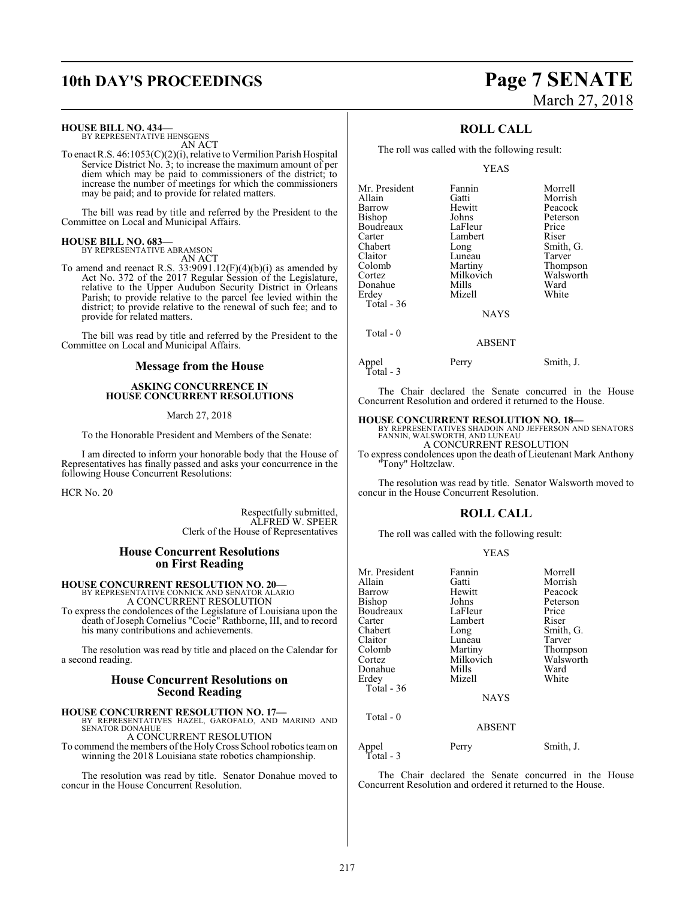**HOUSE BILL NO. 434—**
BY REPRESENTATIVE HENSGENS
AN ACT

To enact R.S. 46:1053(C)(2)(i), relative to Vermilion Parish Hospital Service District No. 3; to increase the maximum amount of per diem which may be paid to commissioners of the district; to increase the number of meetings for which the commissioners may be paid; and to provide for related matters.

The bill was read by title and referred by the President to the Committee on Local and Municipal Affairs.

**HOUSE BILL NO. 683—**
BY REPRESENTATIVE ABRAMSON
AN ACT

To amend and reenact R.S. 33:9091.12(F)(4)(b)(i) as amended by Act No. 372 of the 2017 Regular Session of the Legislature, relative to the Upper Audubon Security District in Orleans Parish; to provide relative to the parcel fee levied within the district; to provide relative to the renewal of such fee; and to provide for related matters.

The bill was read by title and referred by the President to the Committee on Local and Municipal Affairs.

## Message from the House

### ASKING CONCURRENCE IN HOUSE CONCURRENT RESOLUTIONS

March 27, 2018

To the Honorable President and Members of the Senate:

I am directed to inform your honorable body that the House of Representatives has finally passed and asks your concurrence in the following House Concurrent Resolutions:

HCR No. 20

Respectfully submitted,
ALFRED W. SPEER
Clerk of the House of Representatives

## House Concurrent Resolutions on First Reading

**HOUSE CONCURRENT RESOLUTION NO. 20—**
BY REPRESENTATIVE CONNICK AND SENATOR ALARIO
A CONCURRENT RESOLUTION

To express the condolences of the Legislature of Louisiana upon the death of Joseph Cornelius "Cocie" Rathborne, III, and to record his many contributions and achievements.

The resolution was read by title and placed on the Calendar for a second reading.

## House Concurrent Resolutions on Second Reading

**HOUSE CONCURRENT RESOLUTION NO. 17—**
BY REPRESENTATIVES HAZEL, GAROFALO, AND MARINO AND SENATOR DONAHUE
A CONCURRENT RESOLUTION

To commend the members of the Holy Cross School robotics team on winning the 2018 Louisiana state robotics championship.

The resolution was read by title. Senator Donahue moved to concur in the House Concurrent Resolution.

## ROLL CALL

The roll was called with the following result:

YEAS

| | | |
|---|---|---|
| Mr. President | Fannin | Morrell |
| Allain | Gatti | Morrish |
| Barrow | Hewitt | Peacock |
| Bishop | Johns | Peterson |
| Boudreaux | LaFleur | Price |
| Carter | Lambert | Riser |
| Chabert | Long | Smith, G. |
| Claitor | Luneau | Tarver |
| Colomb | Martiny | Thompson |
| Cortez | Milkovich | Walsworth |
| Donahue | Mills | Ward |
| Erdey | Mizell | White |

Total - 36

NAYS

Total - 0

ABSENT

| | | |
|---|---|---|
| Appel | Perry | Smith, J. |

Total - 3

The Chair declared the Senate concurred in the House Concurrent Resolution and ordered it returned to the House.

**HOUSE CONCURRENT RESOLUTION NO. 18—**
BY REPRESENTATIVES SHADOIN AND JEFFERSON AND SENATORS FANNIN, WALSWORTH, AND LUNEAU
A CONCURRENT RESOLUTION

To express condolences upon the death of Lieutenant Mark Anthony "Tony" Holtzclaw.

The resolution was read by title. Senator Walsworth moved to concur in the House Concurrent Resolution.

## ROLL CALL

The roll was called with the following result:

YEAS

| | | |
|---|---|---|
| Mr. President | Fannin | Morrell |
| Allain | Gatti | Morrish |
| Barrow | Hewitt | Peacock |
| Bishop | Johns | Peterson |
| Boudreaux | LaFleur | Price |
| Carter | Lambert | Riser |
| Chabert | Long | Smith, G. |
| Claitor | Luneau | Tarver |
| Colomb | Martiny | Thompson |
| Cortez | Milkovich | Walsworth |
| Donahue | Mills | Ward |
| Erdey | Mizell | White |

Total - 36

NAYS

Total - 0

ABSENT

| | | |
|---|---|---|
| Appel | Perry | Smith, J. |

Total - 3

The Chair declared the Senate concurred in the House Concurrent Resolution and ordered it returned to the House.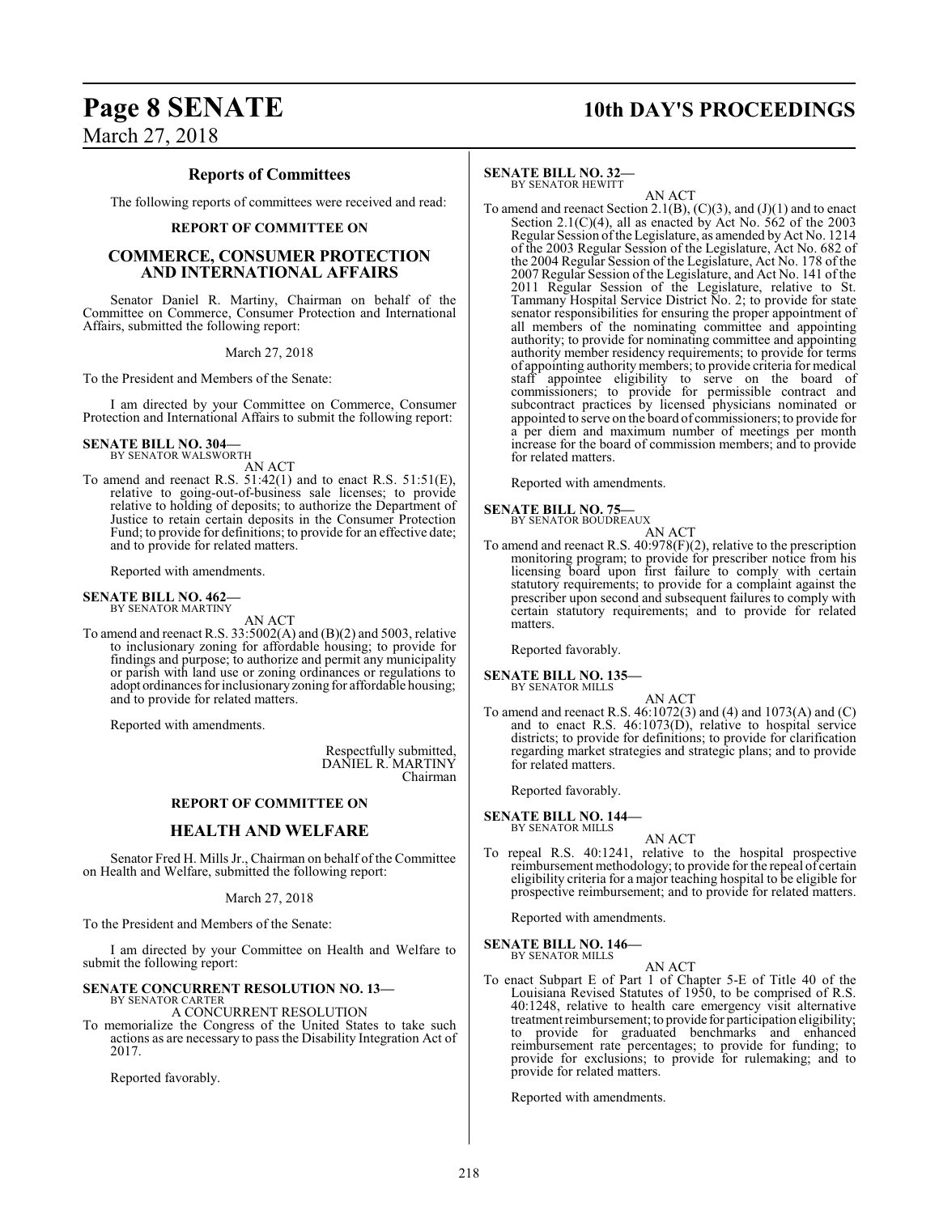## Reports of Committees

The following reports of committees were received and read:

### REPORT OF COMMITTEE ON

### COMMERCE, CONSUMER PROTECTION AND INTERNATIONAL AFFAIRS

Senator Daniel R. Martiny, Chairman on behalf of the Committee on Commerce, Consumer Protection and International Affairs, submitted the following report:

March 27, 2018

To the President and Members of the Senate:

I am directed by your Committee on Commerce, Consumer Protection and International Affairs to submit the following report:

**SENATE BILL NO. 304—**
BY SENATOR WALSWORTH

AN ACT

To amend and reenact R.S. 51:42(1) and to enact R.S. 51:51(E), relative to going-out-of-business sale licenses; to provide relative to holding of deposits; to authorize the Department of Justice to retain certain deposits in the Consumer Protection Fund; to provide for definitions; to provide for an effective date; and to provide for related matters.

Reported with amendments.

**SENATE BILL NO. 462—**
BY SENATOR MARTINY

AN ACT

To amend and reenact R.S. 33:5002(A) and (B)(2) and 5003, relative to inclusionary zoning for affordable housing; to provide for findings and purpose; to authorize and permit any municipality or parish with land use or zoning ordinances or regulations to adopt ordinances for inclusionary zoning for affordable housing; and to provide for related matters.

Reported with amendments.

Respectfully submitted,
DANIEL R. MARTINY
Chairman

### REPORT OF COMMITTEE ON

### HEALTH AND WELFARE

Senator Fred H. Mills Jr., Chairman on behalf of the Committee on Health and Welfare, submitted the following report:

March 27, 2018

To the President and Members of the Senate:

I am directed by your Committee on Health and Welfare to submit the following report:

**SENATE CONCURRENT RESOLUTION NO. 13—**
BY SENATOR CARTER

A CONCURRENT RESOLUTION

To memorialize the Congress of the United States to take such actions as are necessary to pass the Disability Integration Act of 2017.

Reported favorably.

**SENATE BILL NO. 32—**
BY SENATOR HEWITT

AN ACT

To amend and reenact Section 2.1(B), (C)(3), and (J)(1) and to enact Section 2.1(C)(4), all as enacted by Act No. 562 of the 2003 Regular Session of the Legislature, as amended by Act No. 1214 of the 2003 Regular Session of the Legislature, Act No. 682 of the 2004 Regular Session of the Legislature, Act No. 178 of the 2007 Regular Session of the Legislature, and Act No. 141 of the 2011 Regular Session of the Legislature, relative to St. Tammany Hospital Service District No. 2; to provide for state senator responsibilities for ensuring the proper appointment of all members of the nominating committee and appointing authority; to provide for nominating committee and appointing authority member residency requirements; to provide for terms of appointing authority members; to provide criteria for medical staff appointee eligibility to serve on the board of commissioners; to provide for permissible contract and subcontract practices by licensed physicians nominated or appointed to serve on the board of commissioners; to provide for a per diem and maximum number of meetings per month increase for the board of commission members; and to provide for related matters.

Reported with amendments.

**SENATE BILL NO. 75—**
BY SENATOR BOUDREAUX

AN ACT

To amend and reenact R.S. 40:978(F)(2), relative to the prescription monitoring program; to provide for prescriber notice from his licensing board upon first failure to comply with certain statutory requirements; to provide for a complaint against the prescriber upon second and subsequent failures to comply with certain statutory requirements; and to provide for related matters.

Reported favorably.

**SENATE BILL NO. 135—**
BY SENATOR MILLS

AN ACT

To amend and reenact R.S. 46:1072(3) and (4) and 1073(A) and (C) and to enact R.S. 46:1073(D), relative to hospital service districts; to provide for definitions; to provide for clarification regarding market strategies and strategic plans; and to provide for related matters.

Reported favorably.

**SENATE BILL NO. 144—**
BY SENATOR MILLS

AN ACT

To repeal R.S. 40:1241, relative to the hospital prospective reimbursement methodology; to provide for the repeal of certain eligibility criteria for a major teaching hospital to be eligible for prospective reimbursement; and to provide for related matters.

Reported with amendments.

**SENATE BILL NO. 146—**
BY SENATOR MILLS

AN ACT

To enact Subpart E of Part 1 of Chapter 5-E of Title 40 of the Louisiana Revised Statutes of 1950, to be comprised of R.S. 40:1248, relative to health care emergency visit alternative treatment reimbursement; to provide for participation eligibility; to provide for graduated benchmarks and enhanced reimbursement rate percentages; to provide for funding; to provide for exclusions; to provide for rulemaking; and to provide for related matters.

Reported with amendments.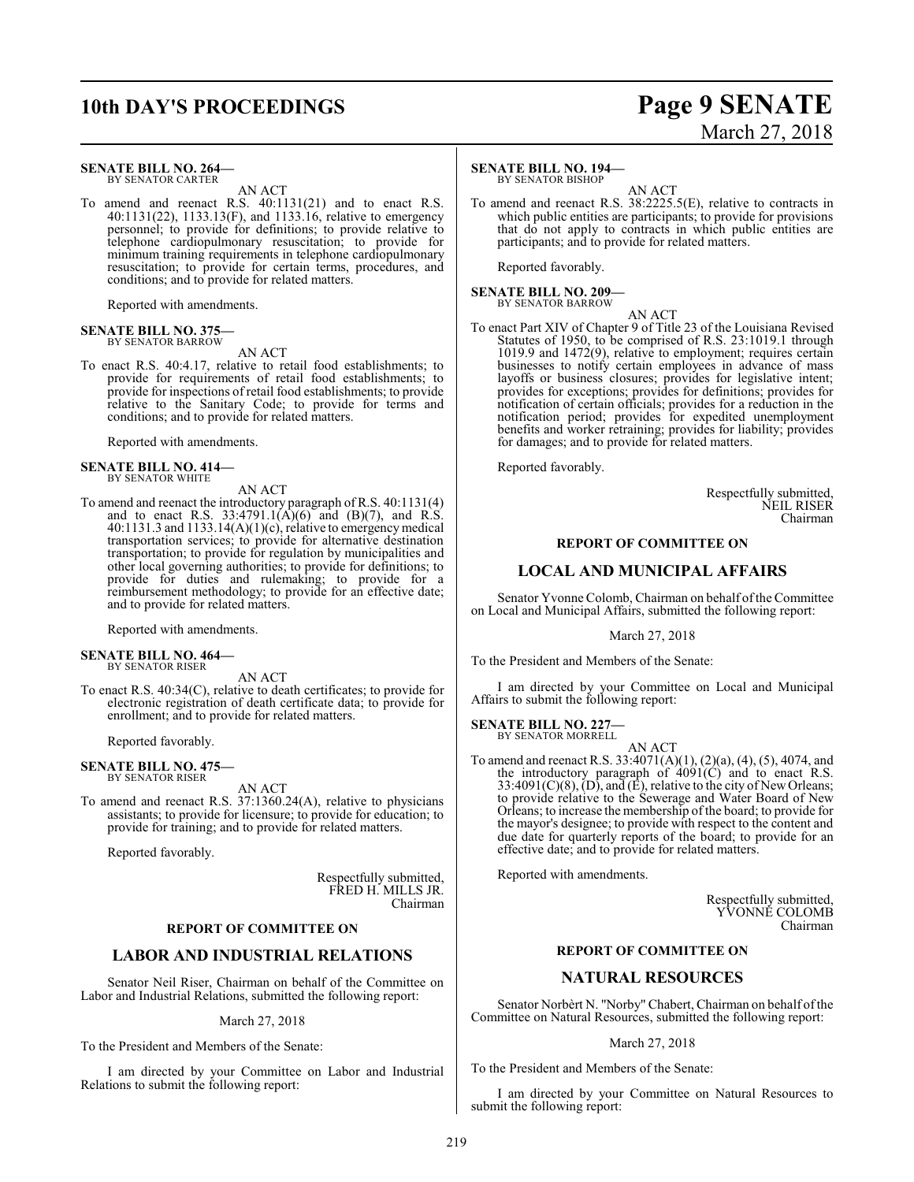**SENATE BILL NO. 264—**
BY SENATOR CARTER

AN ACT

To amend and reenact R.S. 40:1131(21) and to enact R.S. 40:1131(22), 1133.13(F), and 1133.16, relative to emergency personnel; to provide for definitions; to provide relative to telephone cardiopulmonary resuscitation; to provide for minimum training requirements in telephone cardiopulmonary resuscitation; to provide for certain terms, procedures, and conditions; and to provide for related matters.

Reported with amendments.

**SENATE BILL NO. 375—**
BY SENATOR BARROW

AN ACT

To enact R.S. 40:4.17, relative to retail food establishments; to provide for requirements of retail food establishments; to provide for inspections of retail food establishments; to provide relative to the Sanitary Code; to provide for terms and conditions; and to provide for related matters.

Reported with amendments.

**SENATE BILL NO. 414—**
BY SENATOR WHITE

AN ACT

To amend and reenact the introductory paragraph of R.S. 40:1131(4) and to enact R.S. 33:4791.1(A)(6) and (B)(7), and R.S. 40:1131.3 and 1133.14(A)(1)(c), relative to emergency medical transportation services; to provide for alternative destination transportation; to provide for regulation by municipalities and other local governing authorities; to provide for definitions; to provide for duties and rulemaking; to provide for a reimbursement methodology; to provide for an effective date; and to provide for related matters.

Reported with amendments.

**SENATE BILL NO. 464—**
BY SENATOR RISER

AN ACT

To enact R.S. 40:34(C), relative to death certificates; to provide for electronic registration of death certificate data; to provide for enrollment; and to provide for related matters.

Reported favorably.

**SENATE BILL NO. 475—**
BY SENATOR RISER

AN ACT

To amend and reenact R.S. 37:1360.24(A), relative to physicians assistants; to provide for licensure; to provide for education; to provide for training; and to provide for related matters.

Reported favorably.

Respectfully submitted,
FRED H. MILLS JR.
Chairman

**REPORT OF COMMITTEE ON**

## LABOR AND INDUSTRIAL RELATIONS

Senator Neil Riser, Chairman on behalf of the Committee on Labor and Industrial Relations, submitted the following report:

March 27, 2018

To the President and Members of the Senate:

I am directed by your Committee on Labor and Industrial Relations to submit the following report:

**SENATE BILL NO. 194—**
BY SENATOR BISHOP

AN ACT

To amend and reenact R.S. 38:2225.5(E), relative to contracts in which public entities are participants; to provide for provisions that do not apply to contracts in which public entities are participants; and to provide for related matters.

Reported favorably.

**SENATE BILL NO. 209—**
BY SENATOR BARROW

AN ACT

To enact Part XIV of Chapter 9 of Title 23 of the Louisiana Revised Statutes of 1950, to be comprised of R.S. 23:1019.1 through 1019.9 and 1472(9), relative to employment; requires certain businesses to notify certain employees in advance of mass layoffs or business closures; provides for legislative intent; provides for exceptions; provides for definitions; provides for notification of certain officials; provides for a reduction in the notification period; provides for expedited unemployment benefits and worker retraining; provides for liability; provides for damages; and to provide for related matters.

Reported favorably.

Respectfully submitted,
NEIL RISER
Chairman

**REPORT OF COMMITTEE ON**

## LOCAL AND MUNICIPAL AFFAIRS

Senator Yvonne Colomb, Chairman on behalf of the Committee on Local and Municipal Affairs, submitted the following report:

March 27, 2018

To the President and Members of the Senate:

I am directed by your Committee on Local and Municipal Affairs to submit the following report:

**SENATE BILL NO. 227—**
BY SENATOR MORRELL

AN ACT

To amend and reenact R.S. 33:4071(A)(1), (2)(a), (4), (5), 4074, and the introductory paragraph of 4091(C) and to enact R.S. 33:4091(C)(8), (D), and (E), relative to the city of New Orleans; to provide relative to the Sewerage and Water Board of New Orleans; to increase the membership of the board; to provide for the mayor's designee; to provide with respect to the content and due date for quarterly reports of the board; to provide for an effective date; and to provide for related matters.

Reported with amendments.

Respectfully submitted,
YVONNE COLOMB
Chairman

**REPORT OF COMMITTEE ON**

## NATURAL RESOURCES

Senator Norbèrt N. "Norby" Chabert, Chairman on behalf of the Committee on Natural Resources, submitted the following report:

March 27, 2018

To the President and Members of the Senate:

I am directed by your Committee on Natural Resources to submit the following report: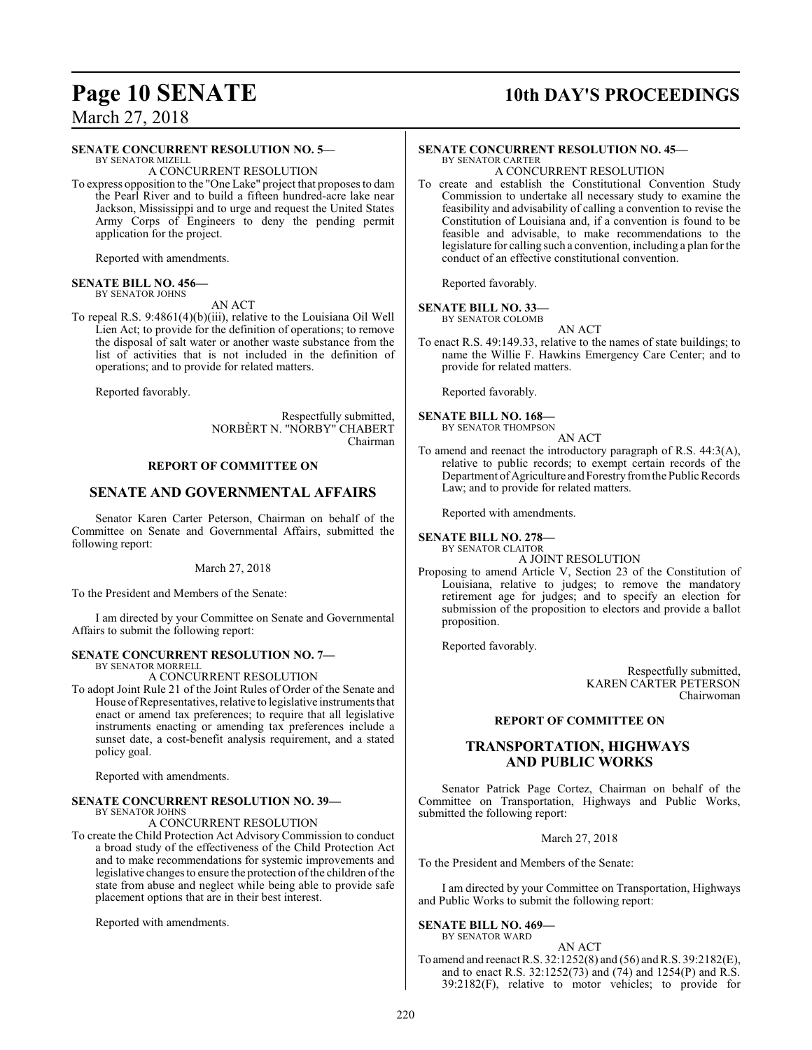**SENATE CONCURRENT RESOLUTION NO. 5—**
BY SENATOR MIZELL

A CONCURRENT RESOLUTION

To express opposition to the "One Lake" project that proposes to dam the Pearl River and to build a fifteen hundred-acre lake near Jackson, Mississippi and to urge and request the United States Army Corps of Engineers to deny the pending permit application for the project.

Reported with amendments.

**SENATE BILL NO. 456—**
BY SENATOR JOHNS

AN ACT

To repeal R.S. 9:4861(4)(b)(iii), relative to the Louisiana Oil Well Lien Act; to provide for the definition of operations; to remove the disposal of salt water or another waste substance from the list of activities that is not included in the definition of operations; and to provide for related matters.

Reported favorably.

Respectfully submitted,
NORBÈRT N. "NORBY" CHABERT
Chairman

**REPORT OF COMMITTEE ON**

## SENATE AND GOVERNMENTAL AFFAIRS

Senator Karen Carter Peterson, Chairman on behalf of the Committee on Senate and Governmental Affairs, submitted the following report:

March 27, 2018

To the President and Members of the Senate:

I am directed by your Committee on Senate and Governmental Affairs to submit the following report:

**SENATE CONCURRENT RESOLUTION NO. 7—**
BY SENATOR MORRELL

A CONCURRENT RESOLUTION

To adopt Joint Rule 21 of the Joint Rules of Order of the Senate and House of Representatives, relative to legislative instruments that enact or amend tax preferences; to require that all legislative instruments enacting or amending tax preferences include a sunset date, a cost-benefit analysis requirement, and a stated policy goal.

Reported with amendments.

**SENATE CONCURRENT RESOLUTION NO. 39—**
BY SENATOR JOHNS

A CONCURRENT RESOLUTION

To create the Child Protection Act Advisory Commission to conduct a broad study of the effectiveness of the Child Protection Act and to make recommendations for systemic improvements and legislative changes to ensure the protection of the children of the state from abuse and neglect while being able to provide safe placement options that are in their best interest.

Reported with amendments.

**SENATE CONCURRENT RESOLUTION NO. 45—**
BY SENATOR CARTER

A CONCURRENT RESOLUTION

To create and establish the Constitutional Convention Study Commission to undertake all necessary study to examine the feasibility and advisability of calling a convention to revise the Constitution of Louisiana and, if a convention is found to be feasible and advisable, to make recommendations to the legislature for calling such a convention, including a plan for the conduct of an effective constitutional convention.

Reported favorably.

**SENATE BILL NO. 33—**
BY SENATOR COLOMB

AN ACT

To enact R.S. 49:149.33, relative to the names of state buildings; to name the Willie F. Hawkins Emergency Care Center; and to provide for related matters.

Reported favorably.

**SENATE BILL NO. 168—**
BY SENATOR THOMPSON

AN ACT

To amend and reenact the introductory paragraph of R.S. 44:3(A), relative to public records; to exempt certain records of the Department of Agriculture and Forestry from the Public Records Law; and to provide for related matters.

Reported with amendments.

**SENATE BILL NO. 278—**
BY SENATOR CLAITOR

A JOINT RESOLUTION

Proposing to amend Article V, Section 23 of the Constitution of Louisiana, relative to judges; to remove the mandatory retirement age for judges; and to specify an election for submission of the proposition to electors and provide a ballot proposition.

Reported favorably.

Respectfully submitted,
KAREN CARTER PETERSON
Chairwoman

**REPORT OF COMMITTEE ON**

## TRANSPORTATION, HIGHWAYS AND PUBLIC WORKS

Senator Patrick Page Cortez, Chairman on behalf of the Committee on Transportation, Highways and Public Works, submitted the following report:

March 27, 2018

To the President and Members of the Senate:

I am directed by your Committee on Transportation, Highways and Public Works to submit the following report:

**SENATE BILL NO. 469—**
BY SENATOR WARD

AN ACT

To amend and reenact R.S. 32:1252(8) and (56) and R.S. 39:2182(E), and to enact R.S. 32:1252(73) and (74) and 1254(P) and R.S. 39:2182(F), relative to motor vehicles; to provide for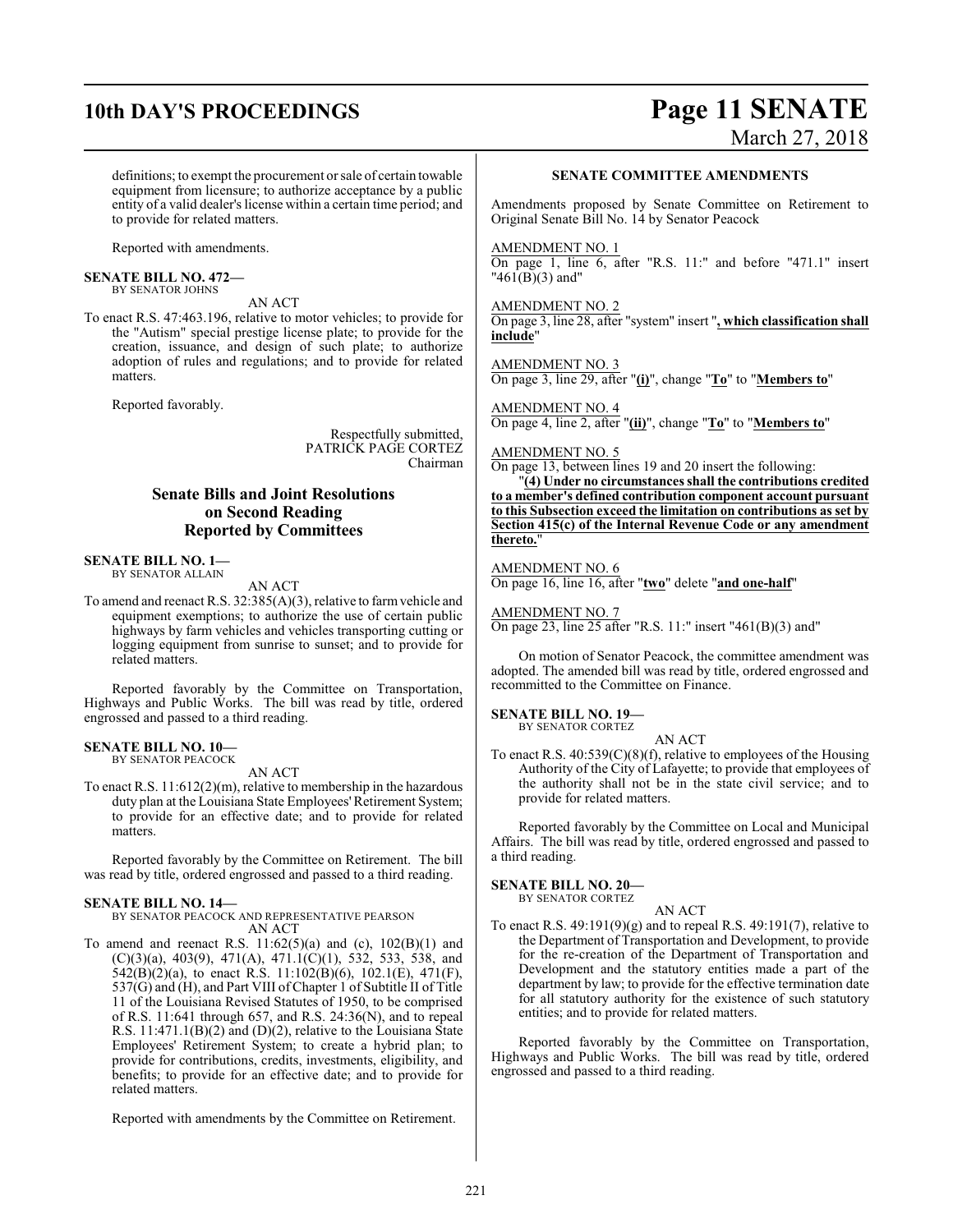definitions; to exempt the procurement or sale of certain towable equipment from licensure; to authorize acceptance by a public entity of a valid dealer's license within a certain time period; and to provide for related matters.

Reported with amendments.

**SENATE BILL NO. 472—**
BY SENATOR JOHNS

AN ACT

To enact R.S. 47:463.196, relative to motor vehicles; to provide for the "Autism" special prestige license plate; to provide for the creation, issuance, and design of such plate; to authorize adoption of rules and regulations; and to provide for related matters.

Reported favorably.

Respectfully submitted,
PATRICK PAGE CORTEZ
Chairman

## Senate Bills and Joint Resolutions on Second Reading Reported by Committees

**SENATE BILL NO. 1—**
BY SENATOR ALLAIN

AN ACT

To amend and reenact R.S. 32:385(A)(3), relative to farm vehicle and equipment exemptions; to authorize the use of certain public highways by farm vehicles and vehicles transporting cutting or logging equipment from sunrise to sunset; and to provide for related matters.

Reported favorably by the Committee on Transportation, Highways and Public Works. The bill was read by title, ordered engrossed and passed to a third reading.

**SENATE BILL NO. 10—**
BY SENATOR PEACOCK

AN ACT

To enact R.S. 11:612(2)(m), relative to membership in the hazardous duty plan at the Louisiana State Employees' Retirement System; to provide for an effective date; and to provide for related matters.

Reported favorably by the Committee on Retirement. The bill was read by title, ordered engrossed and passed to a third reading.

**SENATE BILL NO. 14—**
BY SENATOR PEACOCK AND REPRESENTATIVE PEARSON

AN ACT

To amend and reenact R.S. 11:62(5)(a) and (c), 102(B)(1) and (C)(3)(a), 403(9), 471(A), 471.1(C)(1), 532, 533, 538, and 542(B)(2)(a), to enact R.S. 11:102(B)(6), 102.1(E), 471(F), 537(G) and (H), and Part VIII of Chapter 1 of Subtitle II of Title 11 of the Louisiana Revised Statutes of 1950, to be comprised of R.S. 11:641 through 657, and R.S. 24:36(N), and to repeal R.S. 11:471.1(B)(2) and (D)(2), relative to the Louisiana State Employees' Retirement System; to create a hybrid plan; to provide for contributions, credits, investments, eligibility, and benefits; to provide for an effective date; and to provide for related matters.

Reported with amendments by the Committee on Retirement.

**SENATE COMMITTEE AMENDMENTS**

Amendments proposed by Senate Committee on Retirement to Original Senate Bill No. 14 by Senator Peacock

AMENDMENT NO. 1
On page 1, line 6, after "R.S. 11:" and before "471.1" insert "461(B)(3) and"

AMENDMENT NO. 2
On page 3, line 28, after "system" insert "**, which classification shall include**"

AMENDMENT NO. 3
On page 3, line 29, after "**(i)**", change "**To**" to "**Members to**"

AMENDMENT NO. 4
On page 4, line 2, after "**(ii)**", change "**To**" to "**Members to**"

AMENDMENT NO. 5
On page 13, between lines 19 and 20 insert the following:

"**(4) Under no circumstances shall the contributions credited to a member's defined contribution component account pursuant to this Subsection exceed the limitation on contributions as set by Section 415(c) of the Internal Revenue Code or any amendment thereto.**"

AMENDMENT NO. 6
On page 16, line 16, after "**two**" delete "**and one-half**"

AMENDMENT NO. 7
On page 23, line 25 after "R.S. 11:" insert "461(B)(3) and"

On motion of Senator Peacock, the committee amendment was adopted. The amended bill was read by title, ordered engrossed and recommitted to the Committee on Finance.

**SENATE BILL NO. 19—**
BY SENATOR CORTEZ

AN ACT

To enact R.S. 40:539(C)(8)(f), relative to employees of the Housing Authority of the City of Lafayette; to provide that employees of the authority shall not be in the state civil service; and to provide for related matters.

Reported favorably by the Committee on Local and Municipal Affairs. The bill was read by title, ordered engrossed and passed to a third reading.

**SENATE BILL NO. 20—**
BY SENATOR CORTEZ

AN ACT

To enact R.S. 49:191(9)(g) and to repeal R.S. 49:191(7), relative to the Department of Transportation and Development, to provide for the re-creation of the Department of Transportation and Development and the statutory entities made a part of the department by law; to provide for the effective termination date for all statutory authority for the existence of such statutory entities; and to provide for related matters.

Reported favorably by the Committee on Transportation, Highways and Public Works. The bill was read by title, ordered engrossed and passed to a third reading.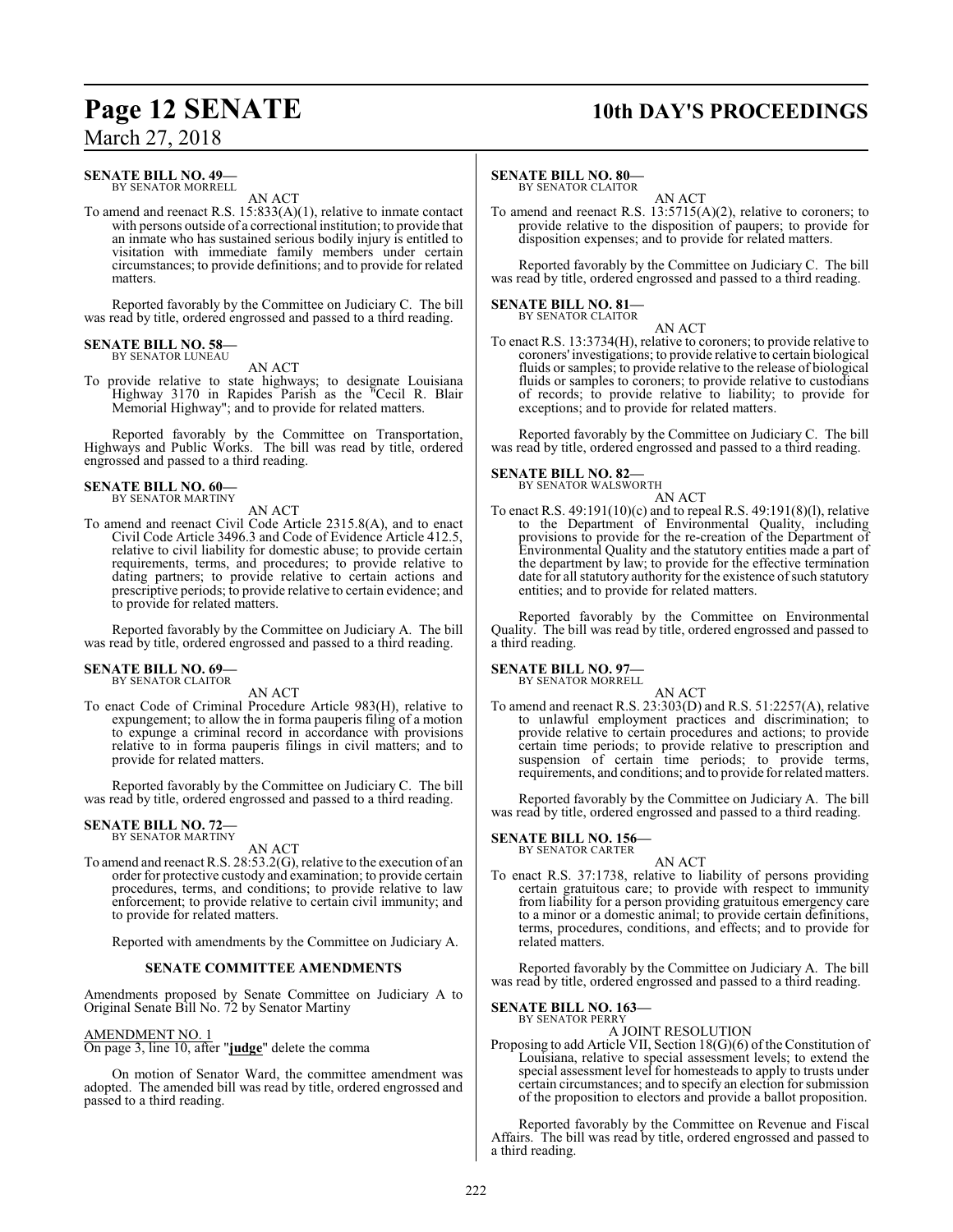**SENATE BILL NO. 49—**
BY SENATOR MORRELL

AN ACT

To amend and reenact R.S. 15:833(A)(1), relative to inmate contact with persons outside of a correctional institution; to provide that an inmate who has sustained serious bodily injury is entitled to visitation with immediate family members under certain circumstances; to provide definitions; and to provide for related matters.

Reported favorably by the Committee on Judiciary C. The bill was read by title, ordered engrossed and passed to a third reading.

**SENATE BILL NO. 58—**
BY SENATOR LUNEAU

AN ACT

To provide relative to state highways; to designate Louisiana Highway 3170 in Rapides Parish as the "Cecil R. Blair Memorial Highway"; and to provide for related matters.

Reported favorably by the Committee on Transportation, Highways and Public Works. The bill was read by title, ordered engrossed and passed to a third reading.

**SENATE BILL NO. 60—**
BY SENATOR MARTINY

AN ACT

To amend and reenact Civil Code Article 2315.8(A), and to enact Civil Code Article 3496.3 and Code of Evidence Article 412.5, relative to civil liability for domestic abuse; to provide certain requirements, terms, and procedures; to provide relative to dating partners; to provide relative to certain actions and prescriptive periods; to provide relative to certain evidence; and to provide for related matters.

Reported favorably by the Committee on Judiciary A. The bill was read by title, ordered engrossed and passed to a third reading.

**SENATE BILL NO. 69—**
BY SENATOR CLAITOR

AN ACT

To enact Code of Criminal Procedure Article 983(H), relative to expungement; to allow the in forma pauperis filing of a motion to expunge a criminal record in accordance with provisions relative to in forma pauperis filings in civil matters; and to provide for related matters.

Reported favorably by the Committee on Judiciary C. The bill was read by title, ordered engrossed and passed to a third reading.

**SENATE BILL NO. 72—**
BY SENATOR MARTINY

AN ACT

To amend and reenact R.S. 28:53.2(G), relative to the execution of an order for protective custody and examination; to provide certain procedures, terms, and conditions; to provide relative to law enforcement; to provide relative to certain civil immunity; and to provide for related matters.

Reported with amendments by the Committee on Judiciary A.

**SENATE COMMITTEE AMENDMENTS**

Amendments proposed by Senate Committee on Judiciary A to Original Senate Bill No. 72 by Senator Martiny

AMENDMENT NO. 1
On page 3, line 10, after "**judge**" delete the comma

On motion of Senator Ward, the committee amendment was adopted. The amended bill was read by title, ordered engrossed and passed to a third reading.

**SENATE BILL NO. 80—**
BY SENATOR CLAITOR

AN ACT

To amend and reenact R.S. 13:5715(A)(2), relative to coroners; to provide relative to the disposition of paupers; to provide for disposition expenses; and to provide for related matters.

Reported favorably by the Committee on Judiciary C. The bill was read by title, ordered engrossed and passed to a third reading.

**SENATE BILL NO. 81—**
BY SENATOR CLAITOR

AN ACT

To enact R.S. 13:3734(H), relative to coroners; to provide relative to coroners' investigations; to provide relative to certain biological fluids or samples; to provide relative to the release of biological fluids or samples to coroners; to provide relative to custodians of records; to provide relative to liability; to provide for exceptions; and to provide for related matters.

Reported favorably by the Committee on Judiciary C. The bill was read by title, ordered engrossed and passed to a third reading.

**SENATE BILL NO. 82—**
BY SENATOR WALSWORTH

AN ACT

To enact R.S. 49:191(10)(c) and to repeal R.S. 49:191(8)(l), relative to the Department of Environmental Quality, including provisions to provide for the re-creation of the Department of Environmental Quality and the statutory entities made a part of the department by law; to provide for the effective termination date for all statutory authority for the existence of such statutory entities; and to provide for related matters.

Reported favorably by the Committee on Environmental Quality. The bill was read by title, ordered engrossed and passed to a third reading.

**SENATE BILL NO. 97—**
BY SENATOR MORRELL

AN ACT

To amend and reenact R.S. 23:303(D) and R.S. 51:2257(A), relative to unlawful employment practices and discrimination; to provide relative to certain procedures and actions; to provide certain time periods; to provide relative to prescription and suspension of certain time periods; to provide terms, requirements, and conditions; and to provide for related matters.

Reported favorably by the Committee on Judiciary A. The bill was read by title, ordered engrossed and passed to a third reading.

**SENATE BILL NO. 156—**
BY SENATOR CARTER

AN ACT

To enact R.S. 37:1738, relative to liability of persons providing certain gratuitous care; to provide with respect to immunity from liability for a person providing gratuitous emergency care to a minor or a domestic animal; to provide certain definitions, terms, procedures, conditions, and effects; and to provide for related matters.

Reported favorably by the Committee on Judiciary A. The bill was read by title, ordered engrossed and passed to a third reading.

**SENATE BILL NO. 163—**
BY SENATOR PERRY

A JOINT RESOLUTION

Proposing to add Article VII, Section 18(G)(6) of the Constitution of Louisiana, relative to special assessment levels; to extend the special assessment level for homesteads to apply to trusts under certain circumstances; and to specify an election for submission of the proposition to electors and provide a ballot proposition.

Reported favorably by the Committee on Revenue and Fiscal Affairs. The bill was read by title, ordered engrossed and passed to a third reading.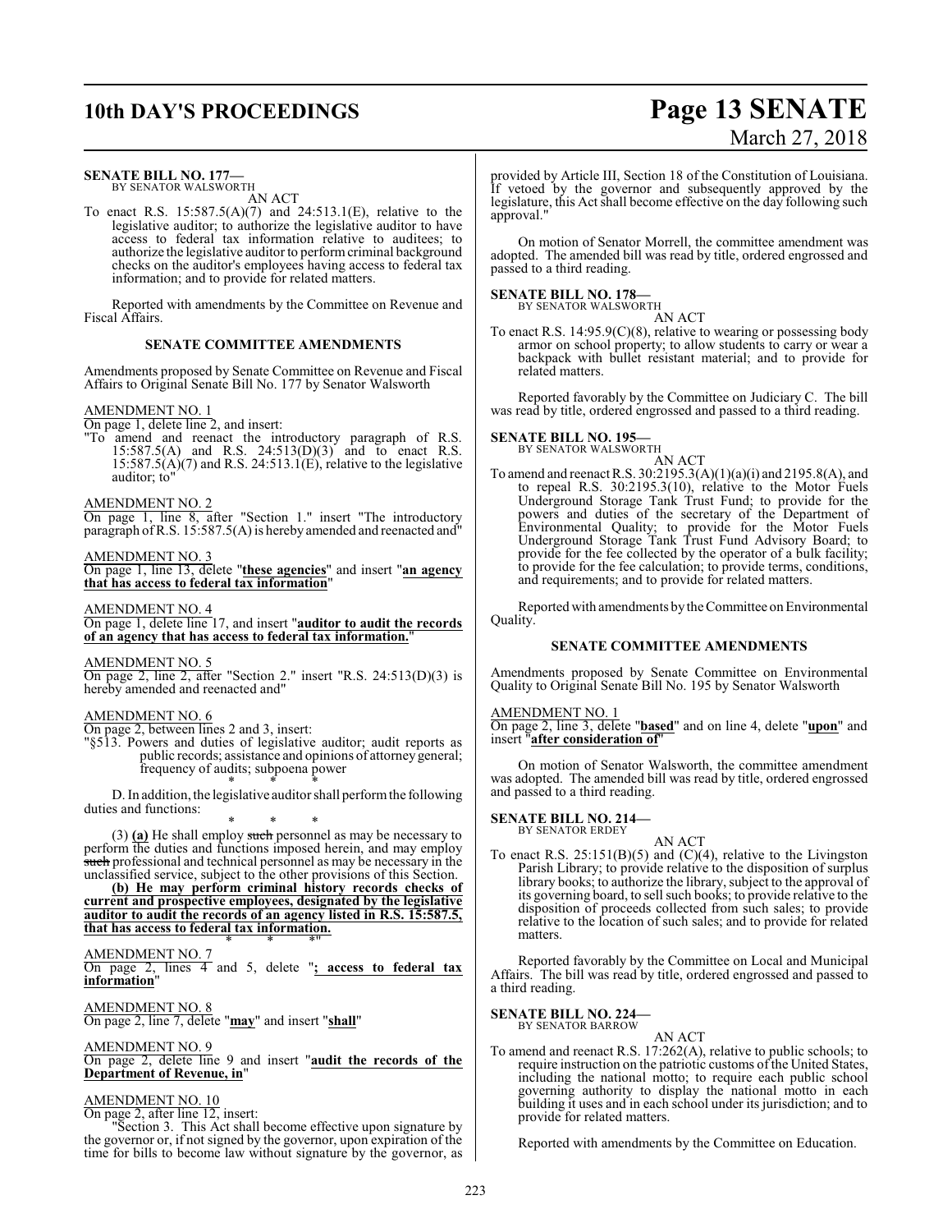**SENATE BILL NO. 177—**
BY SENATOR WALSWORTH

AN ACT

To enact R.S. 15:587.5(A)(7) and 24:513.1(E), relative to the legislative auditor; to authorize the legislative auditor to have access to federal tax information relative to auditees; to authorize the legislative auditor to perform criminal background checks on the auditor's employees having access to federal tax information; and to provide for related matters.

Reported with amendments by the Committee on Revenue and Fiscal Affairs.

**SENATE COMMITTEE AMENDMENTS**

Amendments proposed by Senate Committee on Revenue and Fiscal Affairs to Original Senate Bill No. 177 by Senator Walsworth

AMENDMENT NO. 1
On page 1, delete line 2, and insert:
"To amend and reenact the introductory paragraph of R.S. 15:587.5(A) and R.S. 24:513(D)(3) and to enact R.S. 15:587.5(A)(7) and R.S. 24:513.1(E), relative to the legislative auditor; to"

AMENDMENT NO. 2
On page 1, line 8, after "Section 1." insert "The introductory paragraph of R.S. 15:587.5(A) is hereby amended and reenacted and"

AMENDMENT NO. 3
On page 1, line 13, delete "**these agencies**" and insert "**an agency that has access to federal tax information**"

AMENDMENT NO. 4
On page 1, delete line 17, and insert "**auditor to audit the records of an agency that has access to federal tax information.**"

AMENDMENT NO. 5
On page 2, line 2, after "Section 2." insert "R.S. 24:513(D)(3) is hereby amended and reenacted and"

AMENDMENT NO. 6
On page 2, between lines 2 and 3, insert:
"§513. Powers and duties of legislative auditor; audit reports as public records; assistance and opinions of attorney general; frequency of audits; subpoena power

\* \* \*

D. In addition, the legislative auditor shall perform the following duties and functions:

\* \* \*

(3) **(a)** He shall employ ~~such~~ personnel as may be necessary to perform the duties and functions imposed herein, and may employ ~~such~~ professional and technical personnel as may be necessary in the unclassified service, subject to the other provisions of this Section.

**(b) He may perform criminal history records checks of current and prospective employees, designated by the legislative auditor to audit the records of an agency listed in R.S. 15:587.5, that has access to federal tax information.**

\* \* \*"

AMENDMENT NO. 7
On page 2, lines 4 and 5, delete "**; access to federal tax information**"

AMENDMENT NO. 8
On page 2, line 7, delete "**may**" and insert "**shall**"

AMENDMENT NO. 9
On page 2, delete line 9 and insert "**audit the records of the Department of Revenue, in**"

AMENDMENT NO. 10
On page 2, after line 12, insert:
"Section 3. This Act shall become effective upon signature by the governor or, if not signed by the governor, upon expiration of the time for bills to become law without signature by the governor, as provided by Article III, Section 18 of the Constitution of Louisiana. If vetoed by the governor and subsequently approved by the legislature, this Act shall become effective on the day following such approval."

On motion of Senator Morrell, the committee amendment was adopted. The amended bill was read by title, ordered engrossed and passed to a third reading.

**SENATE BILL NO. 178—**
BY SENATOR WALSWORTH

AN ACT

To enact R.S. 14:95.9(C)(8), relative to wearing or possessing body armor on school property; to allow students to carry or wear a backpack with bullet resistant material; and to provide for related matters.

Reported favorably by the Committee on Judiciary C. The bill was read by title, ordered engrossed and passed to a third reading.

**SENATE BILL NO. 195—**
BY SENATOR WALSWORTH

AN ACT

To amend and reenact R.S. 30:2195.3(A)(1)(a)(i) and 2195.8(A), and to repeal R.S. 30:2195.3(10), relative to the Motor Fuels Underground Storage Tank Trust Fund; to provide for the powers and duties of the secretary of the Department of Environmental Quality; to provide for the Motor Fuels Underground Storage Tank Trust Fund Advisory Board; to provide for the fee collected by the operator of a bulk facility; to provide for the fee calculation; to provide terms, conditions, and requirements; and to provide for related matters.

Reported with amendments by the Committee on Environmental Quality.

**SENATE COMMITTEE AMENDMENTS**

Amendments proposed by Senate Committee on Environmental Quality to Original Senate Bill No. 195 by Senator Walsworth

AMENDMENT NO. 1
On page 2, line 3, delete "**based**" and on line 4, delete "**upon**" and insert "**after consideration of**"

On motion of Senator Walsworth, the committee amendment was adopted. The amended bill was read by title, ordered engrossed and passed to a third reading.

**SENATE BILL NO. 214—**
BY SENATOR ERDEY

AN ACT

To enact R.S. 25:151(B)(5) and (C)(4), relative to the Livingston Parish Library; to provide relative to the disposition of surplus library books; to authorize the library, subject to the approval of its governing board, to sell such books; to provide relative to the disposition of proceeds collected from such sales; to provide relative to the location of such sales; and to provide for related matters.

Reported favorably by the Committee on Local and Municipal Affairs. The bill was read by title, ordered engrossed and passed to a third reading.

**SENATE BILL NO. 224—**
BY SENATOR BARROW

AN ACT

To amend and reenact R.S. 17:262(A), relative to public schools; to require instruction on the patriotic customs of the United States, including the national motto; to require each public school governing authority to display the national motto in each building it uses and in each school under its jurisdiction; and to provide for related matters.

Reported with amendments by the Committee on Education.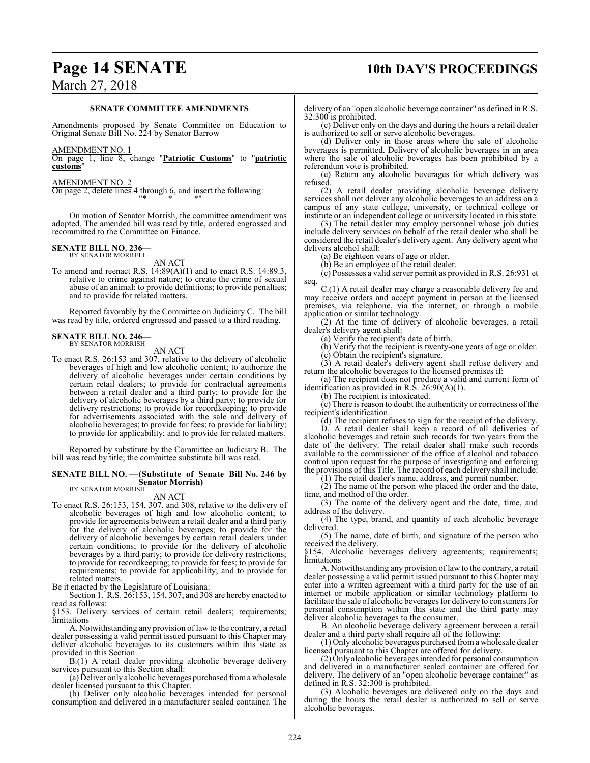### SENATE COMMITTEE AMENDMENTS

Amendments proposed by Senate Committee on Education to Original Senate Bill No. 224 by Senator Barrow

AMENDMENT NO. 1
On page 1, line 8, change "**Patriotic Customs**" to "**patriotic customs**"

AMENDMENT NO. 2
On page 2, delete lines 4 through 6, and insert the following:
"* * *"

On motion of Senator Morrish, the committee amendment was adopted. The amended bill was read by title, ordered engrossed and recommitted to the Committee on Finance.

**SENATE BILL NO. 236—**
BY SENATOR MORRELL

AN ACT

To amend and reenact R.S. 14:89(A)(1) and to enact R.S. 14:89.3, relative to crime against nature; to create the crime of sexual abuse of an animal; to provide definitions; to provide penalties; and to provide for related matters.

Reported favorably by the Committee on Judiciary C. The bill was read by title, ordered engrossed and passed to a third reading.

**SENATE BILL NO. 246—**
BY SENATOR MORRISH

AN ACT

To enact R.S. 26:153 and 307, relative to the delivery of alcoholic beverages of high and low alcoholic content; to authorize the delivery of alcoholic beverages under certain conditions by certain retail dealers; to provide for contractual agreements between a retail dealer and a third party; to provide for the delivery of alcoholic beverages by a third party; to provide for delivery restrictions; to provide for recordkeeping; to provide for advertisements associated with the sale and delivery of alcoholic beverages; to provide for fees; to provide for liability; to provide for applicability; and to provide for related matters.

Reported by substitute by the Committee on Judiciary B. The bill was read by title; the committee substitute bill was read.

**SENATE BILL NO. —(Substitute of Senate Bill No. 246 by Senator Morrish)**
BY SENATOR MORRISH

AN ACT

To enact R.S. 26:153, 154, 307, and 308, relative to the delivery of alcoholic beverages of high and low alcoholic content; to provide for agreements between a retail dealer and a third party for the delivery of alcoholic beverages; to provide for the delivery of alcoholic beverages by certain retail dealers under certain conditions; to provide for the delivery of alcoholic beverages by a third party; to provide for delivery restrictions; to provide for recordkeeping; to provide for fees; to provide for requirements; to provide for applicability; and to provide for related matters.

Be it enacted by the Legislature of Louisiana:

Section 1. R.S. 26:153, 154, 307, and 308 are hereby enacted to read as follows:

§153. Delivery services of certain retail dealers; requirements; limitations

A. Notwithstanding any provision of law to the contrary, a retail dealer possessing a valid permit issued pursuant to this Chapter may deliver alcoholic beverages to its customers within this state as provided in this Section.

B.(1) A retail dealer providing alcoholic beverage delivery services pursuant to this Section shall:

(a) Deliver only alcoholic beverages purchased from a wholesale dealer licensed pursuant to this Chapter.

(b) Deliver only alcoholic beverages intended for personal consumption and delivered in a manufacturer sealed container. The delivery of an "open alcoholic beverage container" as defined in R.S. 32:300 is prohibited.

(c) Deliver only on the days and during the hours a retail dealer is authorized to sell or serve alcoholic beverages.

(d) Deliver only in those areas where the sale of alcoholic beverages is permitted. Delivery of alcoholic beverages in an area where the sale of alcoholic beverages has been prohibited by a referendum vote is prohibited.

(e) Return any alcoholic beverages for which delivery was refused.

(2) A retail dealer providing alcoholic beverage delivery services shall not deliver any alcoholic beverages to an address on a campus of any state college, university, or technical college or institute or an independent college or university located in this state.

(3) The retail dealer may employ personnel whose job duties include delivery services on behalf of the retail dealer who shall be considered the retail dealer's delivery agent. Any delivery agent who delivers alcohol shall:

(a) Be eighteen years of age or older.

(b) Be an employee of the retail dealer.

(c) Possesses a valid server permit as provided in R.S. 26:931 et seq.

C.(1) A retail dealer may charge a reasonable delivery fee and may receive orders and accept payment in person at the licensed premises, via telephone, via the internet, or through a mobile application or similar technology.

(2) At the time of delivery of alcoholic beverages, a retail dealer's delivery agent shall:

(a) Verify the recipient's date of birth.

(b) Verify that the recipient is twenty-one years of age or older.

(c) Obtain the recipient's signature.

(3) A retail dealer's delivery agent shall refuse delivery and return the alcoholic beverages to the licensed premises if:

(a) The recipient does not produce a valid and current form of identification as provided in R.S. 26:90(A)(1).

(b) The recipient is intoxicated.

(c) There is reason to doubt the authenticity or correctness of the recipient's identification.

(d) The recipient refuses to sign for the receipt of the delivery.

D. A retail dealer shall keep a record of all deliveries of alcoholic beverages and retain such records for two years from the date of the delivery. The retail dealer shall make such records available to the commissioner of the office of alcohol and tobacco control upon request for the purpose of investigating and enforcing the provisions of this Title. The record of each delivery shall include:

(1) The retail dealer's name, address, and permit number.

(2) The name of the person who placed the order and the date, time, and method of the order.

(3) The name of the delivery agent and the date, time, and address of the delivery.

(4) The type, brand, and quantity of each alcoholic beverage delivered.

(5) The name, date of birth, and signature of the person who received the delivery.

§154. Alcoholic beverages delivery agreements; requirements; limitations

A. Notwithstanding any provision of law to the contrary, a retail dealer possessing a valid permit issued pursuant to this Chapter may enter into a written agreement with a third party for the use of an internet or mobile application or similar technology platform to facilitate the sale of alcoholic beverages for delivery to consumers for personal consumption within this state and the third party may deliver alcoholic beverages to the consumer.

B. An alcoholic beverage delivery agreement between a retail dealer and a third party shall require all of the following:

(1) Only alcoholic beverages purchased from a wholesale dealer licensed pursuant to this Chapter are offered for delivery.

(2) Only alcoholic beverages intended for personal consumption and delivered in a manufacturer sealed container are offered for delivery. The delivery of an "open alcoholic beverage container" as defined in R.S. 32:300 is prohibited.

(3) Alcoholic beverages are delivered only on the days and during the hours the retail dealer is authorized to sell or serve alcoholic beverages.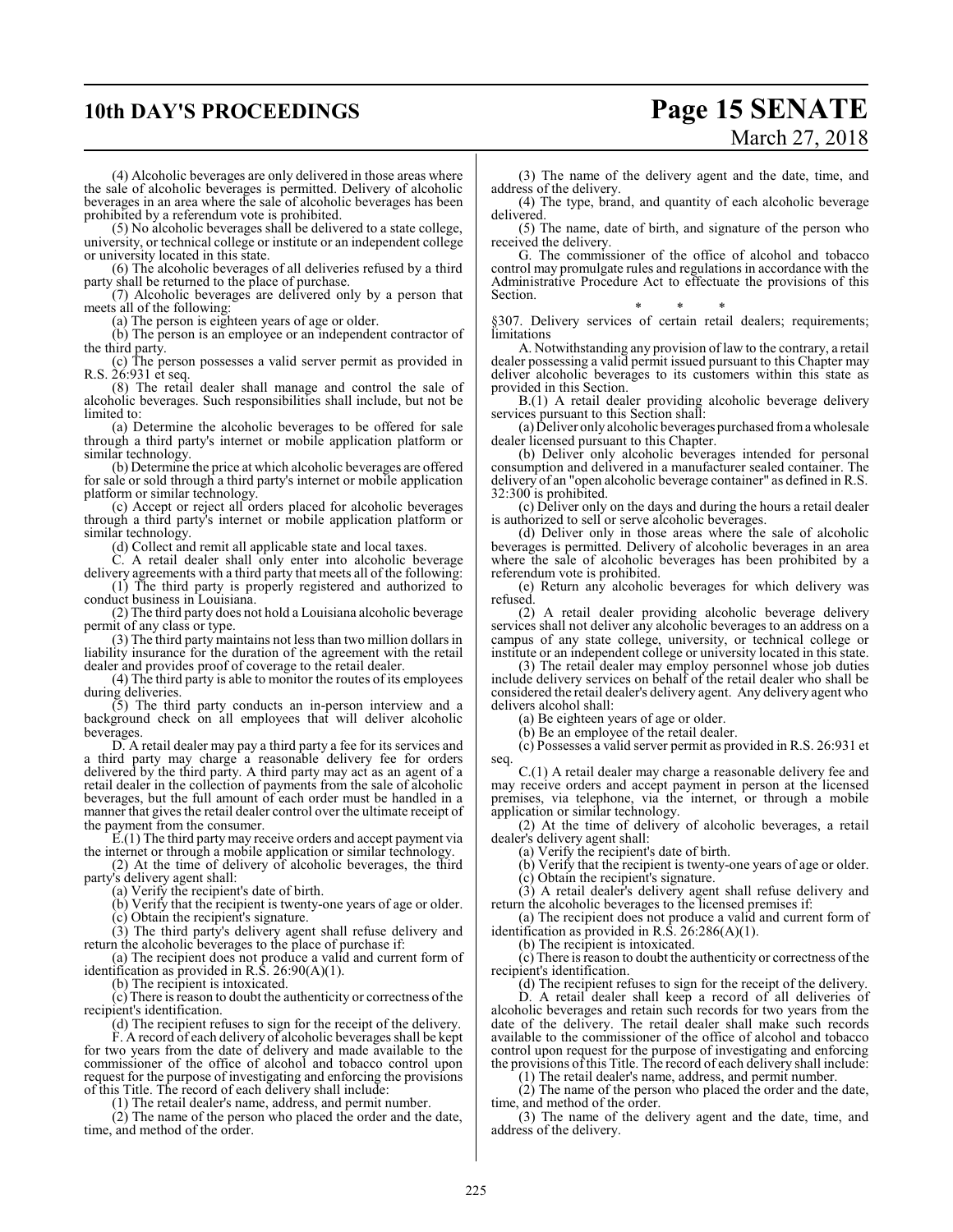(4) Alcoholic beverages are only delivered in those areas where the sale of alcoholic beverages is permitted. Delivery of alcoholic beverages in an area where the sale of alcoholic beverages has been prohibited by a referendum vote is prohibited.

(5) No alcoholic beverages shall be delivered to a state college, university, or technical college or institute or an independent college or university located in this state.

(6) The alcoholic beverages of all deliveries refused by a third party shall be returned to the place of purchase.

(7) Alcoholic beverages are delivered only by a person that meets all of the following:

(a) The person is eighteen years of age or older.

(b) The person is an employee or an independent contractor of the third party.

(c) The person possesses a valid server permit as provided in R.S. 26:931 et seq.

(8) The retail dealer shall manage and control the sale of alcoholic beverages. Such responsibilities shall include, but not be limited to:

(a) Determine the alcoholic beverages to be offered for sale through a third party's internet or mobile application platform or similar technology.

(b) Determine the price at which alcoholic beverages are offered for sale or sold through a third party's internet or mobile application platform or similar technology.

(c) Accept or reject all orders placed for alcoholic beverages through a third party's internet or mobile application platform or similar technology.

(d) Collect and remit all applicable state and local taxes.

C. A retail dealer shall only enter into alcoholic beverage delivery agreements with a third party that meets all of the following:

(1) The third party is properly registered and authorized to conduct business in Louisiana.

(2) The third party does not hold a Louisiana alcoholic beverage permit of any class or type.

(3) The third party maintains not less than two million dollars in liability insurance for the duration of the agreement with the retail dealer and provides proof of coverage to the retail dealer.

(4) The third party is able to monitor the routes of its employees during deliveries.

(5) The third party conducts an in-person interview and a background check on all employees that will deliver alcoholic beverages.

D. A retail dealer may pay a third party a fee for its services and a third party may charge a reasonable delivery fee for orders delivered by the third party. A third party may act as an agent of a retail dealer in the collection of payments from the sale of alcoholic beverages, but the full amount of each order must be handled in a manner that gives the retail dealer control over the ultimate receipt of the payment from the consumer.

E.(1) The third party may receive orders and accept payment via the internet or through a mobile application or similar technology.

(2) At the time of delivery of alcoholic beverages, the third party's delivery agent shall:

(a) Verify the recipient's date of birth.

(b) Verify that the recipient is twenty-one years of age or older.

(c) Obtain the recipient's signature.

(3) The third party's delivery agent shall refuse delivery and return the alcoholic beverages to the place of purchase if:

(a) The recipient does not produce a valid and current form of identification as provided in R.S. 26:90(A)(1).

(b) The recipient is intoxicated.

(c) There is reason to doubt the authenticity or correctness of the recipient's identification.

(d) The recipient refuses to sign for the receipt of the delivery.

F. A record of each delivery of alcoholic beverages shall be kept for two years from the date of delivery and made available to the commissioner of the office of alcohol and tobacco control upon request for the purpose of investigating and enforcing the provisions of this Title. The record of each delivery shall include:

(1) The retail dealer's name, address, and permit number.

(2) The name of the person who placed the order and the date, time, and method of the order.

(3) The name of the delivery agent and the date, time, and address of the delivery.

(4) The type, brand, and quantity of each alcoholic beverage delivered.

(5) The name, date of birth, and signature of the person who received the delivery.

G. The commissioner of the office of alcohol and tobacco control may promulgate rules and regulations in accordance with the Administrative Procedure Act to effectuate the provisions of this Section.

\* \* \*

§307. Delivery services of certain retail dealers; requirements; limitations

A. Notwithstanding any provision of law to the contrary, a retail dealer possessing a valid permit issued pursuant to this Chapter may deliver alcoholic beverages to its customers within this state as provided in this Section.

B.(1) A retail dealer providing alcoholic beverage delivery services pursuant to this Section shall:

(a) Deliver only alcoholic beverages purchased from a wholesale dealer licensed pursuant to this Chapter.

(b) Deliver only alcoholic beverages intended for personal consumption and delivered in a manufacturer sealed container. The delivery of an "open alcoholic beverage container" as defined in R.S. 32:300 is prohibited.

(c) Deliver only on the days and during the hours a retail dealer is authorized to sell or serve alcoholic beverages.

(d) Deliver only in those areas where the sale of alcoholic beverages is permitted. Delivery of alcoholic beverages in an area where the sale of alcoholic beverages has been prohibited by a referendum vote is prohibited.

(e) Return any alcoholic beverages for which delivery was refused.

(2) A retail dealer providing alcoholic beverage delivery services shall not deliver any alcoholic beverages to an address on a campus of any state college, university, or technical college or institute or an independent college or university located in this state.

(3) The retail dealer may employ personnel whose job duties include delivery services on behalf of the retail dealer who shall be considered the retail dealer's delivery agent. Any delivery agent who delivers alcohol shall:

(a) Be eighteen years of age or older.

(b) Be an employee of the retail dealer.

(c) Possesses a valid server permit as provided in R.S. 26:931 et seq.

C.(1) A retail dealer may charge a reasonable delivery fee and may receive orders and accept payment in person at the licensed premises, via telephone, via the internet, or through a mobile application or similar technology.

(2) At the time of delivery of alcoholic beverages, a retail dealer's delivery agent shall:

(a) Verify the recipient's date of birth.

(b) Verify that the recipient is twenty-one years of age or older.

(c) Obtain the recipient's signature.

(3) A retail dealer's delivery agent shall refuse delivery and return the alcoholic beverages to the licensed premises if:

(a) The recipient does not produce a valid and current form of identification as provided in R.S. 26:286(A)(1).

(b) The recipient is intoxicated.

(c) There is reason to doubt the authenticity or correctness of the recipient's identification.

(d) The recipient refuses to sign for the receipt of the delivery.

D. A retail dealer shall keep a record of all deliveries of alcoholic beverages and retain such records for two years from the date of the delivery. The retail dealer shall make such records available to the commissioner of the office of alcohol and tobacco control upon request for the purpose of investigating and enforcing the provisions of this Title. The record of each delivery shall include:

(1) The retail dealer's name, address, and permit number.

(2) The name of the person who placed the order and the date, time, and method of the order.

(3) The name of the delivery agent and the date, time, and address of the delivery.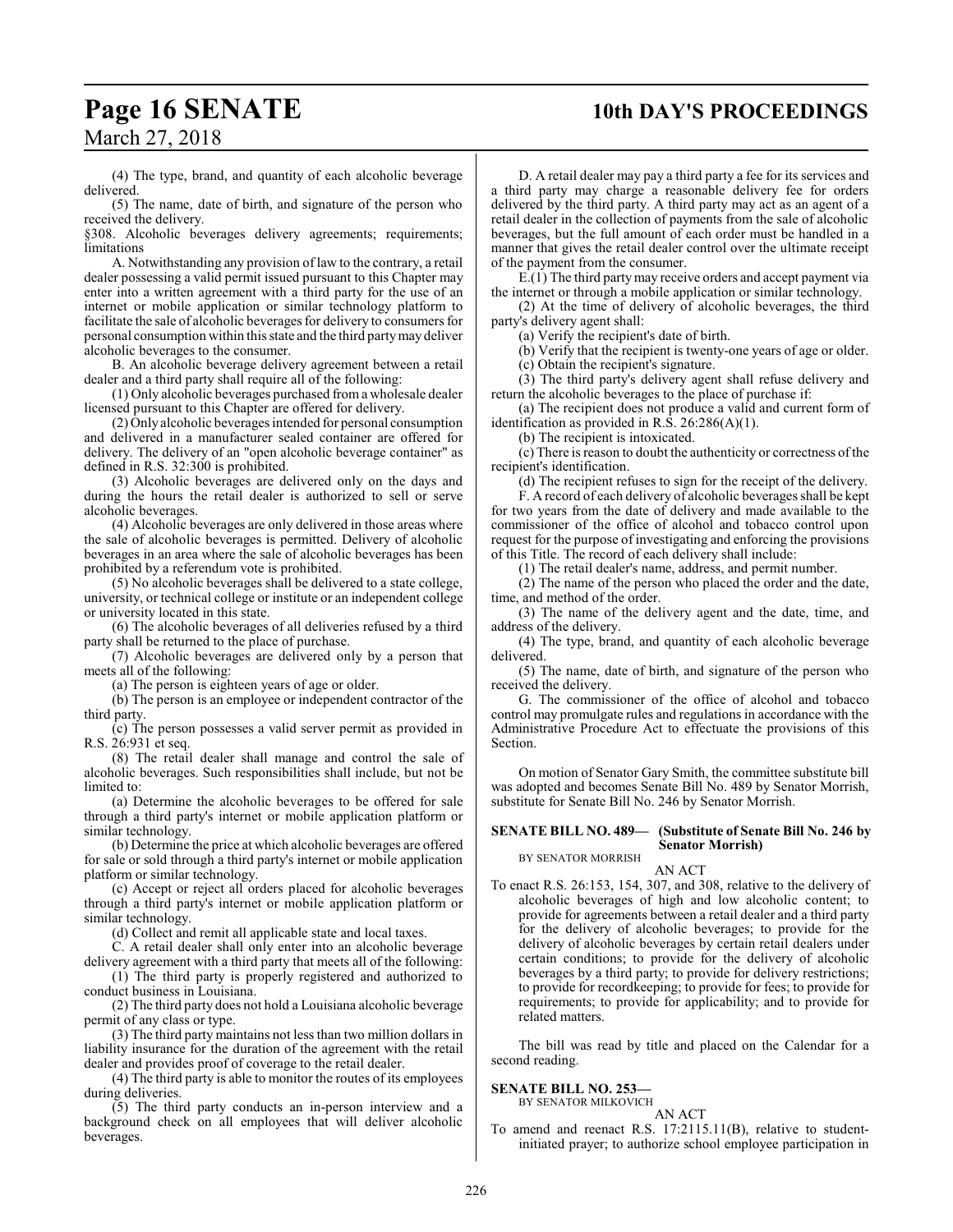(4) The type, brand, and quantity of each alcoholic beverage delivered.

(5) The name, date of birth, and signature of the person who received the delivery.

§308. Alcoholic beverages delivery agreements; requirements; limitations

A. Notwithstanding any provision of law to the contrary, a retail dealer possessing a valid permit issued pursuant to this Chapter may enter into a written agreement with a third party for the use of an internet or mobile application or similar technology platform to facilitate the sale of alcoholic beverages for delivery to consumers for personal consumption within this state and the third party may deliver alcoholic beverages to the consumer.

B. An alcoholic beverage delivery agreement between a retail dealer and a third party shall require all of the following:

(1) Only alcoholic beverages purchased from a wholesale dealer licensed pursuant to this Chapter are offered for delivery.

(2) Only alcoholic beverages intended for personal consumption and delivered in a manufacturer sealed container are offered for delivery. The delivery of an "open alcoholic beverage container" as defined in R.S. 32:300 is prohibited.

(3) Alcoholic beverages are delivered only on the days and during the hours the retail dealer is authorized to sell or serve alcoholic beverages.

(4) Alcoholic beverages are only delivered in those areas where the sale of alcoholic beverages is permitted. Delivery of alcoholic beverages in an area where the sale of alcoholic beverages has been prohibited by a referendum vote is prohibited.

(5) No alcoholic beverages shall be delivered to a state college, university, or technical college or institute or an independent college or university located in this state.

(6) The alcoholic beverages of all deliveries refused by a third party shall be returned to the place of purchase.

(7) Alcoholic beverages are delivered only by a person that meets all of the following:

(a) The person is eighteen years of age or older.

(b) The person is an employee or independent contractor of the third party.

(c) The person possesses a valid server permit as provided in R.S. 26:931 et seq.

(8) The retail dealer shall manage and control the sale of alcoholic beverages. Such responsibilities shall include, but not be limited to:

(a) Determine the alcoholic beverages to be offered for sale through a third party's internet or mobile application platform or similar technology.

(b) Determine the price at which alcoholic beverages are offered for sale or sold through a third party's internet or mobile application platform or similar technology.

(c) Accept or reject all orders placed for alcoholic beverages through a third party's internet or mobile application platform or similar technology.

(d) Collect and remit all applicable state and local taxes.

C. A retail dealer shall only enter into an alcoholic beverage delivery agreement with a third party that meets all of the following:

(1) The third party is properly registered and authorized to conduct business in Louisiana.

(2) The third party does not hold a Louisiana alcoholic beverage permit of any class or type.

(3) The third party maintains not less than two million dollars in liability insurance for the duration of the agreement with the retail dealer and provides proof of coverage to the retail dealer.

(4) The third party is able to monitor the routes of its employees during deliveries.

(5) The third party conducts an in-person interview and a background check on all employees that will deliver alcoholic beverages.

D. A retail dealer may pay a third party a fee for its services and a third party may charge a reasonable delivery fee for orders delivered by the third party. A third party may act as an agent of a retail dealer in the collection of payments from the sale of alcoholic beverages, but the full amount of each order must be handled in a manner that gives the retail dealer control over the ultimate receipt of the payment from the consumer.

E.(1) The third party may receive orders and accept payment via the internet or through a mobile application or similar technology.

(2) At the time of delivery of alcoholic beverages, the third party's delivery agent shall:

(a) Verify the recipient's date of birth.

(b) Verify that the recipient is twenty-one years of age or older.

(c) Obtain the recipient's signature.

(3) The third party's delivery agent shall refuse delivery and return the alcoholic beverages to the place of purchase if:

(a) The recipient does not produce a valid and current form of identification as provided in R.S. 26:286(A)(1).

(b) The recipient is intoxicated.

(c) There is reason to doubt the authenticity or correctness of the recipient's identification.

(d) The recipient refuses to sign for the receipt of the delivery.

F. A record of each delivery of alcoholic beverages shall be kept for two years from the date of delivery and made available to the commissioner of the office of alcohol and tobacco control upon request for the purpose of investigating and enforcing the provisions of this Title. The record of each delivery shall include:

(1) The retail dealer's name, address, and permit number.

(2) The name of the person who placed the order and the date, time, and method of the order.

(3) The name of the delivery agent and the date, time, and address of the delivery.

(4) The type, brand, and quantity of each alcoholic beverage delivered.

(5) The name, date of birth, and signature of the person who received the delivery.

G. The commissioner of the office of alcohol and tobacco control may promulgate rules and regulations in accordance with the Administrative Procedure Act to effectuate the provisions of this Section.

On motion of Senator Gary Smith, the committee substitute bill was adopted and becomes Senate Bill No. 489 by Senator Morrish, substitute for Senate Bill No. 246 by Senator Morrish.

**SENATE BILL NO. 489— (Substitute of Senate Bill No. 246 by Senator Morrish)**
BY SENATOR MORRISH

AN ACT

To enact R.S. 26:153, 154, 307, and 308, relative to the delivery of alcoholic beverages of high and low alcoholic content; to provide for agreements between a retail dealer and a third party for the delivery of alcoholic beverages; to provide for the delivery of alcoholic beverages by certain retail dealers under certain conditions; to provide for the delivery of alcoholic beverages by a third party; to provide for delivery restrictions; to provide for recordkeeping; to provide for fees; to provide for requirements; to provide for applicability; and to provide for related matters.

The bill was read by title and placed on the Calendar for a second reading.

**SENATE BILL NO. 253—**
BY SENATOR MILKOVICH

AN ACT

To amend and reenact R.S. 17:2115.11(B), relative to student-initiated prayer; to authorize school employee participation in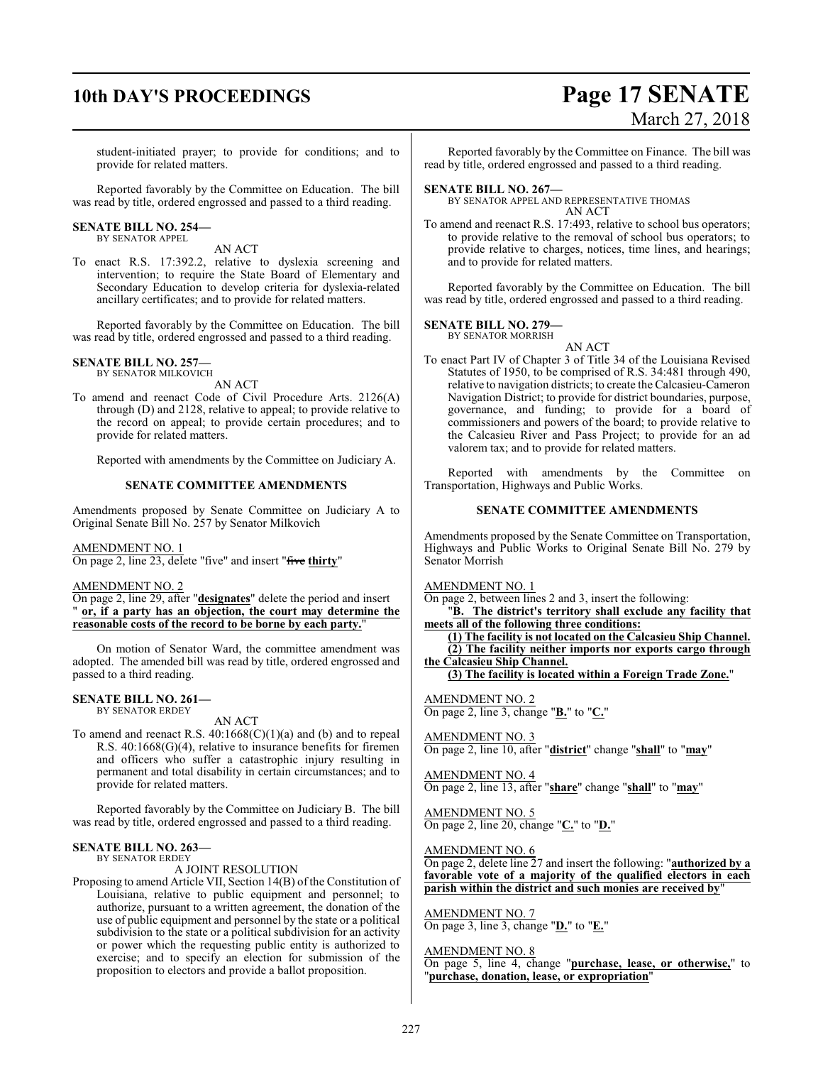student-initiated prayer; to provide for conditions; and to provide for related matters.

Reported favorably by the Committee on Education. The bill was read by title, ordered engrossed and passed to a third reading.

**SENATE BILL NO. 254—**
BY SENATOR APPEL

AN ACT

To enact R.S. 17:392.2, relative to dyslexia screening and intervention; to require the State Board of Elementary and Secondary Education to develop criteria for dyslexia-related ancillary certificates; and to provide for related matters.

Reported favorably by the Committee on Education. The bill was read by title, ordered engrossed and passed to a third reading.

**SENATE BILL NO. 257—**
BY SENATOR MILKOVICH

AN ACT

To amend and reenact Code of Civil Procedure Arts. 2126(A) through (D) and 2128, relative to appeal; to provide relative to the record on appeal; to provide certain procedures; and to provide for related matters.

Reported with amendments by the Committee on Judiciary A.

**SENATE COMMITTEE AMENDMENTS**

Amendments proposed by Senate Committee on Judiciary A to Original Senate Bill No. 257 by Senator Milkovich

AMENDMENT NO. 1
On page 2, line 23, delete "five" and insert "~~five~~ **thirty**"

AMENDMENT NO. 2
On page 2, line 29, after "**designates**" delete the period and insert " **or, if a party has an objection, the court may determine the reasonable costs of the record to be borne by each party.**"

On motion of Senator Ward, the committee amendment was adopted. The amended bill was read by title, ordered engrossed and passed to a third reading.

**SENATE BILL NO. 261—**
BY SENATOR ERDEY

AN ACT

To amend and reenact R.S. 40:1668(C)(1)(a) and (b) and to repeal R.S. 40:1668(G)(4), relative to insurance benefits for firemen and officers who suffer a catastrophic injury resulting in permanent and total disability in certain circumstances; and to provide for related matters.

Reported favorably by the Committee on Judiciary B. The bill was read by title, ordered engrossed and passed to a third reading.

**SENATE BILL NO. 263—**
BY SENATOR ERDEY

A JOINT RESOLUTION

Proposing to amend Article VII, Section 14(B) of the Constitution of Louisiana, relative to public equipment and personnel; to authorize, pursuant to a written agreement, the donation of the use of public equipment and personnel by the state or a political subdivision to the state or a political subdivision for an activity or power which the requesting public entity is authorized to exercise; and to specify an election for submission of the proposition to electors and provide a ballot proposition.

Reported favorably by the Committee on Finance. The bill was read by title, ordered engrossed and passed to a third reading.

**SENATE BILL NO. 267—**
BY SENATOR APPEL AND REPRESENTATIVE THOMAS

AN ACT

To amend and reenact R.S. 17:493, relative to school bus operators; to provide relative to the removal of school bus operators; to provide relative to charges, notices, time lines, and hearings; and to provide for related matters.

Reported favorably by the Committee on Education. The bill was read by title, ordered engrossed and passed to a third reading.

**SENATE BILL NO. 279—**
BY SENATOR MORRISH

AN ACT

To enact Part IV of Chapter 3 of Title 34 of the Louisiana Revised Statutes of 1950, to be comprised of R.S. 34:481 through 490, relative to navigation districts; to create the Calcasieu-Cameron Navigation District; to provide for district boundaries, purpose, governance, and funding; to provide for a board of commissioners and powers of the board; to provide relative to the Calcasieu River and Pass Project; to provide for an ad valorem tax; and to provide for related matters.

Reported with amendments by the Committee on Transportation, Highways and Public Works.

**SENATE COMMITTEE AMENDMENTS**

Amendments proposed by the Senate Committee on Transportation, Highways and Public Works to Original Senate Bill No. 279 by Senator Morrish

AMENDMENT NO. 1
On page 2, between lines 2 and 3, insert the following:

"**B. The district's territory shall exclude any facility that meets all of the following three conditions:**

**(1) The facility is not located on the Calcasieu Ship Channel.**

**(2) The facility neither imports nor exports cargo through the Calcasieu Ship Channel.**

**(3) The facility is located within a Foreign Trade Zone.**"

AMENDMENT NO. 2
On page 2, line 3, change "**B.**" to "**C.**"

AMENDMENT NO. 3
On page 2, line 10, after "**district**" change "**shall**" to "**may**"

AMENDMENT NO. 4
On page 2, line 13, after "**share**" change "**shall**" to "**may**"

AMENDMENT NO. 5
On page 2, line 20, change "**C.**" to "**D.**"

AMENDMENT NO. 6
On page 2, delete line 27 and insert the following: "**authorized by a favorable vote of a majority of the qualified electors in each parish within the district and such monies are received by**"

AMENDMENT NO. 7
On page 3, line 3, change "**D.**" to "**E.**"

AMENDMENT NO. 8
On page 5, line 4, change "**purchase, lease, or otherwise,**" to "**purchase, donation, lease, or expropriation**"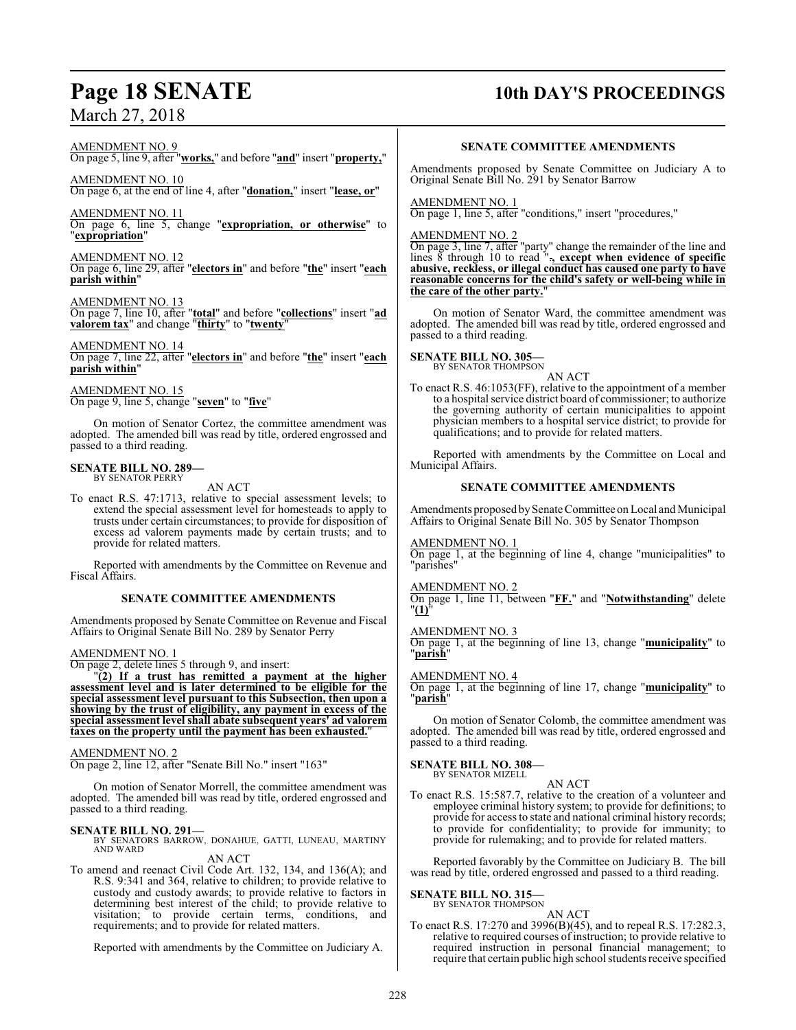AMENDMENT NO. 9
On page 5, line 9, after "**works,**" and before "**and**" insert "**property,**"

AMENDMENT NO. 10
On page 6, at the end of line 4, after "**donation,**" insert "**lease, or**"

AMENDMENT NO. 11
On page 6, line 5, change "**expropriation, or otherwise**" to "**expropriation**"

AMENDMENT NO. 12
On page 6, line 29, after "**electors in**" and before "**the**" insert "**each parish within**"

AMENDMENT NO. 13
On page 7, line 10, after "**total**" and before "**collections**" insert "**ad valorem tax**" and change "**thirty**" to "**twenty**"

AMENDMENT NO. 14
On page 7, line 22, after "**electors in**" and before "**the**" insert "**each parish within**"

AMENDMENT NO. 15
On page 9, line 5, change "**seven**" to "**five**"

On motion of Senator Cortez, the committee amendment was adopted. The amended bill was read by title, ordered engrossed and passed to a third reading.

**SENATE BILL NO. 289—**
BY SENATOR PERRY

AN ACT

To enact R.S. 47:1713, relative to special assessment levels; to extend the special assessment level for homesteads to apply to trusts under certain circumstances; to provide for disposition of excess ad valorem payments made by certain trusts; and to provide for related matters.

Reported with amendments by the Committee on Revenue and Fiscal Affairs.

**SENATE COMMITTEE AMENDMENTS**

Amendments proposed by Senate Committee on Revenue and Fiscal Affairs to Original Senate Bill No. 289 by Senator Perry

AMENDMENT NO. 1
On page 2, delete lines 5 through 9, and insert:
"**(2) If a trust has remitted a payment at the higher assessment level and is later determined to be eligible for the special assessment level pursuant to this Subsection, then upon a showing by the trust of eligibility, any payment in excess of the special assessment level shall abate subsequent years' ad valorem taxes on the property until the payment has been exhausted.**"

AMENDMENT NO. 2
On page 2, line 12, after "Senate Bill No." insert "163"

On motion of Senator Morrell, the committee amendment was adopted. The amended bill was read by title, ordered engrossed and passed to a third reading.

**SENATE BILL NO. 291—**
BY SENATORS BARROW, DONAHUE, GATTI, LUNEAU, MARTINY AND WARD

AN ACT

To amend and reenact Civil Code Art. 132, 134, and 136(A); and R.S. 9:341 and 364, relative to children; to provide relative to custody and custody awards; to provide relative to factors in determining best interest of the child; to provide relative to visitation; to provide certain terms, conditions, and requirements; and to provide for related matters.

Reported with amendments by the Committee on Judiciary A.

**SENATE COMMITTEE AMENDMENTS**

Amendments proposed by Senate Committee on Judiciary A to Original Senate Bill No. 291 by Senator Barrow

AMENDMENT NO. 1
On page 1, line 5, after "conditions," insert "procedures,"

AMENDMENT NO. 2
On page 3, line 7, after "party" change the remainder of the line and lines 8 through 10 to read "~~.~~**, except when evidence of specific abusive, reckless, or illegal conduct has caused one party to have reasonable concerns for the child's safety or well-being while in the care of the other party.**"

On motion of Senator Ward, the committee amendment was adopted. The amended bill was read by title, ordered engrossed and passed to a third reading.

**SENATE BILL NO. 305—**
BY SENATOR THOMPSON

AN ACT

To enact R.S. 46:1053(FF), relative to the appointment of a member to a hospital service district board of commissioner; to authorize the governing authority of certain municipalities to appoint physician members to a hospital service district; to provide for qualifications; and to provide for related matters.

Reported with amendments by the Committee on Local and Municipal Affairs.

**SENATE COMMITTEE AMENDMENTS**

Amendments proposed by Senate Committee on Local and Municipal Affairs to Original Senate Bill No. 305 by Senator Thompson

AMENDMENT NO. 1
On page 1, at the beginning of line 4, change "municipalities" to "parishes"

AMENDMENT NO. 2
On page 1, line 11, between "**FF.**" and "**Notwithstanding**" delete "**(1)**"

AMENDMENT NO. 3
On page 1, at the beginning of line 13, change "**municipality**" to "**parish**"

AMENDMENT NO. 4
On page 1, at the beginning of line 17, change "**municipality**" to "**parish**"

On motion of Senator Colomb, the committee amendment was adopted. The amended bill was read by title, ordered engrossed and passed to a third reading.

**SENATE BILL NO. 308—**
BY SENATOR MIZELL

AN ACT

To enact R.S. 15:587.7, relative to the creation of a volunteer and employee criminal history system; to provide for definitions; to provide for access to state and national criminal history records; to provide for confidentiality; to provide for immunity; to provide for rulemaking; and to provide for related matters.

Reported favorably by the Committee on Judiciary B. The bill was read by title, ordered engrossed and passed to a third reading.

**SENATE BILL NO. 315—**
BY SENATOR THOMPSON

AN ACT

To enact R.S. 17:270 and 3996(B)(45), and to repeal R.S. 17:282.3, relative to required courses of instruction; to provide relative to required instruction in personal financial management; to require that certain public high school students receive specified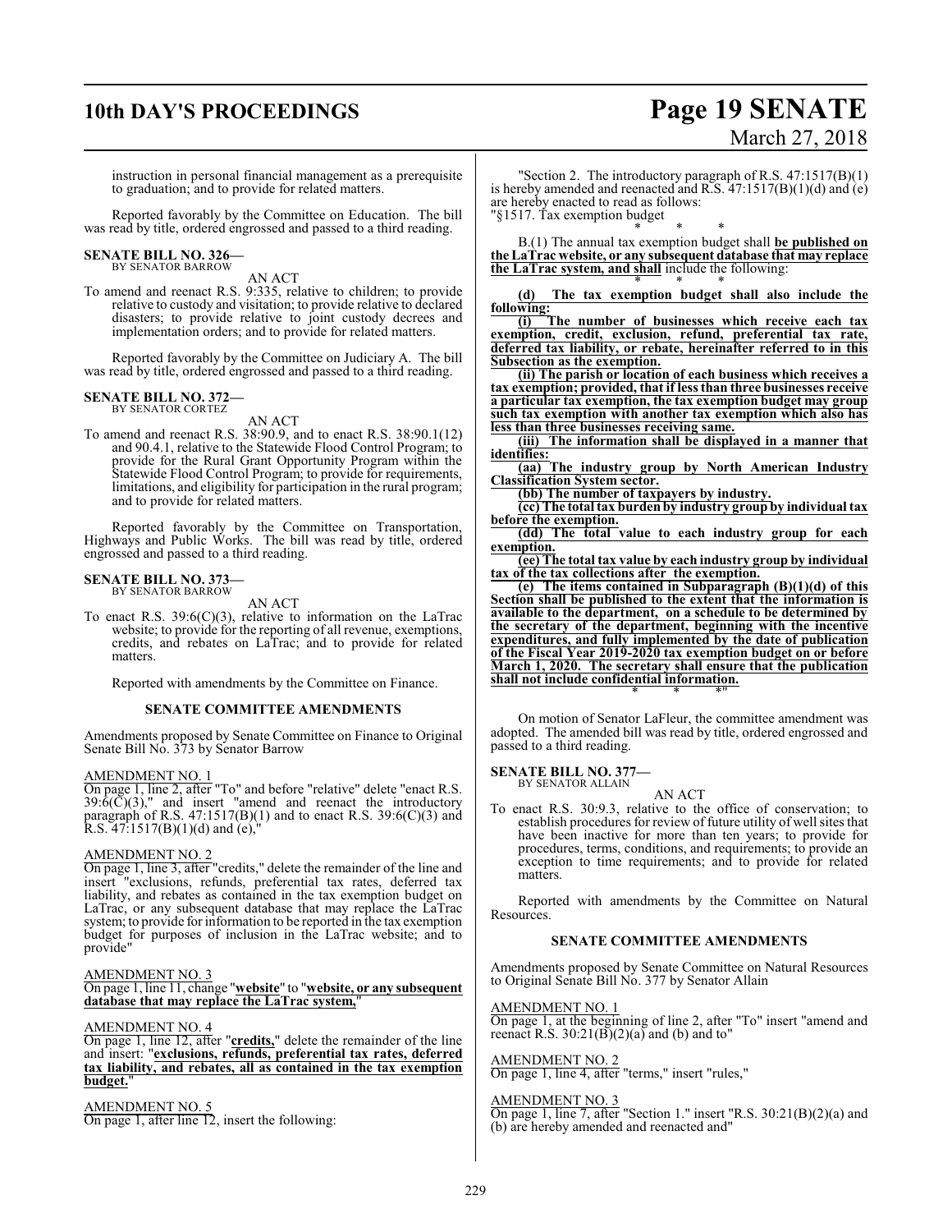instruction in personal financial management as a prerequisite to graduation; and to provide for related matters.

Reported favorably by the Committee on Education. The bill was read by title, ordered engrossed and passed to a third reading.

**SENATE BILL NO. 326—**
BY SENATOR BARROW

AN ACT

To amend and reenact R.S. 9:335, relative to children; to provide relative to custody and visitation; to provide relative to declared disasters; to provide relative to joint custody decrees and implementation orders; and to provide for related matters.

Reported favorably by the Committee on Judiciary A. The bill was read by title, ordered engrossed and passed to a third reading.

**SENATE BILL NO. 372—**
BY SENATOR CORTEZ

AN ACT

To amend and reenact R.S. 38:90.9, and to enact R.S. 38:90.1(12) and 90.4.1, relative to the Statewide Flood Control Program; to provide for the Rural Grant Opportunity Program within the Statewide Flood Control Program; to provide for requirements, limitations, and eligibility for participation in the rural program; and to provide for related matters.

Reported favorably by the Committee on Transportation, Highways and Public Works. The bill was read by title, ordered engrossed and passed to a third reading.

**SENATE BILL NO. 373—**
BY SENATOR BARROW

AN ACT

To enact R.S. 39:6(C)(3), relative to information on the LaTrac website; to provide for the reporting of all revenue, exemptions, credits, and rebates on LaTrac; and to provide for related matters.

Reported with amendments by the Committee on Finance.

**SENATE COMMITTEE AMENDMENTS**

Amendments proposed by Senate Committee on Finance to Original Senate Bill No. 373 by Senator Barrow

AMENDMENT NO. 1
On page 1, line 2, after "To" and before "relative" delete "enact R.S. 39:6(C)(3)," and insert "amend and reenact the introductory paragraph of R.S. 47:1517(B)(1) and to enact R.S. 39:6(C)(3) and R.S. 47:1517(B)(1)(d) and (e),"

AMENDMENT NO. 2
On page 1, line 3, after "credits," delete the remainder of the line and insert "exclusions, refunds, preferential tax rates, deferred tax liability, and rebates as contained in the tax exemption budget on LaTrac, or any subsequent database that may replace the LaTrac system; to provide for information to be reported in the tax exemption budget for purposes of inclusion in the LaTrac website; and to provide"

AMENDMENT NO. 3
On page 1, line 11, change "**website**" to "**website, or any subsequent database that may replace the LaTrac system,**"

AMENDMENT NO. 4
On page 1, line 12, after "**credits,**" delete the remainder of the line and insert: "**exclusions, refunds, preferential tax rates, deferred tax liability, and rebates, all as contained in the tax exemption budget.**"

AMENDMENT NO. 5
On page 1, after line 12, insert the following:

"Section 2. The introductory paragraph of R.S. 47:1517(B)(1) is hereby amended and reenacted and R.S. 47:1517(B)(1)(d) and (e) are hereby enacted to read as follows:
"§1517. Tax exemption budget

\* \* \*

B.(1) The annual tax exemption budget shall **be published on the LaTrac website, or any subsequent database that may replace the LaTrac system, and shall** include the following:

\* \* \*

**(d) The tax exemption budget shall also include the following:**

**(i) The number of businesses which receive each tax exemption, credit, exclusion, refund, preferential tax rate, deferred tax liability, or rebate, hereinafter referred to in this Subsection as the exemption.**

**(ii) The parish or location of each business which receives a tax exemption; provided, that if less than three businesses receive a particular tax exemption, the tax exemption budget may group such tax exemption with another tax exemption which also has less than three businesses receiving same.**

**(iii) The information shall be displayed in a manner that identifies:**

**(aa) The industry group by North American Industry Classification System sector.**

**(bb) The number of taxpayers by industry.**

**(cc) The total tax burden by industry group by individual tax before the exemption.**

**(dd) The total value to each industry group for each exemption.**

**(ee) The total tax value by each industry group by individual tax of the tax collections after the exemption.**

**(e) The items contained in Subparagraph (B)(1)(d) of this Section shall be published to the extent that the information is available to the department, on a schedule to be determined by the secretary of the department, beginning with the incentive expenditures, and fully implemented by the date of publication of the Fiscal Year 2019-2020 tax exemption budget on or before March 1, 2020. The secretary shall ensure that the publication shall not include confidential information.**

\* \* \*"

On motion of Senator LaFleur, the committee amendment was adopted. The amended bill was read by title, ordered engrossed and passed to a third reading.

**SENATE BILL NO. 377—**
BY SENATOR ALLAIN

AN ACT

To enact R.S. 30:9.3, relative to the office of conservation; to establish procedures for review of future utility of well sites that have been inactive for more than ten years; to provide for procedures, terms, conditions, and requirements; to provide an exception to time requirements; and to provide for related matters.

Reported with amendments by the Committee on Natural Resources.

**SENATE COMMITTEE AMENDMENTS**

Amendments proposed by Senate Committee on Natural Resources to Original Senate Bill No. 377 by Senator Allain

AMENDMENT NO. 1
On page 1, at the beginning of line 2, after "To" insert "amend and reenact R.S. 30:21(B)(2)(a) and (b) and to"

AMENDMENT NO. 2
On page 1, line 4, after "terms," insert "rules,"

AMENDMENT NO. 3
On page 1, line 7, after "Section 1." insert "R.S. 30:21(B)(2)(a) and (b) are hereby amended and reenacted and"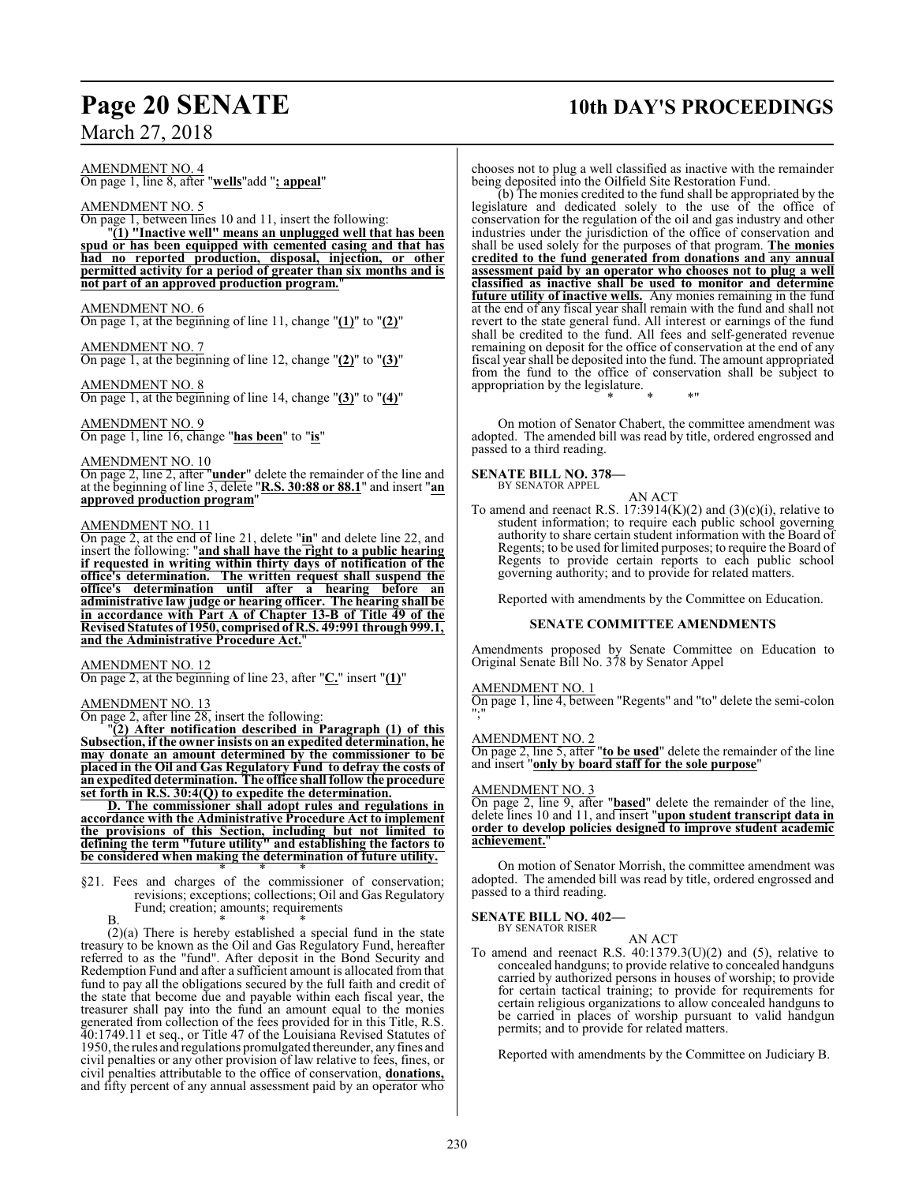AMENDMENT NO. 4

On page 1, line 8, after "**wells**"add "**; appeal**"

AMENDMENT NO. 5

On page 1, between lines 10 and 11, insert the following:

"**(1) "Inactive well" means an unplugged well that has been spud or has been equipped with cemented casing and that has had no reported production, disposal, injection, or other permitted activity for a period of greater than six months and is not part of an approved production program.**"

AMENDMENT NO. 6

On page 1, at the beginning of line 11, change "**(1)**" to "**(2)**"

AMENDMENT NO. 7

On page 1, at the beginning of line 12, change "**(2)**" to "**(3)**"

AMENDMENT NO. 8

On page 1, at the beginning of line 14, change "**(3)**" to "**(4)**"

AMENDMENT NO. 9

On page 1, line 16, change "**has been**" to "**is**"

AMENDMENT NO. 10

On page 2, line 2, after "**under**" delete the remainder of the line and at the beginning of line 3, delete "**R.S. 30:88 or 88.1**" and insert "**an approved production program**"

AMENDMENT NO. 11

On page 2, at the end of line 21, delete "**in**" and delete line 22, and insert the following: "**and shall have the right to a public hearing if requested in writing within thirty days of notification of the office's determination. The written request shall suspend the office's determination until after a hearing before an administrative law judge or hearing officer. The hearing shall be in accordance with Part A of Chapter 13-B of Title 49 of the Revised Statutes of 1950, comprised of R.S. 49:991 through 999.1, and the Administrative Procedure Act.**"

AMENDMENT NO. 12

On page 2, at the beginning of line 23, after "**C.**" insert "**(1)**"

AMENDMENT NO. 13

On page 2, after line 28, insert the following:

"**(2) After notification described in Paragraph (1) of this Subsection, if the owner insists on an expedited determination, he may donate an amount determined by the commissioner to be placed in the Oil and Gas Regulatory Fund to defray the costs of an expedited determination. The office shall follow the procedure set forth in R.S. 30:4(Q) to expedite the determination.**

**D. The commissioner shall adopt rules and regulations in accordance with the Administrative Procedure Act to implement the provisions of this Section, including but not limited to defining the term "future utility" and establishing the factors to be considered when making the determination of future utility.**

\* \* \*

§21. Fees and charges of the commissioner of conservation; revisions; exceptions; collections; Oil and Gas Regulatory Fund; creation; amounts; requirements

B. \* \* \*

(2)(a) There is hereby established a special fund in the state treasury to be known as the Oil and Gas Regulatory Fund, hereafter referred to as the "fund". After deposit in the Bond Security and Redemption Fund and after a sufficient amount is allocated from that fund to pay all the obligations secured by the full faith and credit of the state that become due and payable within each fiscal year, the treasurer shall pay into the fund an amount equal to the monies generated from collection of the fees provided for in this Title, R.S. 40:1749.11 et seq., or Title 47 of the Louisiana Revised Statutes of 1950, the rules and regulations promulgated thereunder, any fines and civil penalties or any other provision of law relative to fees, fines, or civil penalties attributable to the office of conservation, **donations,** and fifty percent of any annual assessment paid by an operator who chooses not to plug a well classified as inactive with the remainder being deposited into the Oilfield Site Restoration Fund.

(b) The monies credited to the fund shall be appropriated by the legislature and dedicated solely to the use of the office of conservation for the regulation of the oil and gas industry and other industries under the jurisdiction of the office of conservation and shall be used solely for the purposes of that program. **The monies credited to the fund generated from donations and any annual assessment paid by an operator who chooses not to plug a well classified as inactive shall be used to monitor and determine future utility of inactive wells.** Any monies remaining in the fund at the end of any fiscal year shall remain with the fund and shall not revert to the state general fund. All interest or earnings of the fund shall be credited to the fund. All fees and self-generated revenue remaining on deposit for the office of conservation at the end of any fiscal year shall be deposited into the fund. The amount appropriated from the fund to the office of conservation shall be subject to appropriation by the legislature.

\* \* \*"

On motion of Senator Chabert, the committee amendment was adopted. The amended bill was read by title, ordered engrossed and passed to a third reading.

**SENATE BILL NO. 378—**
BY SENATOR APPEL

AN ACT

To amend and reenact R.S. 17:3914(K)(2) and (3)(c)(i), relative to student information; to require each public school governing authority to share certain student information with the Board of Regents; to be used for limited purposes; to require the Board of Regents to provide certain reports to each public school governing authority; and to provide for related matters.

Reported with amendments by the Committee on Education.

## SENATE COMMITTEE AMENDMENTS

Amendments proposed by Senate Committee on Education to Original Senate Bill No. 378 by Senator Appel

AMENDMENT NO. 1

On page 1, line 4, between "Regents" and "to" delete the semi-colon ";"

AMENDMENT NO. 2

On page 2, line 5, after "**to be used**" delete the remainder of the line and insert "**only by board staff for the sole purpose**"

AMENDMENT NO. 3

On page 2, line 9, after "**based**" delete the remainder of the line, delete lines 10 and 11, and insert "**upon student transcript data in order to develop policies designed to improve student academic achievement.**"

On motion of Senator Morrish, the committee amendment was adopted. The amended bill was read by title, ordered engrossed and passed to a third reading.

**SENATE BILL NO. 402—**
BY SENATOR RISER

AN ACT

To amend and reenact R.S. 40:1379.3(U)(2) and (5), relative to concealed handguns; to provide relative to concealed handguns carried by authorized persons in houses of worship; to provide for certain tactical training; to provide for requirements for certain religious organizations to allow concealed handguns to be carried in places of worship pursuant to valid handgun permits; and to provide for related matters.

Reported with amendments by the Committee on Judiciary B.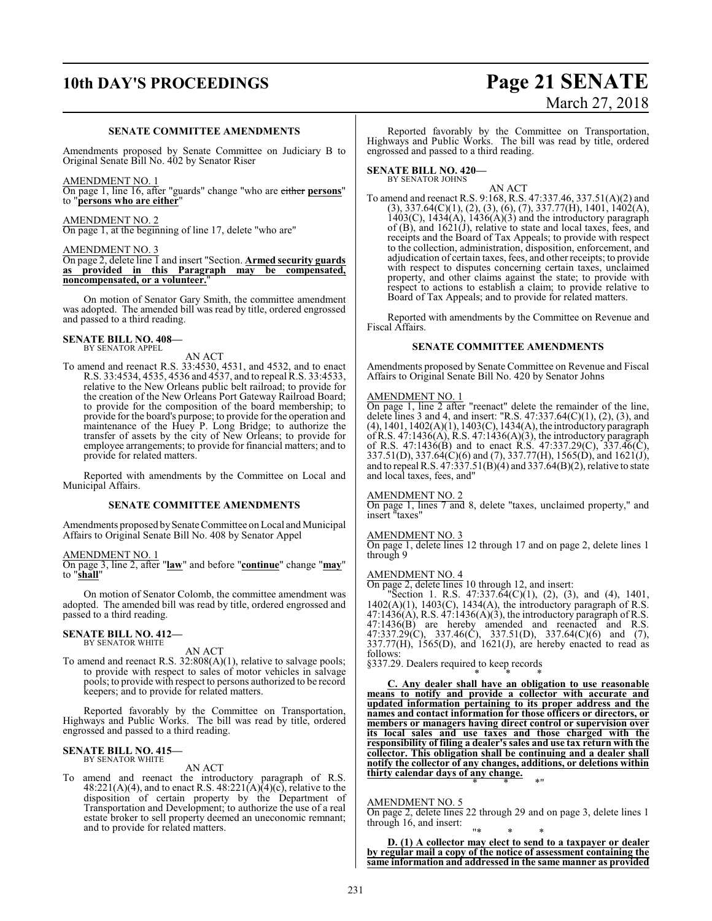### SENATE COMMITTEE AMENDMENTS

Amendments proposed by Senate Committee on Judiciary B to Original Senate Bill No. 402 by Senator Riser

AMENDMENT NO. 1
On page 1, line 16, after "guards" change "who are ~~either~~ **persons**" to "**persons who are either**"

AMENDMENT NO. 2
On page 1, at the beginning of line 17, delete "who are"

AMENDMENT NO. 3
On page 2, delete line 1 and insert "Section. **Armed security guards as provided in this Paragraph may be compensated, noncompensated, or a volunteer.**"

On motion of Senator Gary Smith, the committee amendment was adopted. The amended bill was read by title, ordered engrossed and passed to a third reading.

**SENATE BILL NO. 408—**
BY SENATOR APPEL

AN ACT

To amend and reenact R.S. 33:4530, 4531, and 4532, and to enact R.S. 33:4534, 4535, 4536 and 4537, and to repeal R.S. 33:4533, relative to the New Orleans public belt railroad; to provide for the creation of the New Orleans Port Gateway Railroad Board; to provide for the composition of the board membership; to provide for the board's purpose; to provide for the operation and maintenance of the Huey P. Long Bridge; to authorize the transfer of assets by the city of New Orleans; to provide for employee arrangements; to provide for financial matters; and to provide for related matters.

Reported with amendments by the Committee on Local and Municipal Affairs.

### SENATE COMMITTEE AMENDMENTS

Amendments proposed by Senate Committee on Local and Municipal Affairs to Original Senate Bill No. 408 by Senator Appel

AMENDMENT NO. 1
On page 3, line 2, after "**law**" and before "**continue**" change "**may**" to "**shall**"

On motion of Senator Colomb, the committee amendment was adopted. The amended bill was read by title, ordered engrossed and passed to a third reading.

**SENATE BILL NO. 412—**
BY SENATOR WHITE

AN ACT

To amend and reenact R.S. 32:808(A)(1), relative to salvage pools; to provide with respect to sales of motor vehicles in salvage pools; to provide with respect to persons authorized to be record keepers; and to provide for related matters.

Reported favorably by the Committee on Transportation, Highways and Public Works. The bill was read by title, ordered engrossed and passed to a third reading.

**SENATE BILL NO. 415—**
BY SENATOR WHITE

AN ACT

To amend and reenact the introductory paragraph of R.S. 48:221(A)(4), and to enact R.S. 48:221(A)(4)(c), relative to the disposition of certain property by the Department of Transportation and Development; to authorize the use of a real estate broker to sell property deemed an uneconomic remnant; and to provide for related matters.

Reported favorably by the Committee on Transportation, Highways and Public Works. The bill was read by title, ordered engrossed and passed to a third reading.

**SENATE BILL NO. 420—**
BY SENATOR JOHNS

AN ACT

To amend and reenact R.S. 9:168, R.S. 47:337.46, 337.51(A)(2) and (3), 337.64(C)(1), (2), (3), (6), (7), 337.77(H), 1401, 1402(A), 1403(C), 1434(A), 1436(A)(3) and the introductory paragraph of (B), and 1621(J), relative to state and local taxes, fees, and receipts and the Board of Tax Appeals; to provide with respect to the collection, administration, disposition, enforcement, and adjudication of certain taxes, fees, and other receipts; to provide with respect to disputes concerning certain taxes, unclaimed property, and other claims against the state; to provide with respect to actions to establish a claim; to provide relative to Board of Tax Appeals; and to provide for related matters.

Reported with amendments by the Committee on Revenue and Fiscal Affairs.

### SENATE COMMITTEE AMENDMENTS

Amendments proposed by Senate Committee on Revenue and Fiscal Affairs to Original Senate Bill No. 420 by Senator Johns

AMENDMENT NO. 1
On page 1, line 2 after "reenact" delete the remainder of the line, delete lines 3 and 4, and insert: "R.S. 47:337.64(C)(1), (2), (3), and (4), 1401, 1402(A)(1), 1403(C), 1434(A), the introductory paragraph of R.S. 47:1436(A), R.S. 47:1436(A)(3), the introductory paragraph of R.S. 47:1436(B) and to enact R.S. 47:337.29(C), 337.46(C), 337.51(D), 337.64(C)(6) and (7), 337.77(H), 1565(D), and 1621(J), and to repeal R.S. 47:337.51(B)(4) and 337.64(B)(2), relative to state and local taxes, fees, and"

AMENDMENT NO. 2
On page 1, lines 7 and 8, delete "taxes, unclaimed property," and insert "taxes"

AMENDMENT NO. 3
On page 1, delete lines 12 through 17 and on page 2, delete lines 1 through 9

AMENDMENT NO. 4
On page 2, delete lines 10 through 12, and insert:

"Section 1. R.S. 47:337.64(C)(1), (2), (3), and (4), 1401, 1402(A)(1), 1403(C), 1434(A), the introductory paragraph of R.S. 47:1436(A), R.S. 47:1436(A)(3), the introductory paragraph of R.S. 47:1436(B) are hereby amended and reenacted and R.S. 47:337.29(C), 337.46(C), 337.51(D), 337.64(C)(6) and (7), 337.77(H), 1565(D), and 1621(J), are hereby enacted to read as follows:

§337.29. Dealers required to keep records

\* \* \*

**C. Any dealer shall have an obligation to use reasonable means to notify and provide a collector with accurate and updated information pertaining to its proper address and the names and contact information for those officers or directors, or members or managers having direct control or supervision over its local sales and use taxes and those charged with the responsibility of filing a dealer's sales and use tax return with the collector. This obligation shall be continuing and a dealer shall notify the collector of any changes, additions, or deletions within thirty calendar days of any change.**

\* \* \*"

AMENDMENT NO. 5
On page 2, delete lines 22 through 29 and on page 3, delete lines 1 through 16, and insert:

"\* \* \*

**D. (1) A collector may elect to send to a taxpayer or dealer by regular mail a copy of the notice of assessment containing the same information and addressed in the same manner as provided**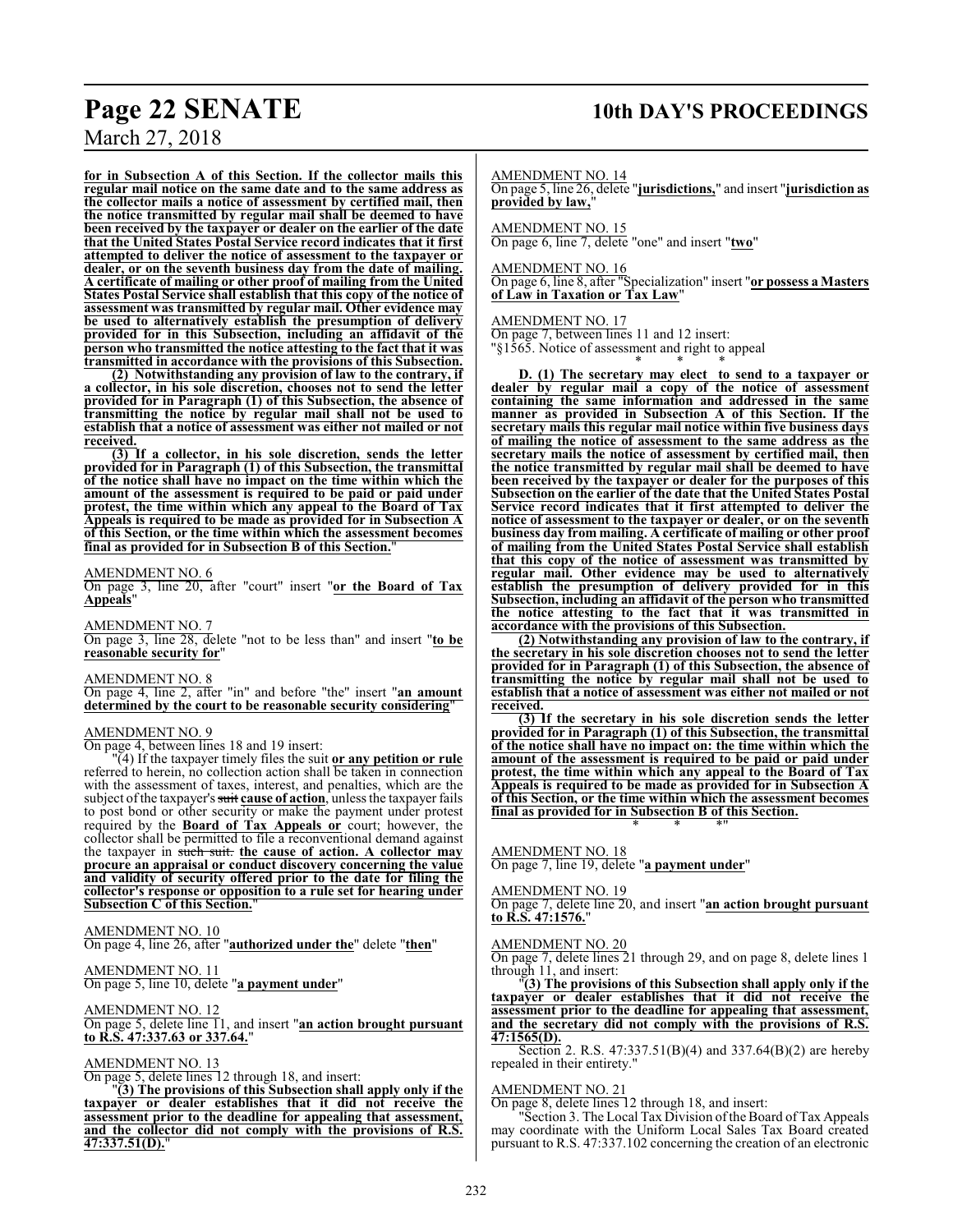**for in Subsection A of this Section. If the collector mails this regular mail notice on the same date and to the same address as the collector mails a notice of assessment by certified mail, then the notice transmitted by regular mail shall be deemed to have been received by the taxpayer or dealer on the earlier of the date that the United States Postal Service record indicates that it first attempted to deliver the notice of assessment to the taxpayer or dealer, or on the seventh business day from the date of mailing. A certificate of mailing or other proof of mailing from the United States Postal Service shall establish that this copy of the notice of assessment was transmitted by regular mail. Other evidence may be used to alternatively establish the presumption of delivery provided for in this Subsection, including an affidavit of the person who transmitted the notice attesting to the fact that it was transmitted in accordance with the provisions of this Subsection.**

**(2) Notwithstanding any provision of law to the contrary, if a collector, in his sole discretion, chooses not to send the letter provided for in Paragraph (1) of this Subsection, the absence of transmitting the notice by regular mail shall not be used to establish that a notice of assessment was either not mailed or not received.**

**(3) If a collector, in his sole discretion, sends the letter provided for in Paragraph (1) of this Subsection, the transmittal of the notice shall have no impact on the time within which the amount of the assessment is required to be paid or paid under protest, the time within which any appeal to the Board of Tax Appeals is required to be made as provided for in Subsection A of this Section, or the time within which the assessment becomes final as provided for in Subsection B of this Section.**"

AMENDMENT NO. 6

On page 3, line 20, after "court" insert "**or the Board of Tax Appeals**"

AMENDMENT NO. 7

On page 3, line 28, delete "not to be less than" and insert "**to be reasonable security for**"

AMENDMENT NO. 8

On page 4, line 2, after "in" and before "the" insert "**an amount determined by the court to be reasonable security considering**"

AMENDMENT NO. 9

On page 4, between lines 18 and 19 insert:

"(4) If the taxpayer timely files the suit **or any petition or rule** referred to herein, no collection action shall be taken in connection with the assessment of taxes, interest, and penalties, which are the subject of the taxpayer's ~~suit~~ **cause of action**, unless the taxpayer fails to post bond or other security or make the payment under protest required by the **Board of Tax Appeals or** court; however, the collector shall be permitted to file a reconventional demand against the taxpayer in ~~such suit.~~ **the cause of action. A collector may procure an appraisal or conduct discovery concerning the value and validity of security offered prior to the date for filing the collector's response or opposition to a rule set for hearing under Subsection C of this Section.**"

AMENDMENT NO. 10

On page 4, line 26, after "**authorized under the**" delete "**then**"

AMENDMENT NO. 11

On page 5, line 10, delete "**a payment under**"

AMENDMENT NO. 12

On page 5, delete line 11, and insert "**an action brought pursuant to R.S. 47:337.63 or 337.64.**"

AMENDMENT NO. 13

On page 5, delete lines 12 through 18, and insert:

"**(3) The provisions of this Subsection shall apply only if the taxpayer or dealer establishes that it did not receive the assessment prior to the deadline for appealing that assessment, and the collector did not comply with the provisions of R.S. 47:337.51(D).**"

AMENDMENT NO. 14

On page 5, line 26, delete "**jurisdictions,**" and insert "**jurisdiction as provided by law,**"

AMENDMENT NO. 15

On page 6, line 7, delete "one" and insert "**two**"

AMENDMENT NO. 16

On page 6, line 8, after "Specialization" insert "**or possess a Masters of Law in Taxation or Tax Law**"

AMENDMENT NO. 17

On page 7, between lines 11 and 12 insert:

"§1565. Notice of assessment and right to appeal

\* \* \*

**D. (1) The secretary may elect to send to a taxpayer or dealer by regular mail a copy of the notice of assessment containing the same information and addressed in the same manner as provided in Subsection A of this Section. If the secretary mails this regular mail notice within five business days of mailing the notice of assessment to the same address as the secretary mails the notice of assessment by certified mail, then the notice transmitted by regular mail shall be deemed to have been received by the taxpayer or dealer for the purposes of this Subsection on the earlier of the date that the United States Postal Service record indicates that it first attempted to deliver the notice of assessment to the taxpayer or dealer, or on the seventh business day from mailing. A certificate of mailing or other proof of mailing from the United States Postal Service shall establish that this copy of the notice of assessment was transmitted by regular mail. Other evidence may be used to alternatively establish the presumption of delivery provided for in this Subsection, including an affidavit of the person who transmitted the notice attesting to the fact that it was transmitted in accordance with the provisions of this Subsection.**

**(2) Notwithstanding any provision of law to the contrary, if the secretary in his sole discretion chooses not to send the letter provided for in Paragraph (1) of this Subsection, the absence of transmitting the notice by regular mail shall not be used to establish that a notice of assessment was either not mailed or not received.**

**(3) If the secretary in his sole discretion sends the letter provided for in Paragraph (1) of this Subsection, the transmittal of the notice shall have no impact on: the time within which the amount of the assessment is required to be paid or paid under protest, the time within which any appeal to the Board of Tax Appeals is required to be made as provided for in Subsection A of this Section, or the time within which the assessment becomes final as provided for in Subsection B of this Section.**

\* \* \*"

AMENDMENT NO. 18

On page 7, line 19, delete "**a payment under**"

AMENDMENT NO. 19

On page 7, delete line 20, and insert "**an action brought pursuant to R.S. 47:1576.**"

AMENDMENT NO. 20

On page 7, delete lines 21 through 29, and on page 8, delete lines 1 through 11, and insert:

"**(3) The provisions of this Subsection shall apply only if the taxpayer or dealer establishes that it did not receive the assessment prior to the deadline for appealing that assessment, and the secretary did not comply with the provisions of R.S. 47:1565(D).**

Section 2. R.S. 47:337.51(B)(4) and 337.64(B)(2) are hereby repealed in their entirety."

AMENDMENT NO. 21

On page 8, delete lines 12 through 18, and insert:

"Section 3. The Local Tax Division of the Board of Tax Appeals may coordinate with the Uniform Local Sales Tax Board created pursuant to R.S. 47:337.102 concerning the creation of an electronic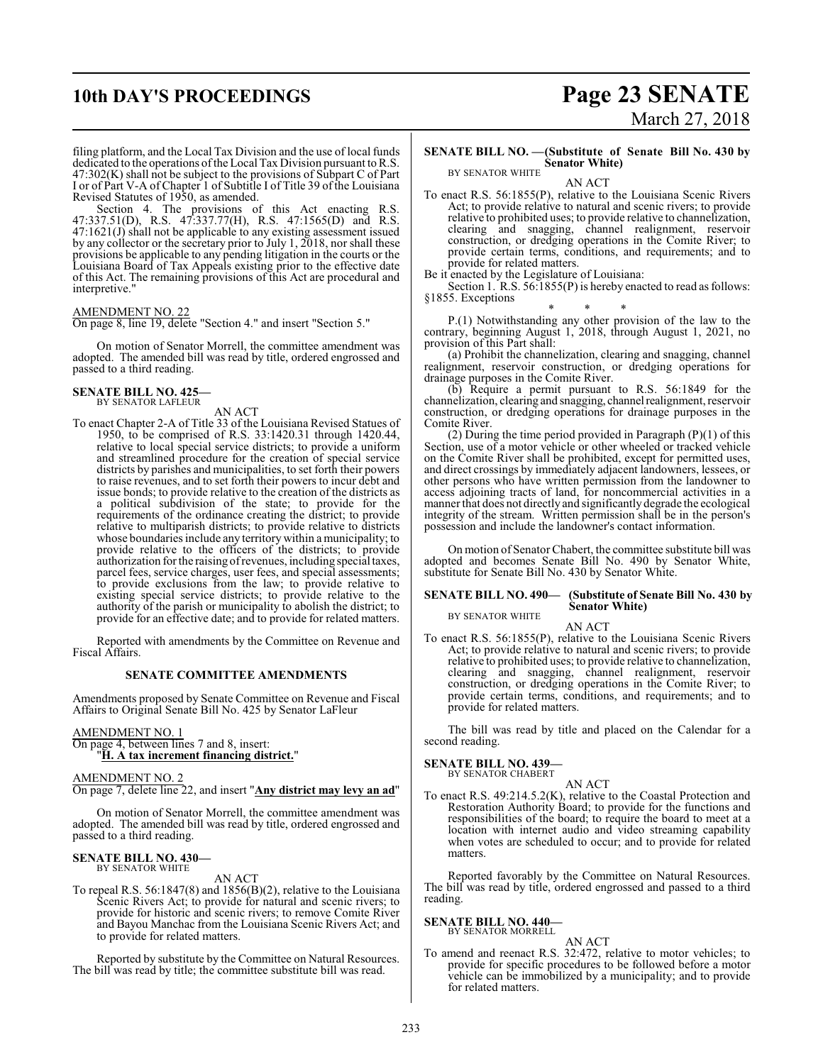filing platform, and the Local Tax Division and the use of local funds dedicated to the operations of the Local Tax Division pursuant to R.S. 47:302(K) shall not be subject to the provisions of Subpart C of Part I or of Part V-A of Chapter 1 of Subtitle I of Title 39 of the Louisiana Revised Statutes of 1950, as amended.

Section 4. The provisions of this Act enacting R.S. 47:337.51(D), R.S. 47:337.77(H), R.S. 47:1565(D) and R.S. 47:1621(J) shall not be applicable to any existing assessment issued by any collector or the secretary prior to July 1, 2018, nor shall these provisions be applicable to any pending litigation in the courts or the Louisiana Board of Tax Appeals existing prior to the effective date of this Act. The remaining provisions of this Act are procedural and interpretive."

AMENDMENT NO. 22

On page 8, line 19, delete "Section 4." and insert "Section 5."

On motion of Senator Morrell, the committee amendment was adopted. The amended bill was read by title, ordered engrossed and passed to a third reading.

**SENATE BILL NO. 425—**
BY SENATOR LAFLEUR

AN ACT

To enact Chapter 2-A of Title 33 of the Louisiana Revised Statues of 1950, to be comprised of R.S. 33:1420.31 through 1420.44, relative to local special service districts; to provide a uniform and streamlined procedure for the creation of special service districts by parishes and municipalities, to set forth their powers to raise revenues, and to set forth their powers to incur debt and issue bonds; to provide relative to the creation of the districts as a political subdivision of the state; to provide for the requirements of the ordinance creating the district; to provide relative to multiparish districts; to provide relative to districts whose boundaries include any territory within a municipality; to provide relative to the officers of the districts; to provide authorization for the raising of revenues, including special taxes, parcel fees, service charges, user fees, and special assessments; to provide exclusions from the law; to provide relative to existing special service districts; to provide relative to the authority of the parish or municipality to abolish the district; to provide for an effective date; and to provide for related matters.

Reported with amendments by the Committee on Revenue and Fiscal Affairs.

**SENATE COMMITTEE AMENDMENTS**

Amendments proposed by Senate Committee on Revenue and Fiscal Affairs to Original Senate Bill No. 425 by Senator LaFleur

AMENDMENT NO. 1

On page 4, between lines 7 and 8, insert:
"**H. A tax increment financing district.**"

AMENDMENT NO. 2

On page 7, delete line 22, and insert "**Any district may levy an ad**"

On motion of Senator Morrell, the committee amendment was adopted. The amended bill was read by title, ordered engrossed and passed to a third reading.

**SENATE BILL NO. 430—**
BY SENATOR WHITE

AN ACT

To repeal R.S. 56:1847(8) and 1856(B)(2), relative to the Louisiana Scenic Rivers Act; to provide for natural and scenic rivers; to provide for historic and scenic rivers; to remove Comite River and Bayou Manchac from the Louisiana Scenic Rivers Act; and to provide for related matters.

Reported by substitute by the Committee on Natural Resources. The bill was read by title; the committee substitute bill was read.

**SENATE BILL NO. —(Substitute of Senate Bill No. 430 by Senator White)**
BY SENATOR WHITE

AN ACT

To enact R.S. 56:1855(P), relative to the Louisiana Scenic Rivers Act; to provide relative to natural and scenic rivers; to provide relative to prohibited uses; to provide relative to channelization, clearing and snagging, channel realignment, reservoir construction, or dredging operations in the Comite River; to provide certain terms, conditions, and requirements; and to provide for related matters.

Be it enacted by the Legislature of Louisiana:

Section 1. R.S. 56:1855(P) is hereby enacted to read as follows:

§1855. Exceptions

\* \* \*

P.(1) Notwithstanding any other provision of the law to the contrary, beginning August 1, 2018, through August 1, 2021, no provision of this Part shall:

(a) Prohibit the channelization, clearing and snagging, channel realignment, reservoir construction, or dredging operations for drainage purposes in the Comite River.

(b) Require a permit pursuant to R.S. 56:1849 for the channelization, clearing and snagging, channel realignment, reservoir construction, or dredging operations for drainage purposes in the Comite River.

(2) During the time period provided in Paragraph (P)(1) of this Section, use of a motor vehicle or other wheeled or tracked vehicle on the Comite River shall be prohibited, except for permitted uses, and direct crossings by immediately adjacent landowners, lessees, or other persons who have written permission from the landowner to access adjoining tracts of land, for noncommercial activities in a manner that does not directly and significantly degrade the ecological integrity of the stream. Written permission shall be in the person's possession and include the landowner's contact information.

On motion of Senator Chabert, the committee substitute bill was adopted and becomes Senate Bill No. 490 by Senator White, substitute for Senate Bill No. 430 by Senator White.

**SENATE BILL NO. 490— (Substitute of Senate Bill No. 430 by Senator White)**
BY SENATOR WHITE

AN ACT

To enact R.S. 56:1855(P), relative to the Louisiana Scenic Rivers Act; to provide relative to natural and scenic rivers; to provide relative to prohibited uses; to provide relative to channelization, clearing and snagging, channel realignment, reservoir construction, or dredging operations in the Comite River; to provide certain terms, conditions, and requirements; and to provide for related matters.

The bill was read by title and placed on the Calendar for a second reading.

**SENATE BILL NO. 439—**
BY SENATOR CHABERT

AN ACT

To enact R.S. 49:214.5.2(K), relative to the Coastal Protection and Restoration Authority Board; to provide for the functions and responsibilities of the board; to require the board to meet at a location with internet audio and video streaming capability when votes are scheduled to occur; and to provide for related matters.

Reported favorably by the Committee on Natural Resources. The bill was read by title, ordered engrossed and passed to a third reading.

**SENATE BILL NO. 440—**
BY SENATOR MORRELL

AN ACT

To amend and reenact R.S. 32:472, relative to motor vehicles; to provide for specific procedures to be followed before a motor vehicle can be immobilized by a municipality; and to provide for related matters.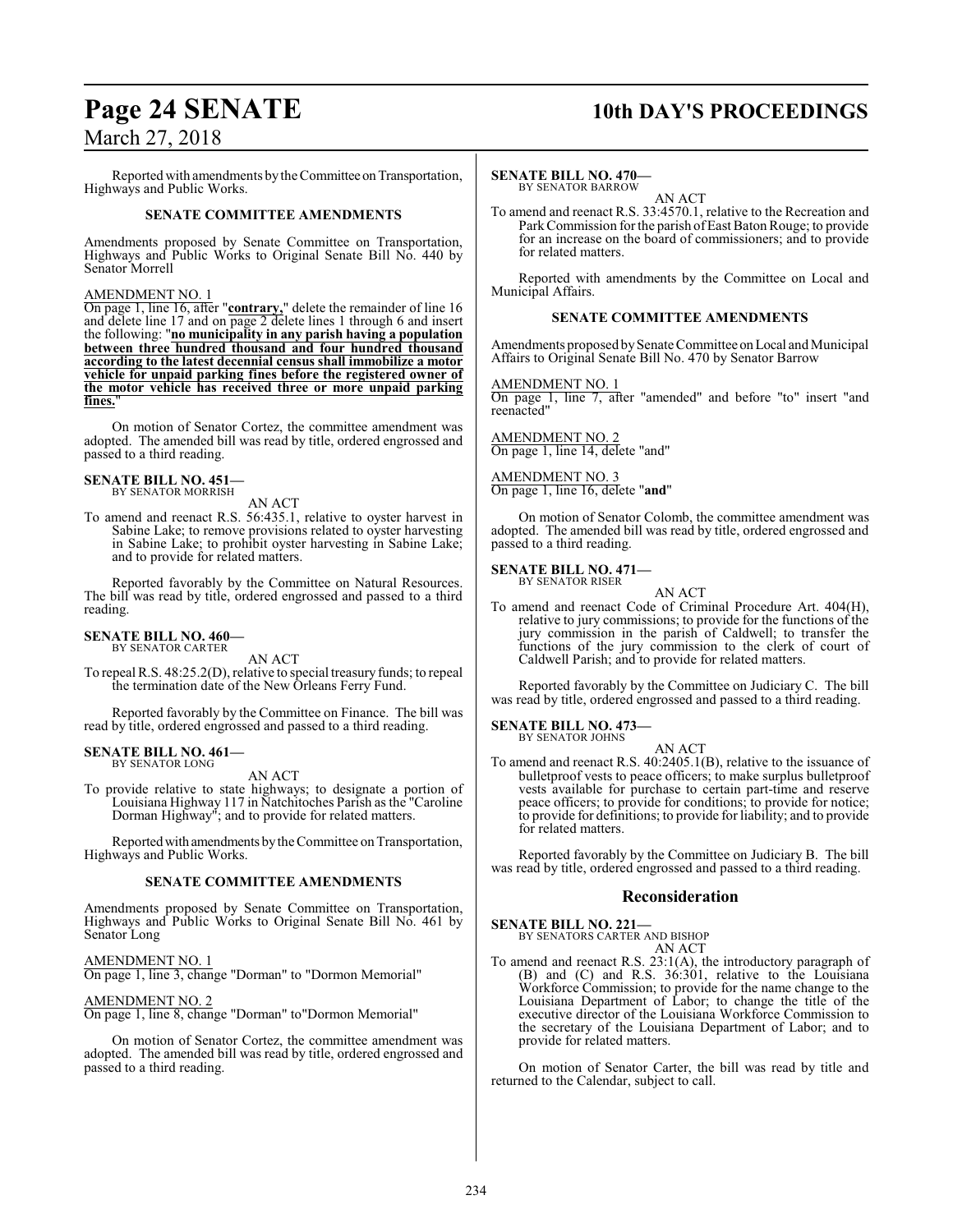Reported with amendments by the Committee on Transportation, Highways and Public Works.

### SENATE COMMITTEE AMENDMENTS

Amendments proposed by Senate Committee on Transportation, Highways and Public Works to Original Senate Bill No. 440 by Senator Morrell

AMENDMENT NO. 1
On page 1, line 16, after "**contrary,**" delete the remainder of line 16 and delete line 17 and on page 2 delete lines 1 through 6 and insert the following: "**no municipality in any parish having a population between three hundred thousand and four hundred thousand according to the latest decennial census shall immobilize a motor vehicle for unpaid parking fines before the registered owner of the motor vehicle has received three or more unpaid parking fines.**"

On motion of Senator Cortez, the committee amendment was adopted. The amended bill was read by title, ordered engrossed and passed to a third reading.

**SENATE BILL NO. 451—**
BY SENATOR MORRISH

AN ACT

To amend and reenact R.S. 56:435.1, relative to oyster harvest in Sabine Lake; to remove provisions related to oyster harvesting in Sabine Lake; to prohibit oyster harvesting in Sabine Lake; and to provide for related matters.

Reported favorably by the Committee on Natural Resources. The bill was read by title, ordered engrossed and passed to a third reading.

**SENATE BILL NO. 460—**
BY SENATOR CARTER

AN ACT

To repeal R.S. 48:25.2(D), relative to special treasury funds; to repeal the termination date of the New Orleans Ferry Fund.

Reported favorably by the Committee on Finance. The bill was read by title, ordered engrossed and passed to a third reading.

**SENATE BILL NO. 461—**
BY SENATOR LONG

AN ACT

To provide relative to state highways; to designate a portion of Louisiana Highway 117 in Natchitoches Parish as the "Caroline Dorman Highway"; and to provide for related matters.

Reported with amendments by the Committee on Transportation, Highways and Public Works.

### SENATE COMMITTEE AMENDMENTS

Amendments proposed by Senate Committee on Transportation, Highways and Public Works to Original Senate Bill No. 461 by Senator Long

AMENDMENT NO. 1
On page 1, line 3, change "Dorman" to "Dormon Memorial"

AMENDMENT NO. 2
On page 1, line 8, change "Dorman" to"Dormon Memorial"

On motion of Senator Cortez, the committee amendment was adopted. The amended bill was read by title, ordered engrossed and passed to a third reading.

**SENATE BILL NO. 470—**
BY SENATOR BARROW

AN ACT

To amend and reenact R.S. 33:4570.1, relative to the Recreation and Park Commission for the parish of East Baton Rouge; to provide for an increase on the board of commissioners; and to provide for related matters.

Reported with amendments by the Committee on Local and Municipal Affairs.

### SENATE COMMITTEE AMENDMENTS

Amendments proposed by Senate Committee on Local and Municipal Affairs to Original Senate Bill No. 470 by Senator Barrow

AMENDMENT NO. 1
On page 1, line 7, after "amended" and before "to" insert "and reenacted"

AMENDMENT NO. 2
On page 1, line 14, delete "and"

AMENDMENT NO. 3
On page 1, line 16, delete "**and**"

On motion of Senator Colomb, the committee amendment was adopted. The amended bill was read by title, ordered engrossed and passed to a third reading.

**SENATE BILL NO. 471—**
BY SENATOR RISER

AN ACT

To amend and reenact Code of Criminal Procedure Art. 404(H), relative to jury commissions; to provide for the functions of the jury commission in the parish of Caldwell; to transfer the functions of the jury commission to the clerk of court of Caldwell Parish; and to provide for related matters.

Reported favorably by the Committee on Judiciary C. The bill was read by title, ordered engrossed and passed to a third reading.

**SENATE BILL NO. 473—**
BY SENATOR JOHNS

AN ACT

To amend and reenact R.S. 40:2405.1(B), relative to the issuance of bulletproof vests to peace officers; to make surplus bulletproof vests available for purchase to certain part-time and reserve peace officers; to provide for conditions; to provide for notice; to provide for definitions; to provide for liability; and to provide for related matters.

Reported favorably by the Committee on Judiciary B. The bill was read by title, ordered engrossed and passed to a third reading.

## Reconsideration

**SENATE BILL NO. 221—**
BY SENATORS CARTER AND BISHOP

AN ACT

To amend and reenact R.S. 23:1(A), the introductory paragraph of (B) and (C) and R.S. 36:301, relative to the Louisiana Workforce Commission; to provide for the name change to the Louisiana Department of Labor; to change the title of the executive director of the Louisiana Workforce Commission to the secretary of the Louisiana Department of Labor; and to provide for related matters.

On motion of Senator Carter, the bill was read by title and returned to the Calendar, subject to call.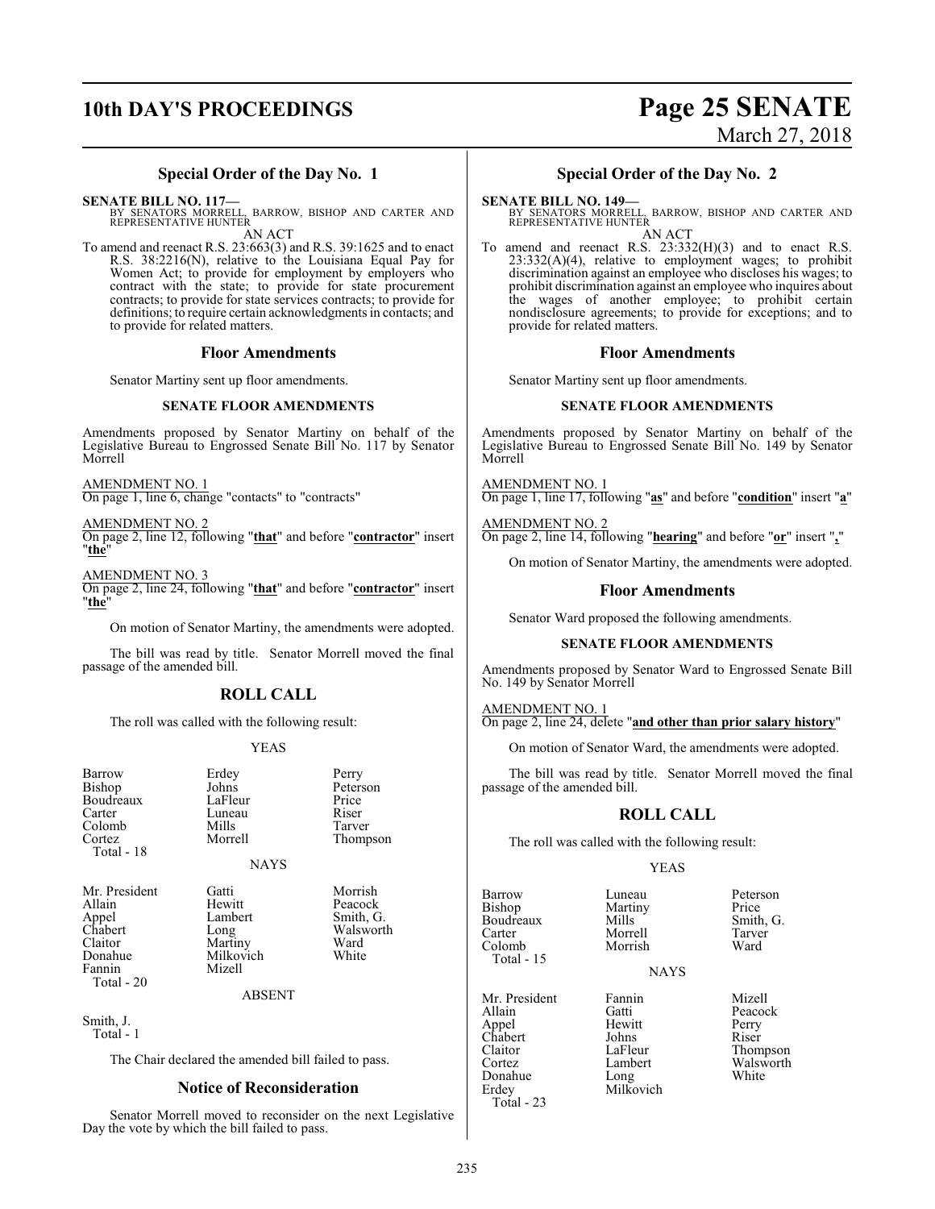### Special Order of the Day No. 1

**SENATE BILL NO. 117—**
BY SENATORS MORRELL, BARROW, BISHOP AND CARTER AND REPRESENTATIVE HUNTER

AN ACT

To amend and reenact R.S. 23:663(3) and R.S. 39:1625 and to enact R.S. 38:2216(N), relative to the Louisiana Equal Pay for Women Act; to provide for employment by employers who contract with the state; to provide for state procurement contracts; to provide for state services contracts; to provide for definitions; to require certain acknowledgments in contacts; and to provide for related matters.

### Floor Amendments

Senator Martiny sent up floor amendments.

#### SENATE FLOOR AMENDMENTS

Amendments proposed by Senator Martiny on behalf of the Legislative Bureau to Engrossed Senate Bill No. 117 by Senator Morrell

AMENDMENT NO. 1
On page 1, line 6, change "contacts" to "contracts"

AMENDMENT NO. 2
On page 2, line 12, following "**that**" and before "**contractor**" insert "**the**"

AMENDMENT NO. 3
On page 2, line 24, following "**that**" and before "**contractor**" insert "**the**"

On motion of Senator Martiny, the amendments were adopted.

The bill was read by title. Senator Morrell moved the final passage of the amended bill.

### ROLL CALL

The roll was called with the following result:

YEAS

| | | |
|---|---|---|
| Barrow | Erdey | Perry |
| Bishop | Johns | Peterson |
| Boudreaux | LaFleur | Price |
| Carter | Luneau | Riser |
| Colomb | Mills | Tarver |
| Cortez | Morrell | Thompson |
| Total - 18 | | |

NAYS

| | | |
|---|---|---|
| Mr. President | Gatti | Morrish |
| Allain | Hewitt | Peacock |
| Appel | Lambert | Smith, G. |
| Chabert | Long | Walsworth |
| Claitor | Martiny | Ward |
| Donahue | Milkovich | White |
| Fannin | Mizell | |
| Total - 20 | | |

ABSENT

Smith, J.
Total - 1

The Chair declared the amended bill failed to pass.

### Notice of Reconsideration

Senator Morrell moved to reconsider on the next Legislative Day the vote by which the bill failed to pass.

### Special Order of the Day No. 2

**SENATE BILL NO. 149—**
BY SENATORS MORRELL, BARROW, BISHOP AND CARTER AND REPRESENTATIVE HUNTER

AN ACT

To amend and reenact R.S. 23:332(H)(3) and to enact R.S. 23:332(A)(4), relative to employment wages; to prohibit discrimination against an employee who discloses his wages; to prohibit discrimination against an employee who inquires about the wages of another employee; to prohibit certain nondisclosure agreements; to provide for exceptions; and to provide for related matters.

### Floor Amendments

Senator Martiny sent up floor amendments.

#### SENATE FLOOR AMENDMENTS

Amendments proposed by Senator Martiny on behalf of the Legislative Bureau to Engrossed Senate Bill No. 149 by Senator Morrell

AMENDMENT NO. 1
On page 1, line 17, following "**as**" and before "**condition**" insert "**a**"

AMENDMENT NO. 2
On page 2, line 14, following "**hearing**" and before "**or**" insert "**,**"

On motion of Senator Martiny, the amendments were adopted.

### Floor Amendments

Senator Ward proposed the following amendments.

#### SENATE FLOOR AMENDMENTS

Amendments proposed by Senator Ward to Engrossed Senate Bill No. 149 by Senator Morrell

AMENDMENT NO. 1
On page 2, line 24, delete "**and other than prior salary history**"

On motion of Senator Ward, the amendments were adopted.

The bill was read by title. Senator Morrell moved the final passage of the amended bill.

### ROLL CALL

The roll was called with the following result:

YEAS

| | | |
|---|---|---|
| Barrow | Luneau | Peterson |
| Bishop | Martiny | Price |
| Boudreaux | Mills | Smith, G. |
| Carter | Morrell | Tarver |
| Colomb | Morrish | Ward |
| Total - 15 | | |

NAYS

| | | |
|---|---|---|
| Mr. President | Fannin | Mizell |
| Allain | Gatti | Peacock |
| Appel | Hewitt | Perry |
| Chabert | Johns | Riser |
| Claitor | LaFleur | Thompson |
| Cortez | Lambert | Walsworth |
| Donahue | Long | White |
| Erdey | Milkovich | |
| Total - 23 | | |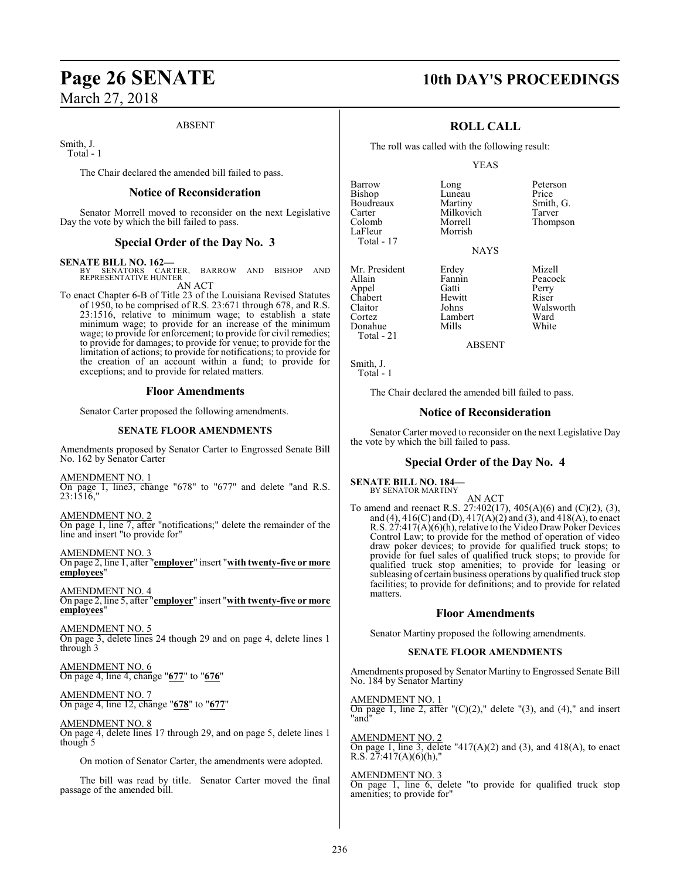ABSENT

Smith, J.
Total - 1

The Chair declared the amended bill failed to pass.

## Notice of Reconsideration

Senator Morrell moved to reconsider on the next Legislative Day the vote by which the bill failed to pass.

## Special Order of the Day No. 3

**SENATE BILL NO. 162—**
BY SENATORS CARTER, BARROW AND BISHOP AND REPRESENTATIVE HUNTER
AN ACT

To enact Chapter 6-B of Title 23 of the Louisiana Revised Statutes of 1950, to be comprised of R.S. 23:671 through 678, and R.S. 23:1516, relative to minimum wage; to establish a state minimum wage; to provide for an increase of the minimum wage; to provide for enforcement; to provide for civil remedies; to provide for damages; to provide for venue; to provide for the limitation of actions; to provide for notifications; to provide for the creation of an account within a fund; to provide for exceptions; and to provide for related matters.

## Floor Amendments

Senator Carter proposed the following amendments.

### SENATE FLOOR AMENDMENTS

Amendments proposed by Senator Carter to Engrossed Senate Bill No. 162 by Senator Carter

AMENDMENT NO. 1
On page 1, line3, change "678" to "677" and delete "and R.S. 23:1516,"

AMENDMENT NO. 2
On page 1, line 7, after "notifications;" delete the remainder of the line and insert "to provide for"

AMENDMENT NO. 3
On page 2, line 1, after "**employer**" insert "**with twenty-five or more employees**"

AMENDMENT NO. 4
On page 2, line 5, after "**employer**" insert "**with twenty-five or more employees**"

AMENDMENT NO. 5
On page 3, delete lines 24 though 29 and on page 4, delete lines 1 through 3

AMENDMENT NO. 6
On page 4, line 4, change "**677**" to "**676**"

AMENDMENT NO. 7
On page 4, line 12, change "**678**" to "**677**"

AMENDMENT NO. 8
On page 4, delete lines 17 through 29, and on page 5, delete lines 1 though 5

On motion of Senator Carter, the amendments were adopted.

The bill was read by title. Senator Carter moved the final passage of the amended bill.

## ROLL CALL

The roll was called with the following result:

YEAS

| | | |
|---|---|---|
| Barrow | Long | Peterson |
| Bishop | Luneau | Price |
| Boudreaux | Martiny | Smith, G. |
| Carter | Milkovich | Tarver |
| Colomb | Morrell | Thompson |
| LaFleur | Morrish | |

Total - 17

NAYS

| | | |
|---|---|---|
| Mr. President | Erdey | Mizell |
| Allain | Fannin | Peacock |
| Appel | Gatti | Perry |
| Chabert | Hewitt | Riser |
| Claitor | Johns | Walsworth |
| Cortez | Lambert | Ward |
| Donahue | Mills | White |

Total - 21

ABSENT

Smith, J.
Total - 1

The Chair declared the amended bill failed to pass.

## Notice of Reconsideration

Senator Carter moved to reconsider on the next Legislative Day the vote by which the bill failed to pass.

## Special Order of the Day No. 4

**SENATE BILL NO. 184—**
BY SENATOR MARTINY
AN ACT

To amend and reenact R.S. 27:402(17), 405(A)(6) and (C)(2), (3), and (4), 416(C) and (D), 417(A)(2) and (3), and 418(A), to enact R.S. 27:417(A)(6)(h), relative to the Video Draw Poker Devices Control Law; to provide for the method of operation of video draw poker devices; to provide for qualified truck stops; to provide for fuel sales of qualified truck stops; to provide for qualified truck stop amenities; to provide for leasing or subleasing of certain business operations by qualified truck stop facilities; to provide for definitions; and to provide for related matters.

## Floor Amendments

Senator Martiny proposed the following amendments.

### SENATE FLOOR AMENDMENTS

Amendments proposed by Senator Martiny to Engrossed Senate Bill No. 184 by Senator Martiny

AMENDMENT NO. 1
On page 1, line 2, after "(C)(2)," delete "(3), and (4)," and insert "and"

AMENDMENT NO. 2
On page 1, line 3, delete "417(A)(2) and (3), and 418(A), to enact R.S. 27:417(A)(6)(h),"

AMENDMENT NO. 3
On page 1, line 6, delete "to provide for qualified truck stop amenities; to provide for"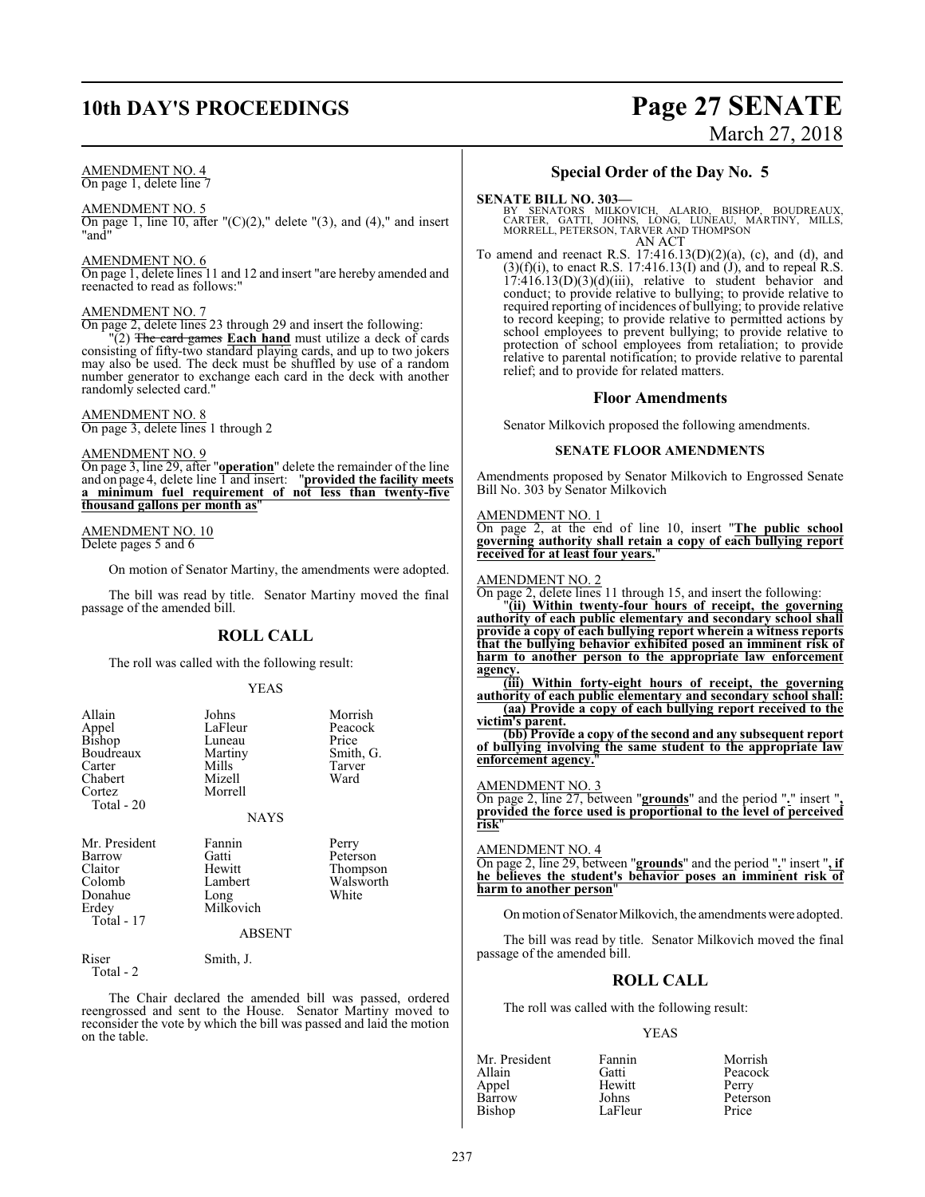AMENDMENT NO. 4
On page 1, delete line 7

AMENDMENT NO. 5
On page 1, line 10, after "(C)(2)," delete "(3), and (4)," and insert "and"

AMENDMENT NO. 6
On page 1, delete lines 11 and 12 and insert "are hereby amended and reenacted to read as follows:"

AMENDMENT NO. 7
On page 2, delete lines 23 through 29 and insert the following:

"(2) ~~The card games~~ **Each hand** must utilize a deck of cards consisting of fifty-two standard playing cards, and up to two jokers may also be used. The deck must be shuffled by use of a random number generator to exchange each card in the deck with another randomly selected card."

AMENDMENT NO. 8
On page 3, delete lines 1 through 2

AMENDMENT NO. 9
On page 3, line 29, after "**operation**" delete the remainder of the line and on page 4, delete line 1 and insert: "**provided the facility meets a minimum fuel requirement of not less than twenty-five thousand gallons per month as**"

AMENDMENT NO. 10
Delete pages 5 and 6

On motion of Senator Martiny, the amendments were adopted.

The bill was read by title. Senator Martiny moved the final passage of the amended bill.

## ROLL CALL

The roll was called with the following result:

YEAS

| | | |
|---|---|---|
| Allain | Johns | Morrish |
| Appel | LaFleur | Peacock |
| Bishop | Luneau | Price |
| Boudreaux | Martiny | Smith, G. |
| Carter | Mills | Tarver |
| Chabert | Mizell | Ward |
| Cortez | Morrell | |
| Total - 20 | | |

NAYS

| | | |
|---|---|---|
| Mr. President | Fannin | Perry |
| Barrow | Gatti | Peterson |
| Claitor | Hewitt | Thompson |
| Colomb | Lambert | Walsworth |
| Donahue | Long | White |
| Erdey | Milkovich | |
| Total - 17 | | |

ABSENT

| | |
|---|---|
| Riser | Smith, J. |
| Total - 2 | |

The Chair declared the amended bill was passed, ordered reengrossed and sent to the House. Senator Martiny moved to reconsider the vote by which the bill was passed and laid the motion on the table.

## Special Order of the Day No. 5

**SENATE BILL NO. 303—**
BY SENATORS MILKOVICH, ALARIO, BISHOP, BOUDREAUX, CARTER, GATTI, JOHNS, LONG, LUNEAU, MARTINY, MILLS, MORRELL, PETERSON, TARVER AND THOMPSON
AN ACT

To amend and reenact R.S. 17:416.13(D)(2)(a), (c), and (d), and (3)(f)(i), to enact R.S. 17:416.13(I) and (J), and to repeal R.S. 17:416.13(D)(3)(d)(iii), relative to student behavior and conduct; to provide relative to bullying; to provide relative to required reporting of incidences of bullying; to provide relative to record keeping; to provide relative to permitted actions by school employees to prevent bullying; to provide relative to protection of school employees from retaliation; to provide relative to parental notification; to provide relative to parental relief; and to provide for related matters.

### Floor Amendments

Senator Milkovich proposed the following amendments.

#### SENATE FLOOR AMENDMENTS

Amendments proposed by Senator Milkovich to Engrossed Senate Bill No. 303 by Senator Milkovich

AMENDMENT NO. 1
On page 2, at the end of line 10, insert "**The public school governing authority shall retain a copy of each bullying report received for at least four years.**"

AMENDMENT NO. 2
On page 2, delete lines 11 through 15, and insert the following:

"**(ii) Within twenty-four hours of receipt, the governing authority of each public elementary and secondary school shall provide a copy of each bullying report wherein a witness reports that the bullying behavior exhibited posed an imminent risk of harm to another person to the appropriate law enforcement agency.**

**(iii) Within forty-eight hours of receipt, the governing authority of each public elementary and secondary school shall:**

**(aa) Provide a copy of each bullying report received to the victim's parent.**

**(bb) Provide a copy of the second and any subsequent report of bullying involving the same student to the appropriate law enforcement agency.**"

AMENDMENT NO. 3
On page 2, line 27, between "**grounds**" and the period "**.**" insert "**, provided the force used is proportional to the level of perceived risk**"

AMENDMENT NO. 4
On page 2, line 29, between "**grounds**" and the period "**.**" insert "**, if he believes the student's behavior poses an imminent risk of harm to another person**"

On motion of Senator Milkovich, the amendments were adopted.

The bill was read by title. Senator Milkovich moved the final passage of the amended bill.

## ROLL CALL

The roll was called with the following result:

YEAS

| | | |
|---|---|---|
| Mr. President | Fannin | Morrish |
| Allain | Gatti | Peacock |
| Appel | Hewitt | Perry |
| Barrow | Johns | Peterson |
| Bishop | LaFleur | Price |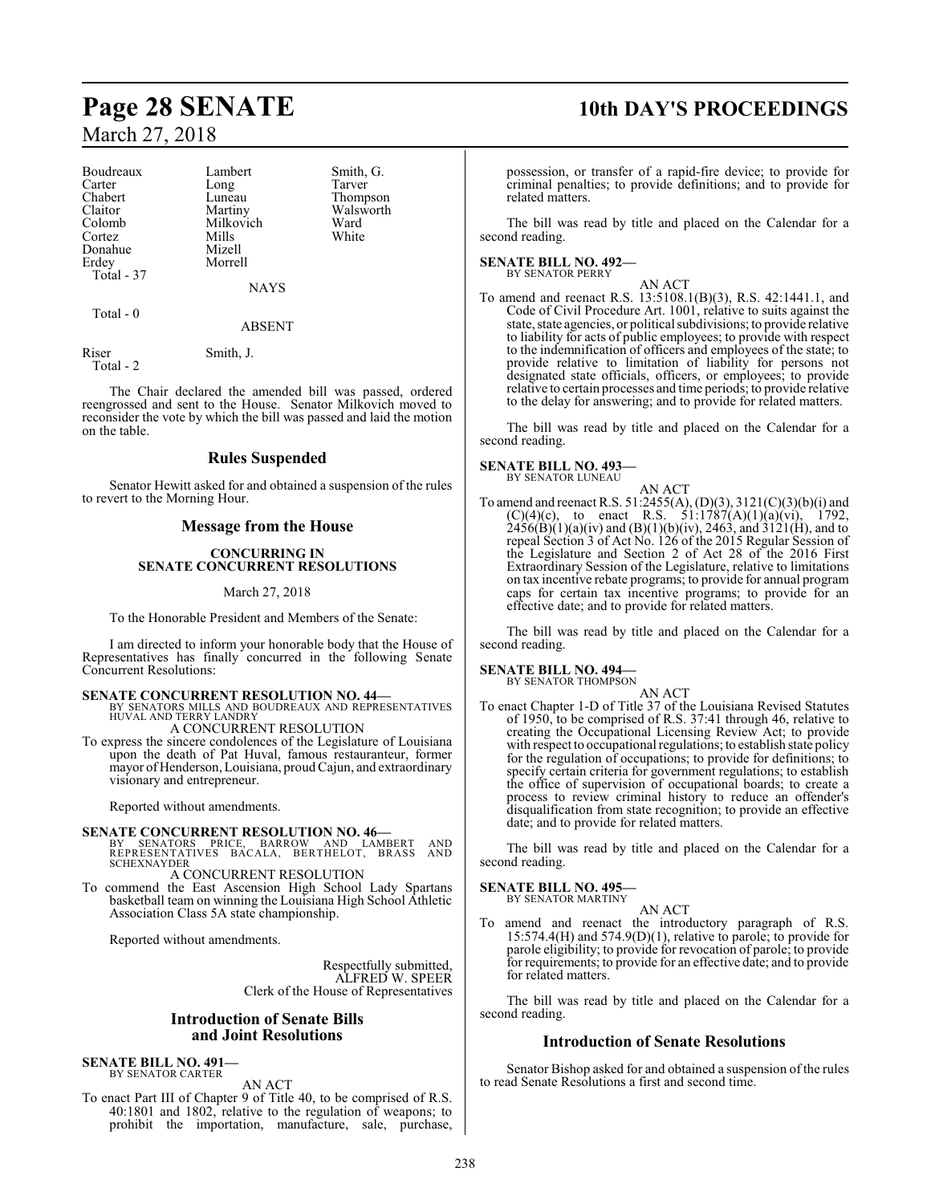| | | |
|---|---|---|
| Boudreaux | Lambert | Smith, G. |
| Carter | Long | Tarver |
| Chabert | Luneau | Thompson |
| Claitor | Martiny | Walsworth |
| Colomb | Milkovich | Ward |
| Cortez | Mills | White |
| Donahue | Mizell | |
| Erdey | Morrell | |
| Total - 37 | | |

NAYS

Total - 0

ABSENT

Riser Smith, J.
Total - 2

The Chair declared the amended bill was passed, ordered reengrossed and sent to the House. Senator Milkovich moved to reconsider the vote by which the bill was passed and laid the motion on the table.

## Rules Suspended

Senator Hewitt asked for and obtained a suspension of the rules to revert to the Morning Hour.

## Message from the House

### CONCURRING IN SENATE CONCURRENT RESOLUTIONS

March 27, 2018

To the Honorable President and Members of the Senate:

I am directed to inform your honorable body that the House of Representatives has finally concurred in the following Senate Concurrent Resolutions:

**SENATE CONCURRENT RESOLUTION NO. 44—**
BY SENATORS MILLS AND BOUDREAUX AND REPRESENTATIVES HUVAL AND TERRY LANDRY

A CONCURRENT RESOLUTION

To express the sincere condolences of the Legislature of Louisiana upon the death of Pat Huval, famous restauranteur, former mayor of Henderson, Louisiana, proud Cajun, and extraordinary visionary and entrepreneur.

Reported without amendments.

**SENATE CONCURRENT RESOLUTION NO. 46—**
BY SENATORS PRICE, BARROW AND LAMBERT AND REPRESENTATIVES BACALA, BERTHELOT, BRASS AND SCHEXNAYDER

A CONCURRENT RESOLUTION

To commend the East Ascension High School Lady Spartans basketball team on winning the Louisiana High School Athletic Association Class 5A state championship.

Reported without amendments.

Respectfully submitted,
ALFRED W. SPEER
Clerk of the House of Representatives

## Introduction of Senate Bills and Joint Resolutions

**SENATE BILL NO. 491—**
BY SENATOR CARTER

AN ACT

To enact Part III of Chapter 9 of Title 40, to be comprised of R.S. 40:1801 and 1802, relative to the regulation of weapons; to prohibit the importation, manufacture, sale, purchase, possession, or transfer of a rapid-fire device; to provide for criminal penalties; to provide definitions; and to provide for related matters.

The bill was read by title and placed on the Calendar for a second reading.

**SENATE BILL NO. 492—**
BY SENATOR PERRY

AN ACT

To amend and reenact R.S. 13:5108.1(B)(3), R.S. 42:1441.1, and Code of Civil Procedure Art. 1001, relative to suits against the state, state agencies, or political subdivisions; to provide relative to liability for acts of public employees; to provide with respect to the indemnification of officers and employees of the state; to provide relative to limitation of liability for persons not designated state officials, officers, or employees; to provide relative to certain processes and time periods; to provide relative to the delay for answering; and to provide for related matters.

The bill was read by title and placed on the Calendar for a second reading.

**SENATE BILL NO. 493—**
BY SENATOR LUNEAU

AN ACT

To amend and reenact R.S. 51:2455(A), (D)(3), 3121(C)(3)(b)(i) and (C)(4)(c), to enact R.S. 51:1787(A)(1)(a)(vi), 1792, 2456(B)(1)(a)(iv) and (B)(1)(b)(iv), 2463, and 3121(H), and to repeal Section 3 of Act No. 126 of the 2015 Regular Session of the Legislature and Section 2 of Act 28 of the 2016 First Extraordinary Session of the Legislature, relative to limitations on tax incentive rebate programs; to provide for annual program caps for certain tax incentive programs; to provide for an effective date; and to provide for related matters.

The bill was read by title and placed on the Calendar for a second reading.

**SENATE BILL NO. 494—**
BY SENATOR THOMPSON

AN ACT

To enact Chapter 1-D of Title 37 of the Louisiana Revised Statutes of 1950, to be comprised of R.S. 37:41 through 46, relative to creating the Occupational Licensing Review Act; to provide with respect to occupational regulations; to establish state policy for the regulation of occupations; to provide for definitions; to specify certain criteria for government regulations; to establish the office of supervision of occupational boards; to create a process to review criminal history to reduce an offender's disqualification from state recognition; to provide an effective date; and to provide for related matters.

The bill was read by title and placed on the Calendar for a second reading.

**SENATE BILL NO. 495—**
BY SENATOR MARTINY

AN ACT

To amend and reenact the introductory paragraph of R.S. 15:574.4(H) and 574.9(D)(1), relative to parole; to provide for parole eligibility; to provide for revocation of parole; to provide for requirements; to provide for an effective date; and to provide for related matters.

The bill was read by title and placed on the Calendar for a second reading.

## Introduction of Senate Resolutions

Senator Bishop asked for and obtained a suspension of the rules to read Senate Resolutions a first and second time.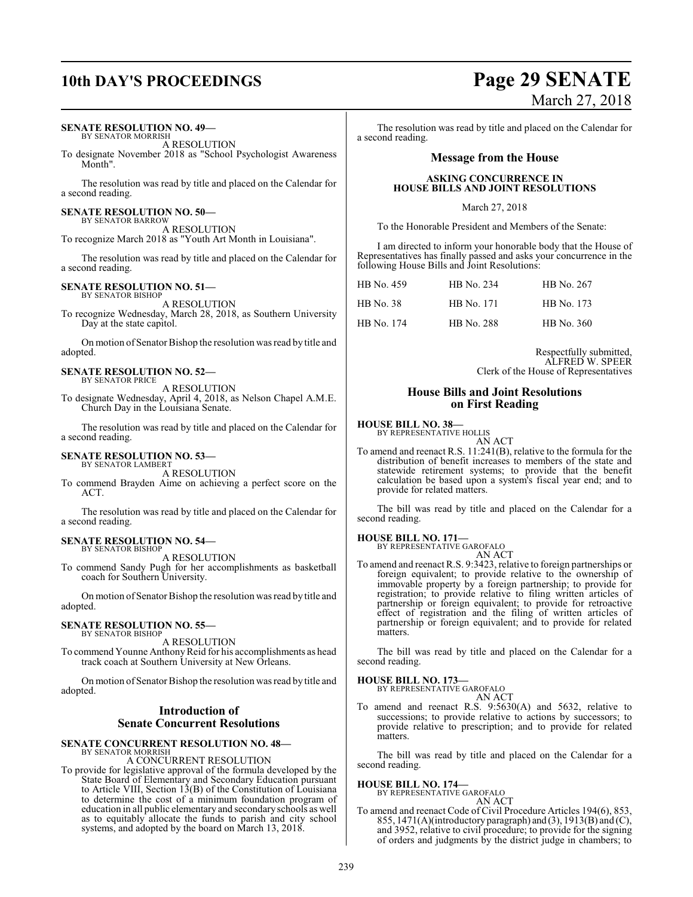**SENATE RESOLUTION NO. 49—**
BY SENATOR MORRISH

A RESOLUTION

To designate November 2018 as "School Psychologist Awareness Month".

The resolution was read by title and placed on the Calendar for a second reading.

**SENATE RESOLUTION NO. 50—**
BY SENATOR BARROW

A RESOLUTION

To recognize March 2018 as "Youth Art Month in Louisiana".

The resolution was read by title and placed on the Calendar for a second reading.

**SENATE RESOLUTION NO. 51—**
BY SENATOR BISHOP

A RESOLUTION

To recognize Wednesday, March 28, 2018, as Southern University Day at the state capitol.

On motion of Senator Bishop the resolution was read by title and adopted.

**SENATE RESOLUTION NO. 52—**
BY SENATOR PRICE

A RESOLUTION

To designate Wednesday, April 4, 2018, as Nelson Chapel A.M.E. Church Day in the Louisiana Senate.

The resolution was read by title and placed on the Calendar for a second reading.

**SENATE RESOLUTION NO. 53—**
BY SENATOR LAMBERT

A RESOLUTION

To commend Brayden Aime on achieving a perfect score on the ACT.

The resolution was read by title and placed on the Calendar for a second reading.

**SENATE RESOLUTION NO. 54—**
BY SENATOR BISHOP

A RESOLUTION

To commend Sandy Pugh for her accomplishments as basketball coach for Southern University.

On motion of Senator Bishop the resolution was read by title and adopted.

**SENATE RESOLUTION NO. 55—**
BY SENATOR BISHOP

A RESOLUTION

To commend Younne Anthony Reid for his accomplishments as head track coach at Southern University at New Orleans.

On motion of Senator Bishop the resolution was read by title and adopted.

## Introduction of Senate Concurrent Resolutions

**SENATE CONCURRENT RESOLUTION NO. 48—**
BY SENATOR MORRISH

A CONCURRENT RESOLUTION

To provide for legislative approval of the formula developed by the State Board of Elementary and Secondary Education pursuant to Article VIII, Section 13(B) of the Constitution of Louisiana to determine the cost of a minimum foundation program of education in all public elementary and secondary schools as well as to equitably allocate the funds to parish and city school systems, and adopted by the board on March 13, 2018.

The resolution was read by title and placed on the Calendar for a second reading.

## Message from the House

**ASKING CONCURRENCE IN HOUSE BILLS AND JOINT RESOLUTIONS**

March 27, 2018

To the Honorable President and Members of the Senate:

I am directed to inform your honorable body that the House of Representatives has finally passed and asks your concurrence in the following House Bills and Joint Resolutions:

| | | |
|---|---|---|
| HB No. 459 | HB No. 234 | HB No. 267 |
| HB No. 38 | HB No. 171 | HB No. 173 |
| HB No. 174 | HB No. 288 | HB No. 360 |

Respectfully submitted,
ALFRED W. SPEER
Clerk of the House of Representatives

## House Bills and Joint Resolutions on First Reading

**HOUSE BILL NO. 38—**
BY REPRESENTATIVE HOLLIS

AN ACT

To amend and reenact R.S. 11:241(B), relative to the formula for the distribution of benefit increases to members of the state and statewide retirement systems; to provide that the benefit calculation be based upon a system's fiscal year end; and to provide for related matters.

The bill was read by title and placed on the Calendar for a second reading.

**HOUSE BILL NO. 171—**
BY REPRESENTATIVE GAROFALO

AN ACT

To amend and reenact R.S. 9:3423, relative to foreign partnerships or foreign equivalent; to provide relative to the ownership of immovable property by a foreign partnership; to provide for registration; to provide relative to filing written articles of partnership or foreign equivalent; to provide for retroactive effect of registration and the filing of written articles of partnership or foreign equivalent; and to provide for related matters.

The bill was read by title and placed on the Calendar for a second reading.

**HOUSE BILL NO. 173—**
BY REPRESENTATIVE GAROFALO

AN ACT

To amend and reenact R.S. 9:5630(A) and 5632, relative to successions; to provide relative to actions by successors; to provide relative to prescription; and to provide for related matters.

The bill was read by title and placed on the Calendar for a second reading.

**HOUSE BILL NO. 174—**
BY REPRESENTATIVE GAROFALO

AN ACT

To amend and reenact Code of Civil Procedure Articles 194(6), 853, 855, 1471(A)(introductory paragraph) and (3), 1913(B) and (C), and 3952, relative to civil procedure; to provide for the signing of orders and judgments by the district judge in chambers; to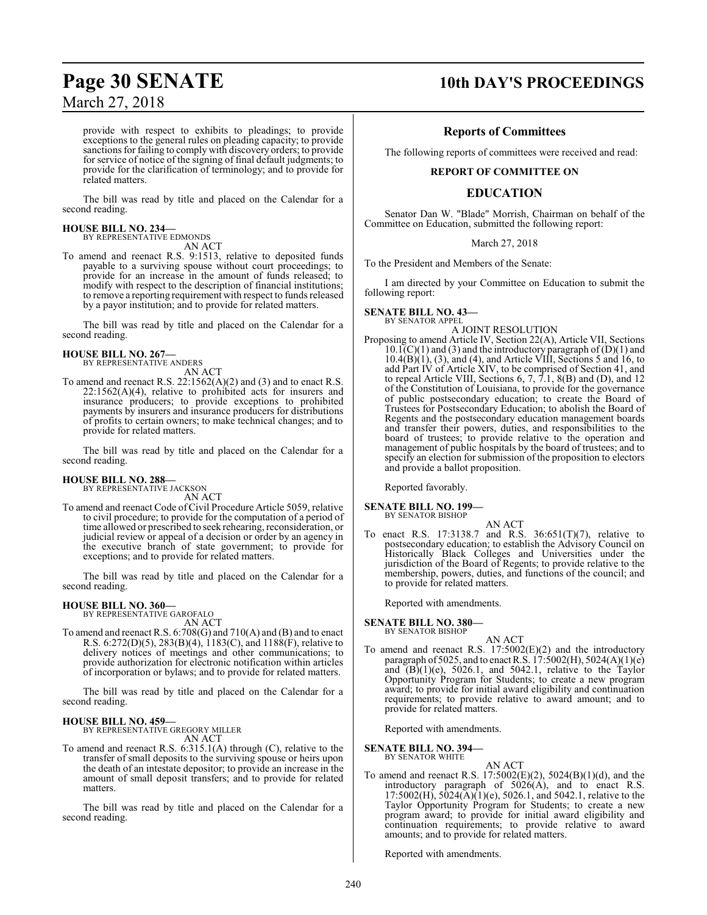provide with respect to exhibits to pleadings; to provide exceptions to the general rules on pleading capacity; to provide sanctions for failing to comply with discovery orders; to provide for service of notice of the signing of final default judgments; to provide for the clarification of terminology; and to provide for related matters.

The bill was read by title and placed on the Calendar for a second reading.

**HOUSE BILL NO. 234—**
BY REPRESENTATIVE EDMONDS
AN ACT

To amend and reenact R.S. 9:1513, relative to deposited funds payable to a surviving spouse without court proceedings; to provide for an increase in the amount of funds released; to modify with respect to the description of financial institutions; to remove a reporting requirement with respect to funds released by a payor institution; and to provide for related matters.

The bill was read by title and placed on the Calendar for a second reading.

**HOUSE BILL NO. 267—**
BY REPRESENTATIVE ANDERS
AN ACT

To amend and reenact R.S. 22:1562(A)(2) and (3) and to enact R.S. 22:1562(A)(4), relative to prohibited acts for insurers and insurance producers; to provide exceptions to prohibited payments by insurers and insurance producers for distributions of profits to certain owners; to make technical changes; and to provide for related matters.

The bill was read by title and placed on the Calendar for a second reading.

**HOUSE BILL NO. 288—**
BY REPRESENTATIVE JACKSON
AN ACT

To amend and reenact Code of Civil Procedure Article 5059, relative to civil procedure; to provide for the computation of a period of time allowed or prescribed to seek rehearing, reconsideration, or judicial review or appeal of a decision or order by an agency in the executive branch of state government; to provide for exceptions; and to provide for related matters.

The bill was read by title and placed on the Calendar for a second reading.

**HOUSE BILL NO. 360—**
BY REPRESENTATIVE GAROFALO
AN ACT

To amend and reenact R.S. 6:708(G) and 710(A) and (B) and to enact R.S. 6:272(D)(5), 283(B)(4), 1183(C), and 1188(F), relative to delivery notices of meetings and other communications; to provide authorization for electronic notification within articles of incorporation or bylaws; and to provide for related matters.

The bill was read by title and placed on the Calendar for a second reading.

**HOUSE BILL NO. 459—**
BY REPRESENTATIVE GREGORY MILLER
AN ACT

To amend and reenact R.S. 6:315.1(A) through (C), relative to the transfer of small deposits to the surviving spouse or heirs upon the death of an intestate depositor; to provide an increase in the amount of small deposit transfers; and to provide for related matters.

The bill was read by title and placed on the Calendar for a second reading.

## Reports of Committees

The following reports of committees were received and read:

### REPORT OF COMMITTEE ON

### EDUCATION

Senator Dan W. "Blade" Morrish, Chairman on behalf of the Committee on Education, submitted the following report:

March 27, 2018

To the President and Members of the Senate:

I am directed by your Committee on Education to submit the following report:

**SENATE BILL NO. 43—**
BY SENATOR APPEL
A JOINT RESOLUTION

Proposing to amend Article IV, Section 22(A), Article VII, Sections 10.1(C)(1) and (3) and the introductory paragraph of (D)(1) and 10.4(B)(1), (3), and (4), and Article VIII, Sections 5 and 16, to add Part IV of Article XIV, to be comprised of Section 41, and to repeal Article VIII, Sections 6, 7, 7.1, 8(B) and (D), and 12 of the Constitution of Louisiana, to provide for the governance of public postsecondary education; to create the Board of Trustees for Postsecondary Education; to abolish the Board of Regents and the postsecondary education management boards and transfer their powers, duties, and responsibilities to the board of trustees; to provide relative to the operation and management of public hospitals by the board of trustees; and to specify an election for submission of the proposition to electors and provide a ballot proposition.

Reported favorably.

**SENATE BILL NO. 199—**
BY SENATOR BISHOP
AN ACT

To enact R.S. 17:3138.7 and R.S. 36:651(T)(7), relative to postsecondary education; to establish the Advisory Council on Historically Black Colleges and Universities under the jurisdiction of the Board of Regents; to provide relative to the membership, powers, duties, and functions of the council; and to provide for related matters.

Reported with amendments.

**SENATE BILL NO. 380—**
BY SENATOR BISHOP
AN ACT

To amend and reenact R.S. 17:5002(E)(2) and the introductory paragraph of 5025, and to enact R.S. 17:5002(H), 5024(A)(1)(e) and (B)(1)(e), 5026.1, and 5042.1, relative to the Taylor Opportunity Program for Students; to create a new program award; to provide for initial award eligibility and continuation requirements; to provide relative to award amount; and to provide for related matters.

Reported with amendments.

**SENATE BILL NO. 394—**
BY SENATOR WHITE
AN ACT

To amend and reenact R.S. 17:5002(E)(2), 5024(B)(1)(d), and the introductory paragraph of 5026(A), and to enact R.S. 17:5002(H), 5024(A)(1)(e), 5026.1, and 5042.1, relative to the Taylor Opportunity Program for Students; to create a new program award; to provide for initial award eligibility and continuation requirements; to provide relative to award amounts; and to provide for related matters.

Reported with amendments.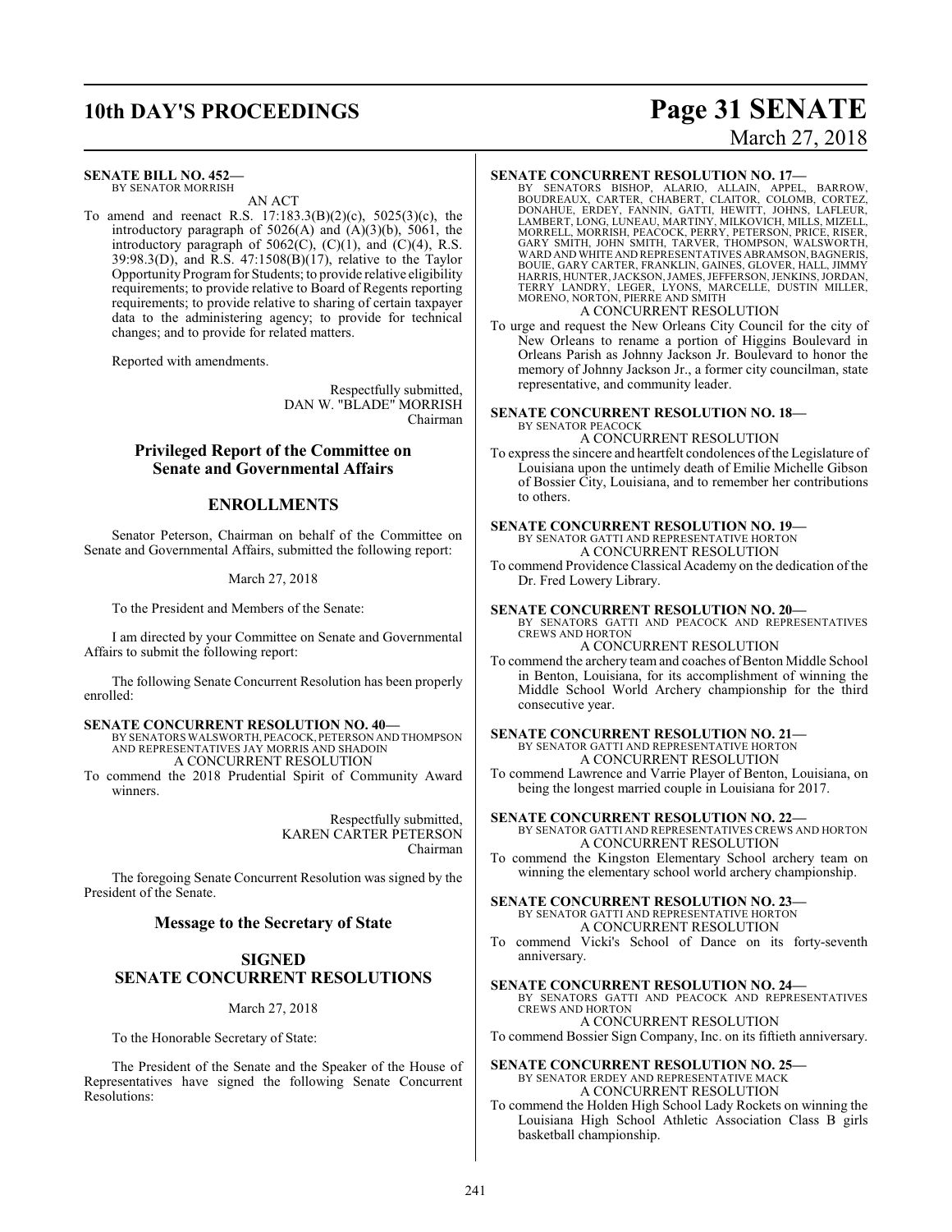**SENATE BILL NO. 452—**
BY SENATOR MORRISH

AN ACT

To amend and reenact R.S. 17:183.3(B)(2)(c), 5025(3)(c), the introductory paragraph of 5026(A) and (A)(3)(b), 5061, the introductory paragraph of 5062(C), (C)(1), and (C)(4), R.S. 39:98.3(D), and R.S. 47:1508(B)(17), relative to the Taylor Opportunity Program for Students; to provide relative eligibility requirements; to provide relative to Board of Regents reporting requirements; to provide relative to sharing of certain taxpayer data to the administering agency; to provide for technical changes; and to provide for related matters.

Reported with amendments.

Respectfully submitted,
DAN W. "BLADE" MORRISH
Chairman

## Privileged Report of the Committee on Senate and Governmental Affairs

## ENROLLMENTS

Senator Peterson, Chairman on behalf of the Committee on Senate and Governmental Affairs, submitted the following report:

March 27, 2018

To the President and Members of the Senate:

I am directed by your Committee on Senate and Governmental Affairs to submit the following report:

The following Senate Concurrent Resolution has been properly enrolled:

**SENATE CONCURRENT RESOLUTION NO. 40—**
BY SENATORS WALSWORTH, PEACOCK, PETERSON AND THOMPSON AND REPRESENTATIVES JAY MORRIS AND SHADOIN

A CONCURRENT RESOLUTION

To commend the 2018 Prudential Spirit of Community Award winners.

Respectfully submitted,
KAREN CARTER PETERSON
Chairman

The foregoing Senate Concurrent Resolution was signed by the President of the Senate.

## Message to the Secretary of State

## SIGNED SENATE CONCURRENT RESOLUTIONS

March 27, 2018

To the Honorable Secretary of State:

The President of the Senate and the Speaker of the House of Representatives have signed the following Senate Concurrent Resolutions:

**SENATE CONCURRENT RESOLUTION NO. 17—**
BY SENATORS BISHOP, ALARIO, ALLAIN, APPEL, BARROW, BOUDREAUX, CARTER, CHABERT, CLAITOR, COLOMB, CORTEZ, DONAHUE, ERDEY, FANNIN, GATTI, HEWITT, JOHNS, LAFLEUR, LAMBERT, LONG, LUNEAU, MARTINY, MILKOVICH, MILLS, MIZELL, MORRELL, MORRISH, PEACOCK, PERRY, PETERSON, PRICE, RISER, GARY SMITH, JOHN SMITH, TARVER, THOMPSON, WALSWORTH, WARD AND WHITE AND REPRESENTATIVES ABRAMSON, BAGNERIS, BOUIE, GARY CARTER, FRANKLIN, GAINES, GLOVER, HALL, JIMMY HARRIS, HUNTER, JACKSON, JAMES, JEFFERSON, JENKINS, JORDAN, TERRY LANDRY, LEGER, LYONS, MARCELLE, DUSTIN MILLER, MORENO, NORTON, PIERRE AND SMITH

A CONCURRENT RESOLUTION

To urge and request the New Orleans City Council for the city of New Orleans to rename a portion of Higgins Boulevard in Orleans Parish as Johnny Jackson Jr. Boulevard to honor the memory of Johnny Jackson Jr., a former city councilman, state representative, and community leader.

**SENATE CONCURRENT RESOLUTION NO. 18—**
BY SENATOR PEACOCK

A CONCURRENT RESOLUTION

To express the sincere and heartfelt condolences of the Legislature of Louisiana upon the untimely death of Emilie Michelle Gibson of Bossier City, Louisiana, and to remember her contributions to others.

**SENATE CONCURRENT RESOLUTION NO. 19—**
BY SENATOR GATTI AND REPRESENTATIVE HORTON

A CONCURRENT RESOLUTION

To commend Providence Classical Academy on the dedication of the Dr. Fred Lowery Library.

**SENATE CONCURRENT RESOLUTION NO. 20—**
BY SENATORS GATTI AND PEACOCK AND REPRESENTATIVES CREWS AND HORTON

A CONCURRENT RESOLUTION

To commend the archery team and coaches of Benton Middle School in Benton, Louisiana, for its accomplishment of winning the Middle School World Archery championship for the third consecutive year.

**SENATE CONCURRENT RESOLUTION NO. 21—**
BY SENATOR GATTI AND REPRESENTATIVE HORTON

A CONCURRENT RESOLUTION

To commend Lawrence and Varrie Player of Benton, Louisiana, on being the longest married couple in Louisiana for 2017.

**SENATE CONCURRENT RESOLUTION NO. 22—**
BY SENATOR GATTI AND REPRESENTATIVES CREWS AND HORTON

A CONCURRENT RESOLUTION

To commend the Kingston Elementary School archery team on winning the elementary school world archery championship.

**SENATE CONCURRENT RESOLUTION NO. 23—**
BY SENATOR GATTI AND REPRESENTATIVE HORTON

A CONCURRENT RESOLUTION

To commend Vicki's School of Dance on its forty-seventh anniversary.

**SENATE CONCURRENT RESOLUTION NO. 24—**
BY SENATORS GATTI AND PEACOCK AND REPRESENTATIVES CREWS AND HORTON

A CONCURRENT RESOLUTION

To commend Bossier Sign Company, Inc. on its fiftieth anniversary.

**SENATE CONCURRENT RESOLUTION NO. 25—**
BY SENATOR ERDEY AND REPRESENTATIVE MACK

A CONCURRENT RESOLUTION

To commend the Holden High School Lady Rockets on winning the Louisiana High School Athletic Association Class B girls basketball championship.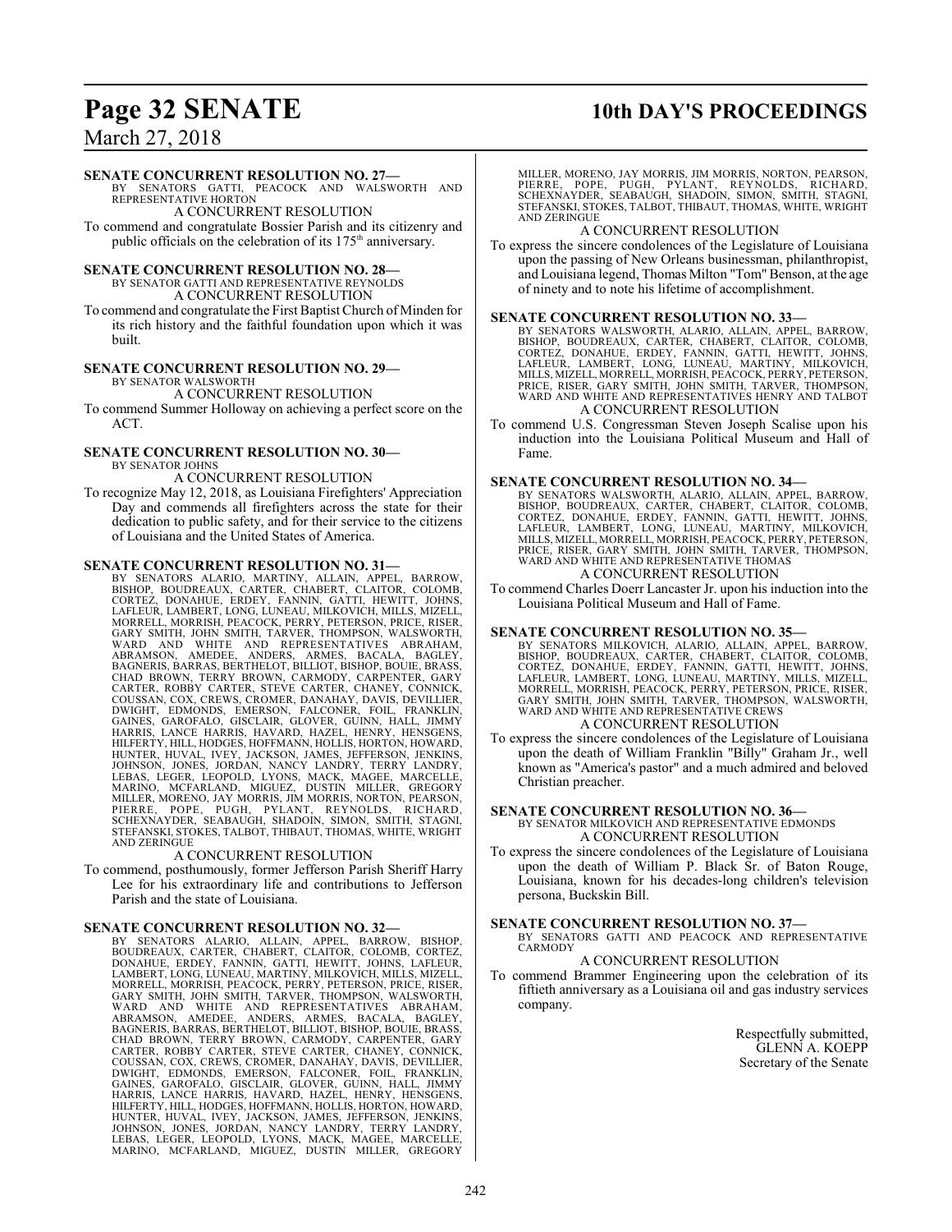**SENATE CONCURRENT RESOLUTION NO. 27—**
BY SENATORS GATTI, PEACOCK AND WALSWORTH AND REPRESENTATIVE HORTON

A CONCURRENT RESOLUTION

To commend and congratulate Bossier Parish and its citizenry and public officials on the celebration of its 175th anniversary.

**SENATE CONCURRENT RESOLUTION NO. 28—**
BY SENATOR GATTI AND REPRESENTATIVE REYNOLDS

A CONCURRENT RESOLUTION

To commend and congratulate the First Baptist Church of Minden for its rich history and the faithful foundation upon which it was built.

**SENATE CONCURRENT RESOLUTION NO. 29—**
BY SENATOR WALSWORTH

A CONCURRENT RESOLUTION

To commend Summer Holloway on achieving a perfect score on the ACT.

**SENATE CONCURRENT RESOLUTION NO. 30—**
BY SENATOR JOHNS

A CONCURRENT RESOLUTION

To recognize May 12, 2018, as Louisiana Firefighters' Appreciation Day and commends all firefighters across the state for their dedication to public safety, and for their service to the citizens of Louisiana and the United States of America.

**SENATE CONCURRENT RESOLUTION NO. 31—**
BY SENATORS ALARIO, MARTINY, ALLAIN, APPEL, BARROW, BISHOP, BOUDREAUX, CARTER, CHABERT, CLAITOR, COLOMB, CORTEZ, DONAHUE, ERDEY, FANNIN, GATTI, HEWITT, JOHNS, LAFLEUR, LAMBERT, LONG, LUNEAU, MILKOVICH, MILLS, MIZELL, MORRELL, MORRISH, PEACOCK, PERRY, PETERSON, PRICE, RISER, GARY SMITH, JOHN SMITH, TARVER, THOMPSON, WALSWORTH, WARD AND WHITE AND REPRESENTATIVES ABRAHAM, ABRAMSON, AMEDEE, ANDERS, ARMES, BACALA, BAGLEY, BAGNERIS, BARRAS, BERTHELOT, BILLIOT, BISHOP, BOUIE, BRASS, CHAD BROWN, TERRY BROWN, CARMODY, CARPENTER, GARY CARTER, ROBBY CARTER, STEVE CARTER, CHANEY, CONNICK, COUSSAN, COX, CREWS, CROMER, DANAHAY, DAVIS, DEVILLIER, DWIGHT, EDMONDS, EMERSON, FALCONER, FOIL, FRANKLIN, GAINES, GAROFALO, GISCLAIR, GLOVER, GUINN, HALL, JIMMY HARRIS, LANCE HARRIS, HAVARD, HAZEL, HENRY, HENSGENS, HILFERTY, HILL, HODGES, HOFFMANN, HOLLIS, HORTON, HOWARD, HUNTER, HUVAL, IVEY, JACKSON, JAMES, JEFFERSON, JENKINS, JOHNSON, JONES, JORDAN, NANCY LANDRY, TERRY LANDRY, LEBAS, LEGER, LEOPOLD, LYONS, MACK, MAGEE, MARCELLE, MARINO, MCFARLAND, MIGUEZ, DUSTIN MILLER, GREGORY MILLER, MORENO, JAY MORRIS, JIM MORRIS, NORTON, PEARSON, PIERRE, POPE, PUGH, PYLANT, REYNOLDS, RICHARD, SCHEXNAYDER, SEABAUGH, SHADOIN, SIMON, SMITH, STAGNI, STEFANSKI, STOKES, TALBOT, THIBAUT, THOMAS, WHITE, WRIGHT AND ZERINGUE

A CONCURRENT RESOLUTION

To commend, posthumously, former Jefferson Parish Sheriff Harry Lee for his extraordinary life and contributions to Jefferson Parish and the state of Louisiana.

**SENATE CONCURRENT RESOLUTION NO. 32—**
BY SENATORS ALARIO, ALLAIN, APPEL, BARROW, BISHOP, BOUDREAUX, CARTER, CHABERT, CLAITOR, COLOMB, CORTEZ, DONAHUE, ERDEY, FANNIN, GATTI, HEWITT, JOHNS, LAFLEUR, LAMBERT, LONG, LUNEAU, MARTINY, MILKOVICH, MILLS, MIZELL, MORRELL, MORRISH, PEACOCK, PERRY, PETERSON, PRICE, RISER, GARY SMITH, JOHN SMITH, TARVER, THOMPSON, WALSWORTH, WARD AND WHITE AND REPRESENTATIVES ABRAHAM, ABRAMSON, AMEDEE, ANDERS, ARMES, BACALA, BAGLEY, BAGNERIS, BARRAS, BERTHELOT, BILLIOT, BISHOP, BOUIE, BRASS, CHAD BROWN, TERRY BROWN, CARMODY, CARPENTER, GARY CARTER, ROBBY CARTER, STEVE CARTER, CHANEY, CONNICK, COUSSAN, COX, CREWS, CROMER, DANAHAY, DAVIS, DEVILLIER, DWIGHT, EDMONDS, EMERSON, FALCONER, FOIL, FRANKLIN, GAINES, GAROFALO, GISCLAIR, GLOVER, GUINN, HALL, JIMMY HARRIS, LANCE HARRIS, HAVARD, HAZEL, HENRY, HENSGENS, HILFERTY, HILL, HODGES, HOFFMANN, HOLLIS, HORTON, HOWARD, HUNTER, HUVAL, IVEY, JACKSON, JAMES, JEFFERSON, JENKINS, JOHNSON, JONES, JORDAN, NANCY LANDRY, TERRY LANDRY, LEBAS, LEGER, LEOPOLD, LYONS, MACK, MAGEE, MARCELLE, MARINO, MCFARLAND, MIGUEZ, DUSTIN MILLER, GREGORY MILLER, MORENO, JAY MORRIS, JIM MORRIS, NORTON, PEARSON, PIERRE, POPE, PUGH, PYLANT, REYNOLDS, RICHARD, SCHEXNAYDER, SEABAUGH, SHADOIN, SIMON, SMITH, STAGNI, STEFANSKI, STOKES, TALBOT, THIBAUT, THOMAS, WHITE, WRIGHT AND ZERINGUE

A CONCURRENT RESOLUTION

To express the sincere condolences of the Legislature of Louisiana upon the passing of New Orleans businessman, philanthropist, and Louisiana legend, Thomas Milton "Tom" Benson, at the age of ninety and to note his lifetime of accomplishment.

**SENATE CONCURRENT RESOLUTION NO. 33—**
BY SENATORS WALSWORTH, ALARIO, ALLAIN, APPEL, BARROW, BISHOP, BOUDREAUX, CARTER, CHABERT, CLAITOR, COLOMB, CORTEZ, DONAHUE, ERDEY, FANNIN, GATTI, HEWITT, JOHNS, LAFLEUR, LAMBERT, LONG, LUNEAU, MARTINY, MILKOVICH, MILLS, MIZELL, MORRELL, MORRISH, PEACOCK, PERRY, PETERSON, PRICE, RISER, GARY SMITH, JOHN SMITH, TARVER, THOMPSON, WARD AND WHITE AND REPRESENTATIVES HENRY AND TALBOT

A CONCURRENT RESOLUTION

To commend U.S. Congressman Steven Joseph Scalise upon his induction into the Louisiana Political Museum and Hall of Fame.

**SENATE CONCURRENT RESOLUTION NO. 34—**
BY SENATORS WALSWORTH, ALARIO, ALLAIN, APPEL, BARROW, BISHOP, BOUDREAUX, CARTER, CHABERT, CLAITOR, COLOMB, CORTEZ, DONAHUE, ERDEY, FANNIN, GATTI, HEWITT, JOHNS, LAFLEUR, LAMBERT, LONG, LUNEAU, MARTINY, MILKOVICH, MILLS, MIZELL, MORRELL, MORRISH, PEACOCK, PERRY, PETERSON, PRICE, RISER, GARY SMITH, JOHN SMITH, TARVER, THOMPSON, WARD AND WHITE AND REPRESENTATIVE THOMAS

A CONCURRENT RESOLUTION

To commend Charles Doerr Lancaster Jr. upon his induction into the Louisiana Political Museum and Hall of Fame.

**SENATE CONCURRENT RESOLUTION NO. 35—**
BY SENATORS MILKOVICH, ALARIO, ALLAIN, APPEL, BARROW, BISHOP, BOUDREAUX, CARTER, CHABERT, CLAITOR, COLOMB, CORTEZ, DONAHUE, ERDEY, FANNIN, GATTI, HEWITT, JOHNS, LAFLEUR, LAMBERT, LONG, LUNEAU, MARTINY, MILLS, MIZELL, MORRELL, MORRISH, PEACOCK, PERRY, PETERSON, PRICE, RISER, GARY SMITH, JOHN SMITH, TARVER, THOMPSON, WALSWORTH, WARD AND WHITE AND REPRESENTATIVE CREWS

A CONCURRENT RESOLUTION

To express the sincere condolences of the Legislature of Louisiana upon the death of William Franklin "Billy" Graham Jr., well known as "America's pastor" and a much admired and beloved Christian preacher.

**SENATE CONCURRENT RESOLUTION NO. 36—**
BY SENATOR MILKOVICH AND REPRESENTATIVE EDMONDS

A CONCURRENT RESOLUTION

To express the sincere condolences of the Legislature of Louisiana upon the death of William P. Black Sr. of Baton Rouge, Louisiana, known for his decades-long children's television persona, Buckskin Bill.

**SENATE CONCURRENT RESOLUTION NO. 37—**
BY SENATORS GATTI AND PEACOCK AND REPRESENTATIVE CARMODY

A CONCURRENT RESOLUTION

To commend Brammer Engineering upon the celebration of its fiftieth anniversary as a Louisiana oil and gas industry services company.

Respectfully submitted,
GLENN A. KOEPP
Secretary of the Senate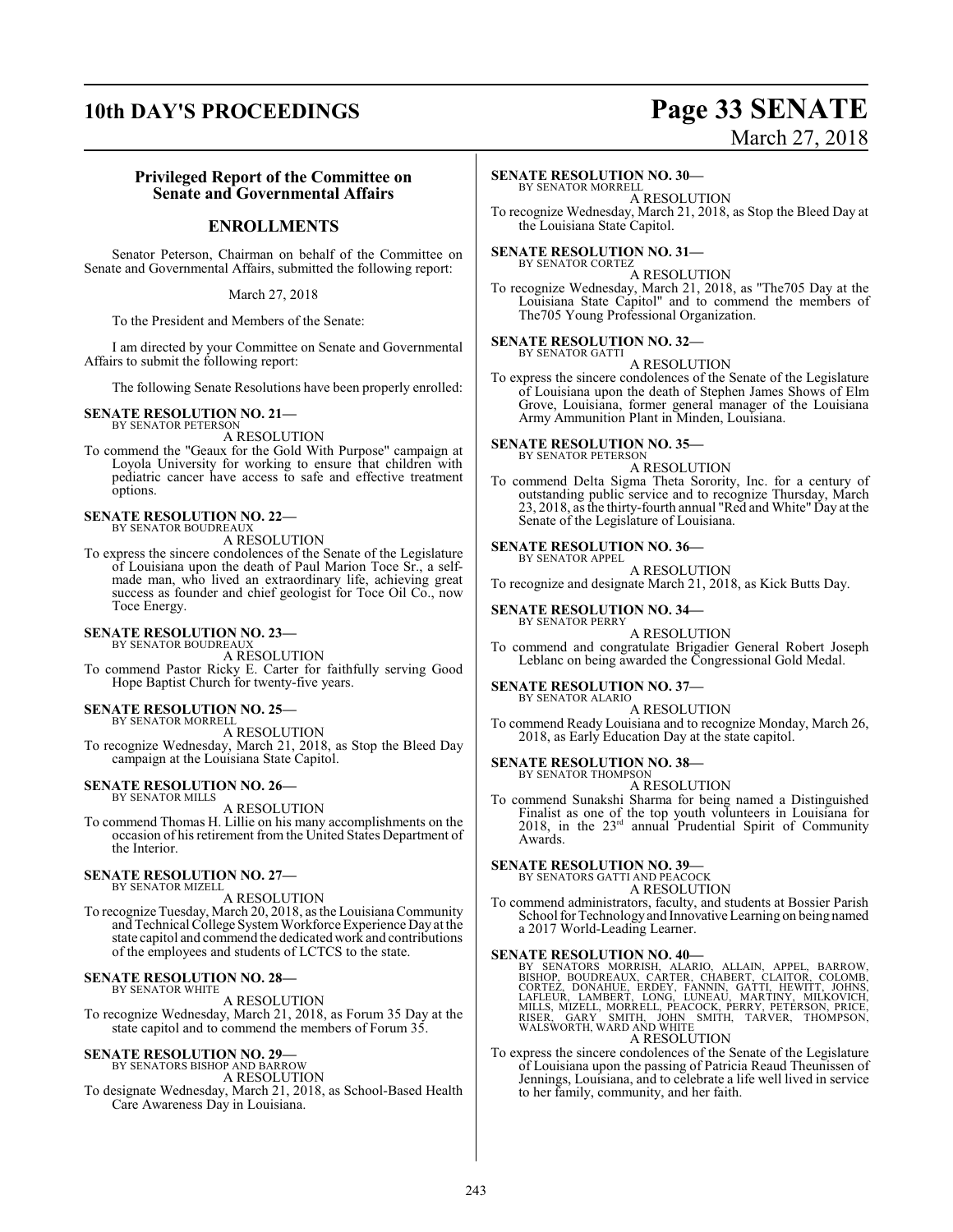## Privileged Report of the Committee on Senate and Governmental Affairs

## ENROLLMENTS

Senator Peterson, Chairman on behalf of the Committee on Senate and Governmental Affairs, submitted the following report:

March 27, 2018

To the President and Members of the Senate:

I am directed by your Committee on Senate and Governmental Affairs to submit the following report:

The following Senate Resolutions have been properly enrolled:

**SENATE RESOLUTION NO. 21—**
BY SENATOR PETERSON
A RESOLUTION
To commend the "Geaux for the Gold With Purpose" campaign at Loyola University for working to ensure that children with pediatric cancer have access to safe and effective treatment options.

**SENATE RESOLUTION NO. 22—**
BY SENATOR BOUDREAUX
A RESOLUTION
To express the sincere condolences of the Senate of the Legislature of Louisiana upon the death of Paul Marion Toce Sr., a self-made man, who lived an extraordinary life, achieving great success as founder and chief geologist for Toce Oil Co., now Toce Energy.

**SENATE RESOLUTION NO. 23—**
BY SENATOR BOUDREAUX
A RESOLUTION
To commend Pastor Ricky E. Carter for faithfully serving Good Hope Baptist Church for twenty-five years.

**SENATE RESOLUTION NO. 25—**
BY SENATOR MORRELL
A RESOLUTION
To recognize Wednesday, March 21, 2018, as Stop the Bleed Day campaign at the Louisiana State Capitol.

**SENATE RESOLUTION NO. 26—**
BY SENATOR MILLS
A RESOLUTION
To commend Thomas H. Lillie on his many accomplishments on the occasion of his retirement from the United States Department of the Interior.

**SENATE RESOLUTION NO. 27—**
BY SENATOR MIZELL
A RESOLUTION
To recognize Tuesday, March 20, 2018, as the Louisiana Community and Technical College System Workforce Experience Day at the state capitol and commend the dedicated work and contributions of the employees and students of LCTCS to the state.

**SENATE RESOLUTION NO. 28—**
BY SENATOR WHITE
A RESOLUTION
To recognize Wednesday, March 21, 2018, as Forum 35 Day at the state capitol and to commend the members of Forum 35.

**SENATE RESOLUTION NO. 29—**
BY SENATORS BISHOP AND BARROW
A RESOLUTION
To designate Wednesday, March 21, 2018, as School-Based Health Care Awareness Day in Louisiana.

**SENATE RESOLUTION NO. 30—**
BY SENATOR MORRELL
A RESOLUTION
To recognize Wednesday, March 21, 2018, as Stop the Bleed Day at the Louisiana State Capitol.

**SENATE RESOLUTION NO. 31—**
BY SENATOR CORTEZ
A RESOLUTION
To recognize Wednesday, March 21, 2018, as "The705 Day at the Louisiana State Capitol" and to commend the members of The705 Young Professional Organization.

**SENATE RESOLUTION NO. 32—**
BY SENATOR GATTI
A RESOLUTION
To express the sincere condolences of the Senate of the Legislature of Louisiana upon the death of Stephen James Shows of Elm Grove, Louisiana, former general manager of the Louisiana Army Ammunition Plant in Minden, Louisiana.

**SENATE RESOLUTION NO. 35—**
BY SENATOR PETERSON
A RESOLUTION
To commend Delta Sigma Theta Sorority, Inc. for a century of outstanding public service and to recognize Thursday, March 23, 2018, as the thirty-fourth annual "Red and White" Day at the Senate of the Legislature of Louisiana.

**SENATE RESOLUTION NO. 36—**
BY SENATOR APPEL
A RESOLUTION
To recognize and designate March 21, 2018, as Kick Butts Day.

**SENATE RESOLUTION NO. 34—**
BY SENATOR PERRY
A RESOLUTION
To commend and congratulate Brigadier General Robert Joseph Leblanc on being awarded the Congressional Gold Medal.

**SENATE RESOLUTION NO. 37—**
BY SENATOR ALARIO
A RESOLUTION
To commend Ready Louisiana and to recognize Monday, March 26, 2018, as Early Education Day at the state capitol.

**SENATE RESOLUTION NO. 38—**
BY SENATOR THOMPSON
A RESOLUTION
To commend Sunakshi Sharma for being named a Distinguished Finalist as one of the top youth volunteers in Louisiana for 2018, in the 23rd annual Prudential Spirit of Community Awards.

**SENATE RESOLUTION NO. 39—**
BY SENATORS GATTI AND PEACOCK
A RESOLUTION
To commend administrators, faculty, and students at Bossier Parish School for Technology and Innovative Learning on being named a 2017 World-Leading Learner.

**SENATE RESOLUTION NO. 40—**
BY SENATORS MORRISH, ALARIO, ALLAIN, APPEL, BARROW, BISHOP, BOUDREAUX, CARTER, CHABERT, CLAITOR, COLOMB, CORTEZ, DONAHUE, ERDEY, FANNIN, GATTI, HEWITT, JOHNS, LAFLEUR, LAMBERT, LONG, LUNEAU, MARTINY, MILKOVICH, MILLS, MIZELL, MORRELL, PEACOCK, PERRY, PETERSON, PRICE, RISER, GARY SMITH, JOHN SMITH, TARVER, THOMPSON, WALSWORTH, WARD AND WHITE
A RESOLUTION
To express the sincere condolences of the Senate of the Legislature of Louisiana upon the passing of Patricia Reaud Theunissen of Jennings, Louisiana, and to celebrate a life well lived in service to her family, community, and her faith.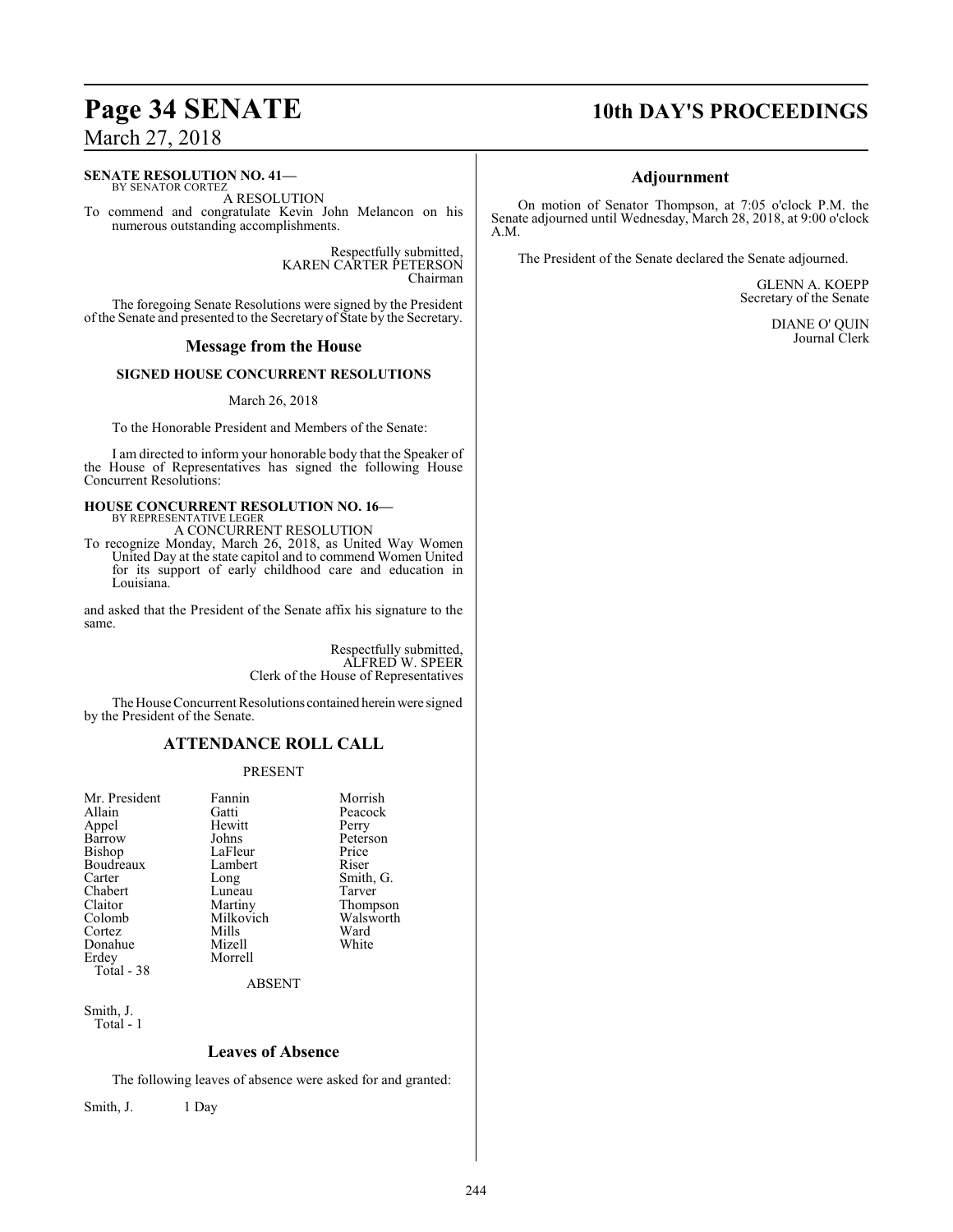**SENATE RESOLUTION NO. 41—**
BY SENATOR CORTEZ

A RESOLUTION

To commend and congratulate Kevin John Melancon on his numerous outstanding accomplishments.

Respectfully submitted,
KAREN CARTER PETERSON
Chairman

The foregoing Senate Resolutions were signed by the President of the Senate and presented to the Secretary of State by the Secretary.

## Message from the House

**SIGNED HOUSE CONCURRENT RESOLUTIONS**

March 26, 2018

To the Honorable President and Members of the Senate:

I am directed to inform your honorable body that the Speaker of the House of Representatives has signed the following House Concurrent Resolutions:

**HOUSE CONCURRENT RESOLUTION NO. 16—**
BY REPRESENTATIVE LEGER

A CONCURRENT RESOLUTION

To recognize Monday, March 26, 2018, as United Way Women United Day at the state capitol and to commend Women United for its support of early childhood care and education in Louisiana.

and asked that the President of the Senate affix his signature to the same.

Respectfully submitted,
ALFRED W. SPEER
Clerk of the House of Representatives

The House Concurrent Resolutions contained herein were signed by the President of the Senate.

## ATTENDANCE ROLL CALL

PRESENT

| | | |
|---|---|---|
| Mr. President | Fannin | Morrish |
| Allain | Gatti | Peacock |
| Appel | Hewitt | Perry |
| Barrow | Johns | Peterson |
| Bishop | LaFleur | Price |
| Boudreaux | Lambert | Riser |
| Carter | Long | Smith, G. |
| Chabert | Luneau | Tarver |
| Claitor | Martiny | Thompson |
| Colomb | Milkovich | Walsworth |
| Cortez | Mills | Ward |
| Donahue | Mizell | White |
| Erdey | Morrell | |

Total - 38

ABSENT

Smith, J.

Total - 1

## Leaves of Absence

The following leaves of absence were asked for and granted:

Smith, J. 1 Day

## Adjournment

On motion of Senator Thompson, at 7:05 o'clock P.M. the Senate adjourned until Wednesday, March 28, 2018, at 9:00 o'clock A.M.

The President of the Senate declared the Senate adjourned.

GLENN A. KOEPP
Secretary of the Senate

DIANE O' QUIN
Journal Clerk